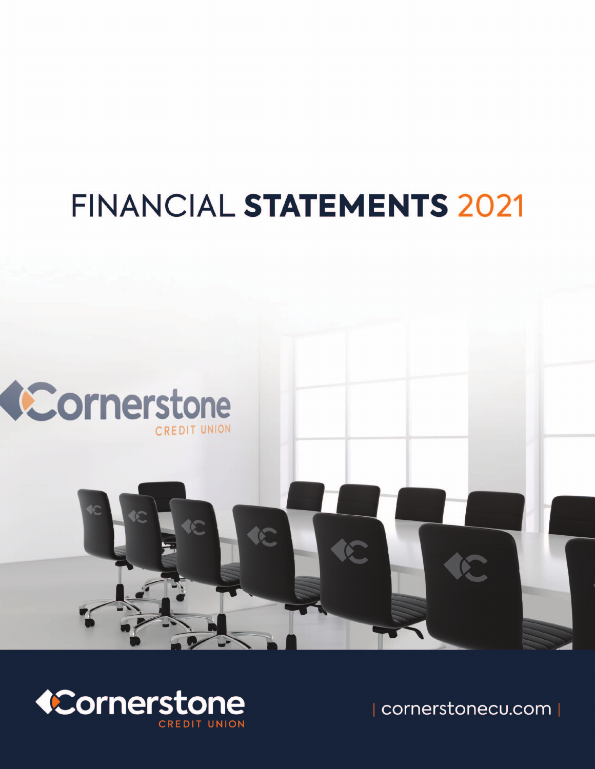# FINANCIAL **STATEMENTS** 2021

Cornerstone
CREDIT UNION

| cornerstonecu.com |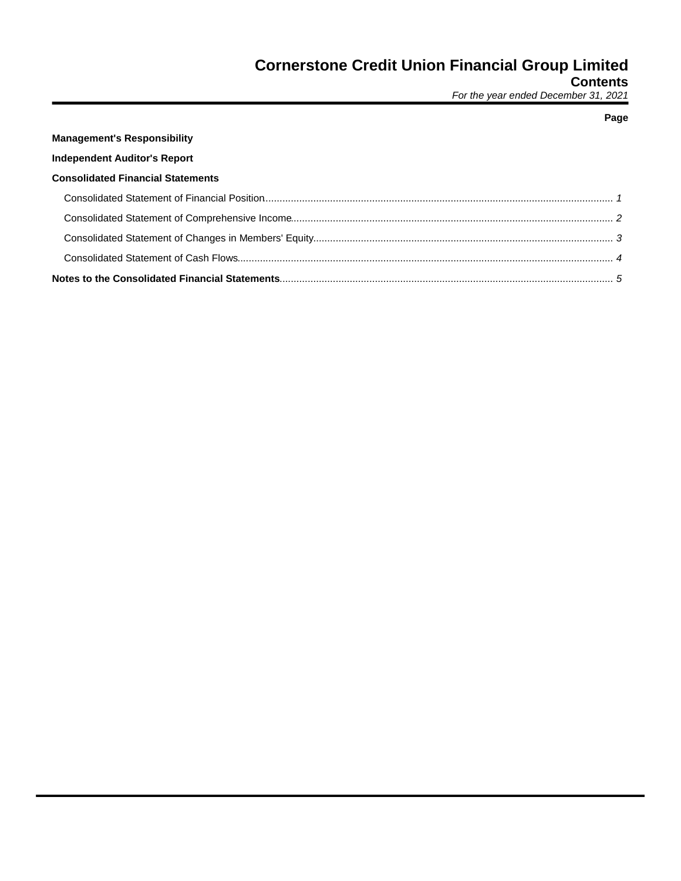# Cornerstone Credit Union Financial Group Limited

## Contents

*For the year ended December 31, 2021*

| | Page |
|---|---|
| **Management's Responsibility** | |
| **Independent Auditor's Report** | |
| **Consolidated Financial Statements** | |
| Consolidated Statement of Financial Position | *1* |
| Consolidated Statement of Comprehensive Income | *2* |
| Consolidated Statement of Changes in Members' Equity | *3* |
| Consolidated Statement of Cash Flows | *4* |
| **Notes to the Consolidated Financial Statements** | *5* |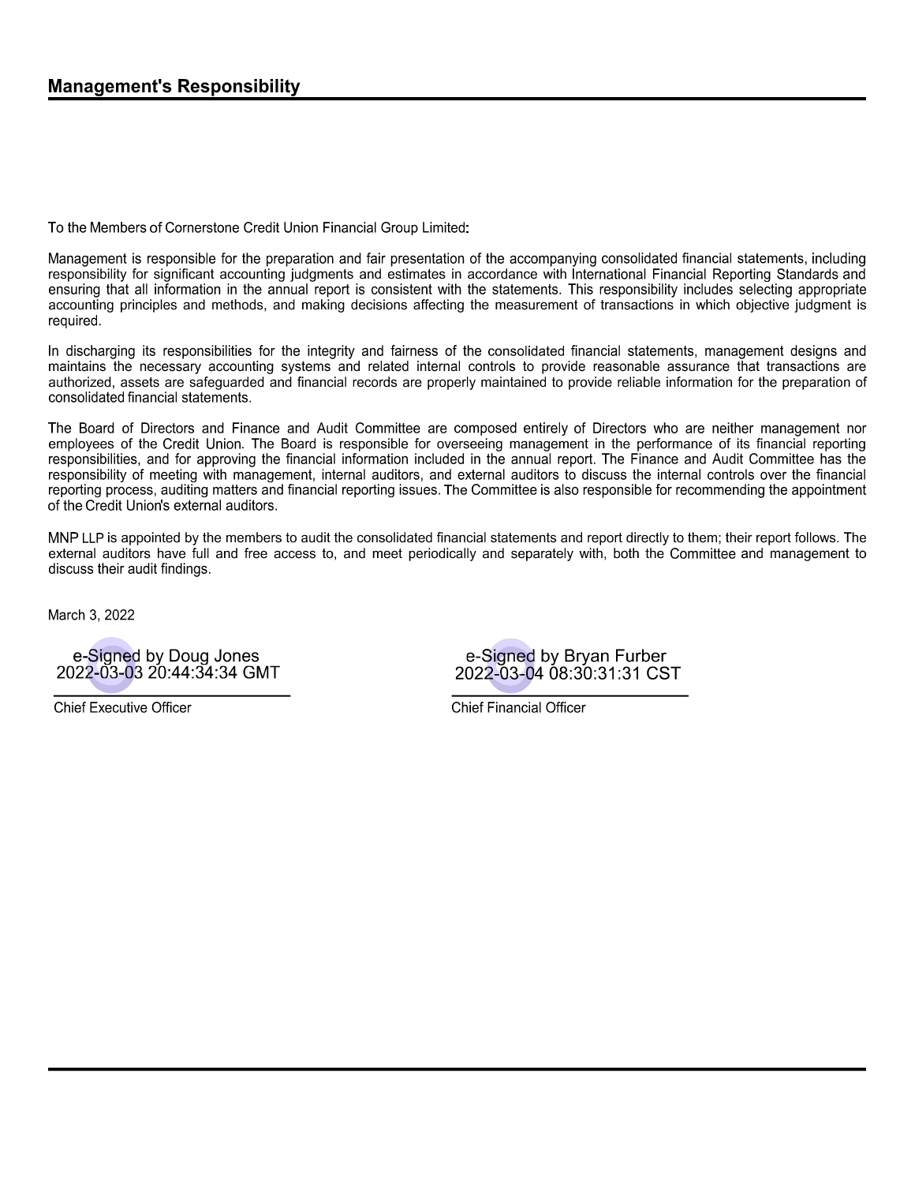## Management's Responsibility

To the Members of Cornerstone Credit Union Financial Group Limited:

Management is responsible for the preparation and fair presentation of the accompanying consolidated financial statements, including responsibility for significant accounting judgments and estimates in accordance with International Financial Reporting Standards and ensuring that all information in the annual report is consistent with the statements. This responsibility includes selecting appropriate accounting principles and methods, and making decisions affecting the measurement of transactions in which objective judgment is required.

In discharging its responsibilities for the integrity and fairness of the consolidated financial statements, management designs and maintains the necessary accounting systems and related internal controls to provide reasonable assurance that transactions are authorized, assets are safeguarded and financial records are properly maintained to provide reliable information for the preparation of consolidated financial statements.

The Board of Directors and Finance and Audit Committee are composed entirely of Directors who are neither management nor employees of the Credit Union. The Board is responsible for overseeing management in the performance of its financial reporting responsibilities, and for approving the financial information included in the annual report. The Finance and Audit Committee has the responsibility of meeting with management, internal auditors, and external auditors to discuss the internal controls over the financial reporting process, auditing matters and financial reporting issues. The Committee is also responsible for recommending the appointment of the Credit Union's external auditors.

MNP LLP is appointed by the members to audit the consolidated financial statements and report directly to them; their report follows. The external auditors have full and free access to, and meet periodically and separately with, both the Committee and management to discuss their audit findings.

March 3, 2022

e-Signed by Doug Jones
2022-03-03 20:44:34:34 GMT

Chief Executive Officer

e-Signed by Bryan Furber
2022-03-04 08:30:31:31 CST

Chief Financial Officer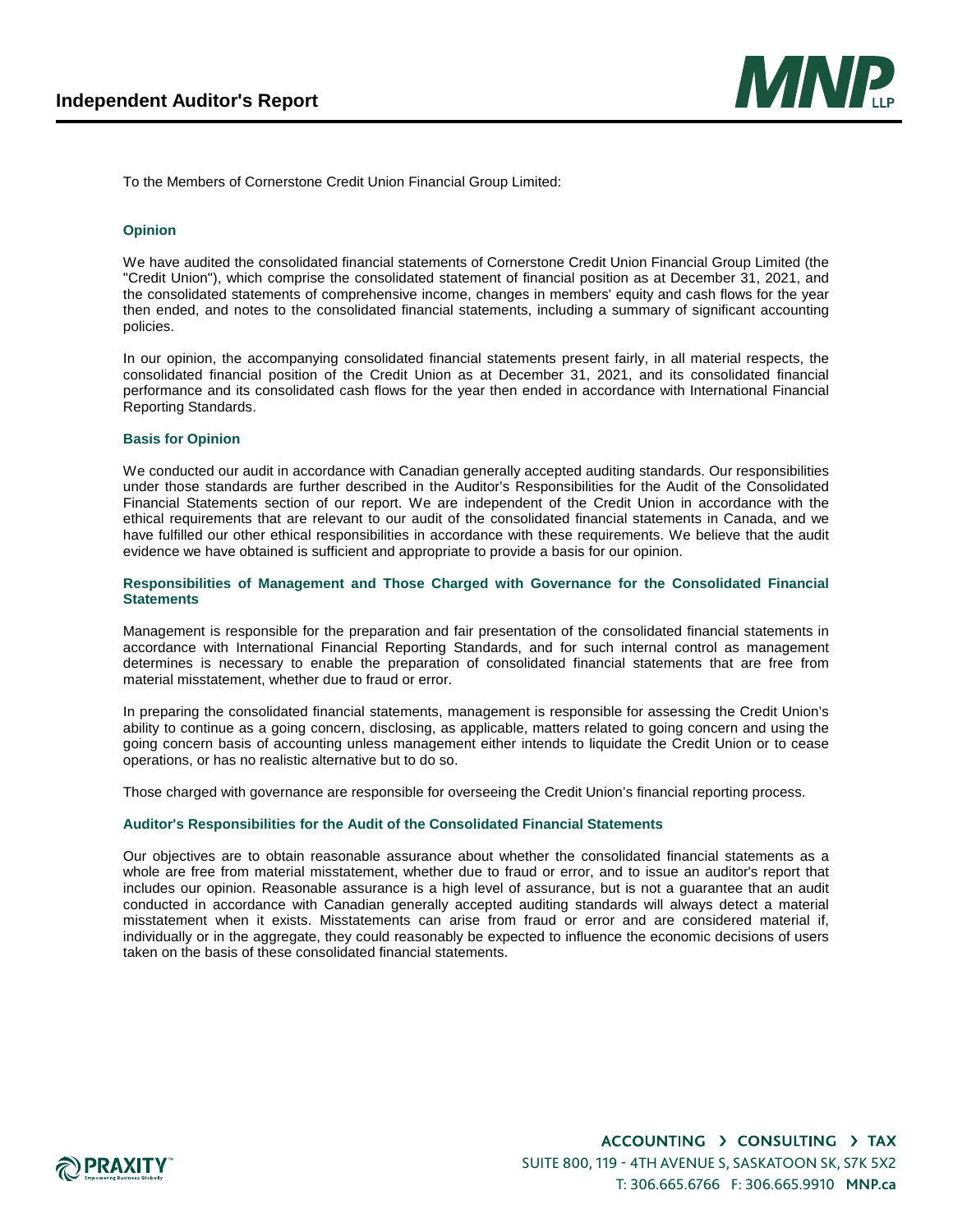# Independent Auditor's Report

To the Members of Cornerstone Credit Union Financial Group Limited:

### Opinion

We have audited the consolidated financial statements of Cornerstone Credit Union Financial Group Limited (the "Credit Union"), which comprise the consolidated statement of financial position as at December 31, 2021, and the consolidated statements of comprehensive income, changes in members' equity and cash flows for the year then ended, and notes to the consolidated financial statements, including a summary of significant accounting policies.

In our opinion, the accompanying consolidated financial statements present fairly, in all material respects, the consolidated financial position of the Credit Union as at December 31, 2021, and its consolidated financial performance and its consolidated cash flows for the year then ended in accordance with International Financial Reporting Standards.

### Basis for Opinion

We conducted our audit in accordance with Canadian generally accepted auditing standards. Our responsibilities under those standards are further described in the Auditor's Responsibilities for the Audit of the Consolidated Financial Statements section of our report. We are independent of the Credit Union in accordance with the ethical requirements that are relevant to our audit of the consolidated financial statements in Canada, and we have fulfilled our other ethical responsibilities in accordance with these requirements. We believe that the audit evidence we have obtained is sufficient and appropriate to provide a basis for our opinion.

### Responsibilities of Management and Those Charged with Governance for the Consolidated Financial Statements

Management is responsible for the preparation and fair presentation of the consolidated financial statements in accordance with International Financial Reporting Standards, and for such internal control as management determines is necessary to enable the preparation of consolidated financial statements that are free from material misstatement, whether due to fraud or error.

In preparing the consolidated financial statements, management is responsible for assessing the Credit Union's ability to continue as a going concern, disclosing, as applicable, matters related to going concern and using the going concern basis of accounting unless management either intends to liquidate the Credit Union or to cease operations, or has no realistic alternative but to do so.

Those charged with governance are responsible for overseeing the Credit Union's financial reporting process.

### Auditor's Responsibilities for the Audit of the Consolidated Financial Statements

Our objectives are to obtain reasonable assurance about whether the consolidated financial statements as a whole are free from material misstatement, whether due to fraud or error, and to issue an auditor's report that includes our opinion. Reasonable assurance is a high level of assurance, but is not a guarantee that an audit conducted in accordance with Canadian generally accepted auditing standards will always detect a material misstatement when it exists. Misstatements can arise from fraud or error and are considered material if, individually or in the aggregate, they could reasonably be expected to influence the economic decisions of users taken on the basis of these consolidated financial statements.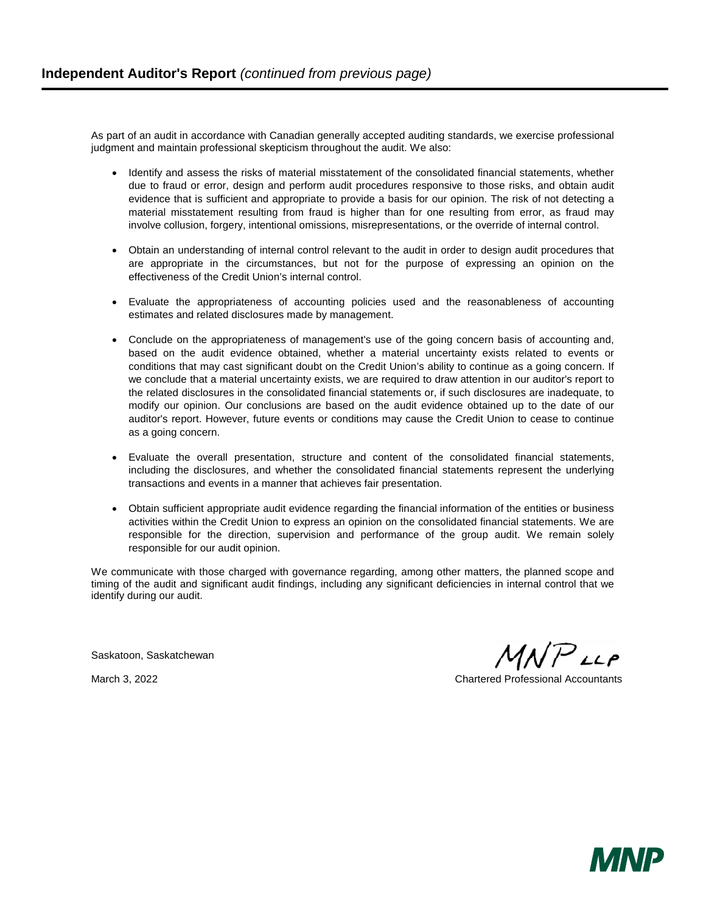## **Independent Auditor's Report** *(continued from previous page)*

As part of an audit in accordance with Canadian generally accepted auditing standards, we exercise professional judgment and maintain professional skepticism throughout the audit. We also:

- Identify and assess the risks of material misstatement of the consolidated financial statements, whether due to fraud or error, design and perform audit procedures responsive to those risks, and obtain audit evidence that is sufficient and appropriate to provide a basis for our opinion. The risk of not detecting a material misstatement resulting from fraud is higher than for one resulting from error, as fraud may involve collusion, forgery, intentional omissions, misrepresentations, or the override of internal control.

- Obtain an understanding of internal control relevant to the audit in order to design audit procedures that are appropriate in the circumstances, but not for the purpose of expressing an opinion on the effectiveness of the Credit Union's internal control.

- Evaluate the appropriateness of accounting policies used and the reasonableness of accounting estimates and related disclosures made by management.

- Conclude on the appropriateness of management's use of the going concern basis of accounting and, based on the audit evidence obtained, whether a material uncertainty exists related to events or conditions that may cast significant doubt on the Credit Union's ability to continue as a going concern. If we conclude that a material uncertainty exists, we are required to draw attention in our auditor's report to the related disclosures in the consolidated financial statements or, if such disclosures are inadequate, to modify our opinion. Our conclusions are based on the audit evidence obtained up to the date of our auditor's report. However, future events or conditions may cause the Credit Union to cease to continue as a going concern.

- Evaluate the overall presentation, structure and content of the consolidated financial statements, including the disclosures, and whether the consolidated financial statements represent the underlying transactions and events in a manner that achieves fair presentation.

- Obtain sufficient appropriate audit evidence regarding the financial information of the entities or business activities within the Credit Union to express an opinion on the consolidated financial statements. We are responsible for the direction, supervision and performance of the group audit. We remain solely responsible for our audit opinion.

We communicate with those charged with governance regarding, among other matters, the planned scope and timing of the audit and significant audit findings, including any significant deficiencies in internal control that we identify during our audit.

Saskatoon, Saskatchewan

March 3, 2022

MNP LLP

Chartered Professional Accountants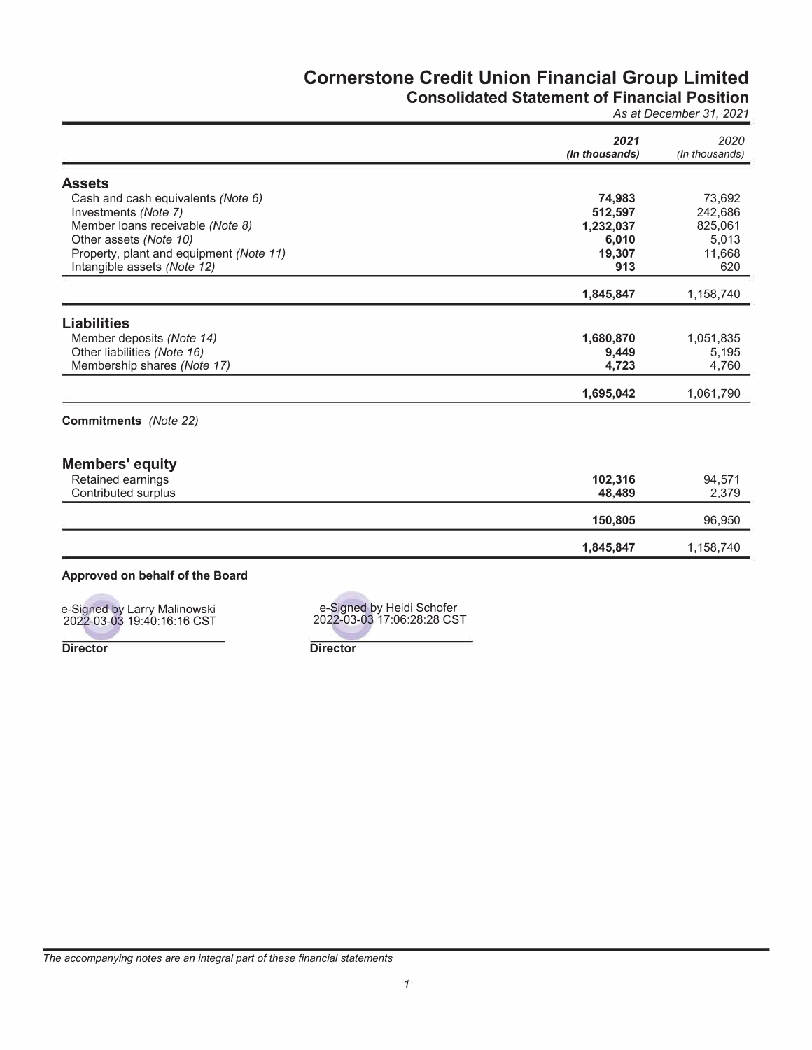# Cornerstone Credit Union Financial Group Limited

## Consolidated Statement of Financial Position

*As at December 31, 2021*

| | ***2021*** ***(In thousands)*** | *2020* *(In thousands)* |
|---|---|---|
| **Assets** | | |
| Cash and cash equivalents *(Note 6)* | **74,983** | 73,692 |
| Investments *(Note 7)* | **512,597** | 242,686 |
| Member loans receivable *(Note 8)* | **1,232,037** | 825,061 |
| Other assets *(Note 10)* | **6,010** | 5,013 |
| Property, plant and equipment *(Note 11)* | **19,307** | 11,668 |
| Intangible assets *(Note 12)* | **913** | 620 |
| | **1,845,847** | 1,158,740 |
| **Liabilities** | | |
| Member deposits *(Note 14)* | **1,680,870** | 1,051,835 |
| Other liabilities *(Note 16)* | **9,449** | 5,195 |
| Membership shares *(Note 17)* | **4,723** | 4,760 |
| | **1,695,042** | 1,061,790 |
| **Commitments** *(Note 22)* | | |
| **Members' equity** | | |
| Retained earnings | **102,316** | 94,571 |
| Contributed surplus | **48,489** | 2,379 |
| | **150,805** | 96,950 |
| | **1,845,847** | 1,158,740 |

**Approved on behalf of the Board**

e-Signed by Larry Malinowski
2022-03-03 19:40:16:16 CST

**Director**

e-Signed by Heidi Schofer
2022-03-03 17:06:28:28 CST

**Director**

*The accompanying notes are an integral part of these financial statements*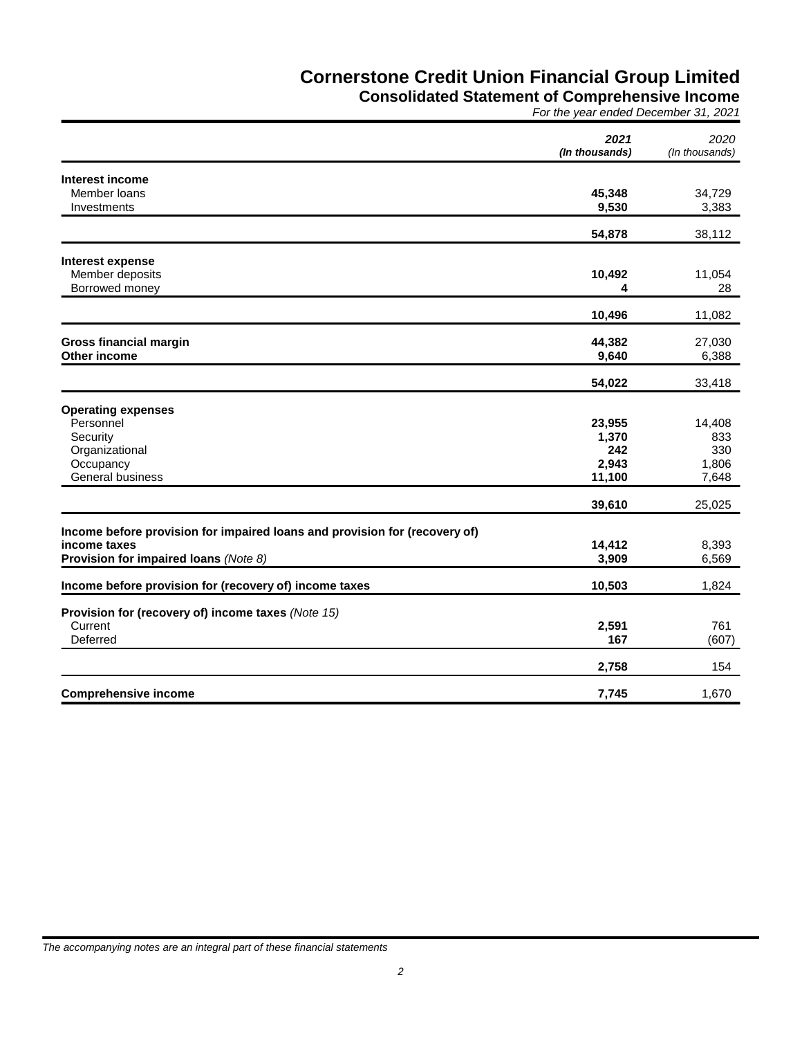# Cornerstone Credit Union Financial Group Limited

## Consolidated Statement of Comprehensive Income

*For the year ended December 31, 2021*

| | ***2021*** ***(In thousands)*** | *2020* *(In thousands)* |
|---|---|---|
| **Interest income** | | |
| Member loans | **45,348** | 34,729 |
| Investments | **9,530** | 3,383 |
| | **54,878** | 38,112 |
| **Interest expense** | | |
| Member deposits | **10,492** | 11,054 |
| Borrowed money | **4** | 28 |
| | **10,496** | 11,082 |
| **Gross financial margin** | **44,382** | 27,030 |
| **Other income** | **9,640** | 6,388 |
| | **54,022** | 33,418 |
| **Operating expenses** | | |
| Personnel | **23,955** | 14,408 |
| Security | **1,370** | 833 |
| Organizational | **242** | 330 |
| Occupancy | **2,943** | 1,806 |
| General business | **11,100** | 7,648 |
| | **39,610** | 25,025 |
| **Income before provision for impaired loans and provision for (recovery of) income taxes** | **14,412** | 8,393 |
| **Provision for impaired loans** *(Note 8)* | **3,909** | 6,569 |
| **Income before provision for (recovery of) income taxes** | **10,503** | 1,824 |
| **Provision for (recovery of) income taxes** *(Note 15)* | | |
| Current | **2,591** | 761 |
| Deferred | **167** | (607) |
| | **2,758** | 154 |
| **Comprehensive income** | **7,745** | 1,670 |

*The accompanying notes are an integral part of these financial statements*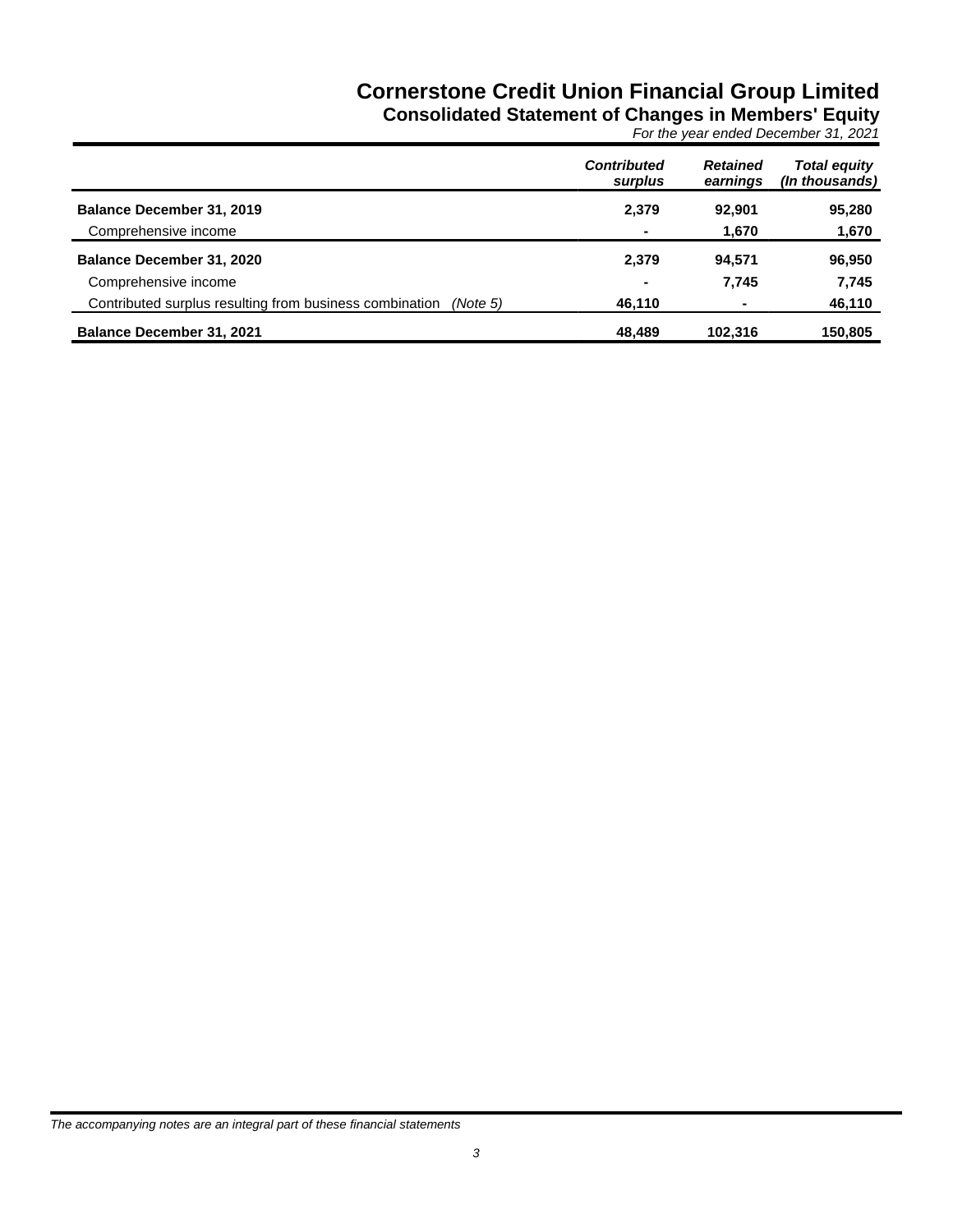# Cornerstone Credit Union Financial Group Limited

## Consolidated Statement of Changes in Members' Equity

*For the year ended December 31, 2021*

| | *Contributed surplus* | *Retained earnings* | *Total equity (In thousands)* |
|---|---|---|---|
| **Balance December 31, 2019** | **2,379** | **92,901** | **95,280** |
| Comprehensive income | **-** | **1,670** | **1,670** |
| **Balance December 31, 2020** | **2,379** | **94,571** | **96,950** |
| Comprehensive income | **-** | **7,745** | **7,745** |
| Contributed surplus resulting from business combination *(Note 5)* | **46,110** | **-** | **46,110** |
| **Balance December 31, 2021** | **48,489** | **102,316** | **150,805** |

*The accompanying notes are an integral part of these financial statements*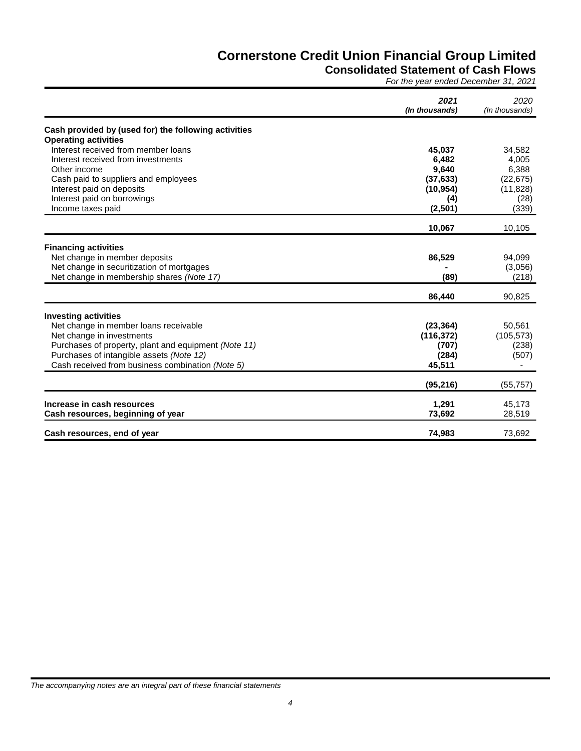# Cornerstone Credit Union Financial Group Limited

## Consolidated Statement of Cash Flows

*For the year ended December 31, 2021*

| | ***2021*** ***(In thousands)*** | *2020* *(In thousands)* |
|---|---|---|
| **Cash provided by (used for) the following activities** | | |
| **Operating activities** | | |
| Interest received from member loans | **45,037** | 34,582 |
| Interest received from investments | **6,482** | 4,005 |
| Other income | **9,640** | 6,388 |
| Cash paid to suppliers and employees | **(37,633)** | (22,675) |
| Interest paid on deposits | **(10,954)** | (11,828) |
| Interest paid on borrowings | **(4)** | (28) |
| Income taxes paid | **(2,501)** | (339) |
| | **10,067** | 10,105 |
| **Financing activities** | | |
| Net change in member deposits | **86,529** | 94,099 |
| Net change in securitization of mortgages | **-** | (3,056) |
| Net change in membership shares *(Note 17)* | **(89)** | (218) |
| | **86,440** | 90,825 |
| **Investing activities** | | |
| Net change in member loans receivable | **(23,364)** | 50,561 |
| Net change in investments | **(116,372)** | (105,573) |
| Purchases of property, plant and equipment *(Note 11)* | **(707)** | (238) |
| Purchases of intangible assets *(Note 12)* | **(284)** | (507) |
| Cash received from business combination *(Note 5)* | **45,511** | - |
| | **(95,216)** | (55,757) |
| **Increase in cash resources** | **1,291** | 45,173 |
| **Cash resources, beginning of year** | **73,692** | 28,519 |
| **Cash resources, end of year** | **74,983** | 73,692 |

*The accompanying notes are an integral part of these financial statements*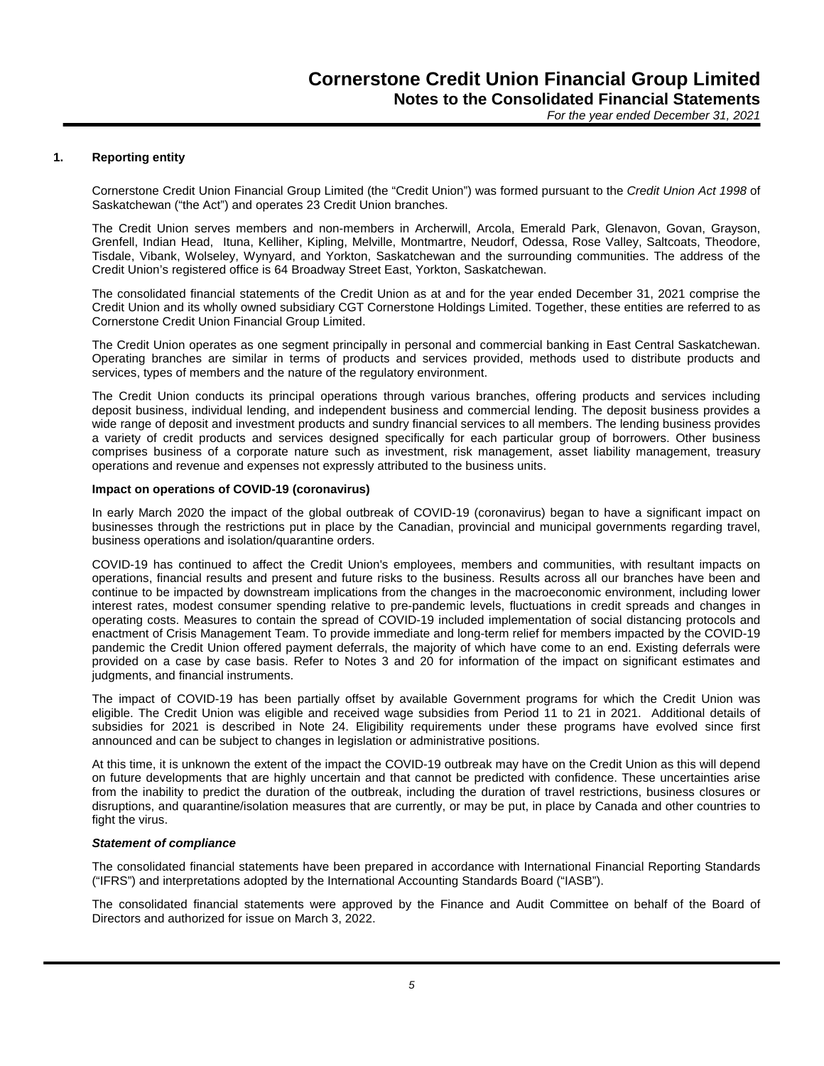## 1. Reporting entity

Cornerstone Credit Union Financial Group Limited (the "Credit Union") was formed pursuant to the *Credit Union Act 1998* of Saskatchewan ("the Act") and operates 23 Credit Union branches.

The Credit Union serves members and non-members in Archerwill, Arcola, Emerald Park, Glenavon, Govan, Grayson, Grenfell, Indian Head, Ituna, Kelliher, Kipling, Melville, Montmartre, Neudorf, Odessa, Rose Valley, Saltcoats, Theodore, Tisdale, Vibank, Wolseley, Wynyard, and Yorkton, Saskatchewan and the surrounding communities. The address of the Credit Union's registered office is 64 Broadway Street East, Yorkton, Saskatchewan.

The consolidated financial statements of the Credit Union as at and for the year ended December 31, 2021 comprise the Credit Union and its wholly owned subsidiary CGT Cornerstone Holdings Limited. Together, these entities are referred to as Cornerstone Credit Union Financial Group Limited.

The Credit Union operates as one segment principally in personal and commercial banking in East Central Saskatchewan. Operating branches are similar in terms of products and services provided, methods used to distribute products and services, types of members and the nature of the regulatory environment.

The Credit Union conducts its principal operations through various branches, offering products and services including deposit business, individual lending, and independent business and commercial lending. The deposit business provides a wide range of deposit and investment products and sundry financial services to all members. The lending business provides a variety of credit products and services designed specifically for each particular group of borrowers. Other business comprises business of a corporate nature such as investment, risk management, asset liability management, treasury operations and revenue and expenses not expressly attributed to the business units.

**Impact on operations of COVID-19 (coronavirus)**

In early March 2020 the impact of the global outbreak of COVID-19 (coronavirus) began to have a significant impact on businesses through the restrictions put in place by the Canadian, provincial and municipal governments regarding travel, business operations and isolation/quarantine orders.

COVID-19 has continued to affect the Credit Union's employees, members and communities, with resultant impacts on operations, financial results and present and future risks to the business. Results across all our branches have been and continue to be impacted by downstream implications from the changes in the macroeconomic environment, including lower interest rates, modest consumer spending relative to pre-pandemic levels, fluctuations in credit spreads and changes in operating costs. Measures to contain the spread of COVID-19 included implementation of social distancing protocols and enactment of Crisis Management Team. To provide immediate and long-term relief for members impacted by the COVID-19 pandemic the Credit Union offered payment deferrals, the majority of which have come to an end. Existing deferrals were provided on a case by case basis. Refer to Notes 3 and 20 for information of the impact on significant estimates and judgments, and financial instruments.

The impact of COVID-19 has been partially offset by available Government programs for which the Credit Union was eligible. The Credit Union was eligible and received wage subsidies from Period 11 to 21 in 2021. Additional details of subsidies for 2021 is described in Note 24. Eligibility requirements under these programs have evolved since first announced and can be subject to changes in legislation or administrative positions.

At this time, it is unknown the extent of the impact the COVID-19 outbreak may have on the Credit Union as this will depend on future developments that are highly uncertain and that cannot be predicted with confidence. These uncertainties arise from the inability to predict the duration of the outbreak, including the duration of travel restrictions, business closures or disruptions, and quarantine/isolation measures that are currently, or may be put, in place by Canada and other countries to fight the virus.

***Statement of compliance***

The consolidated financial statements have been prepared in accordance with International Financial Reporting Standards ("IFRS") and interpretations adopted by the International Accounting Standards Board ("IASB").

The consolidated financial statements were approved by the Finance and Audit Committee on behalf of the Board of Directors and authorized for issue on March 3, 2022.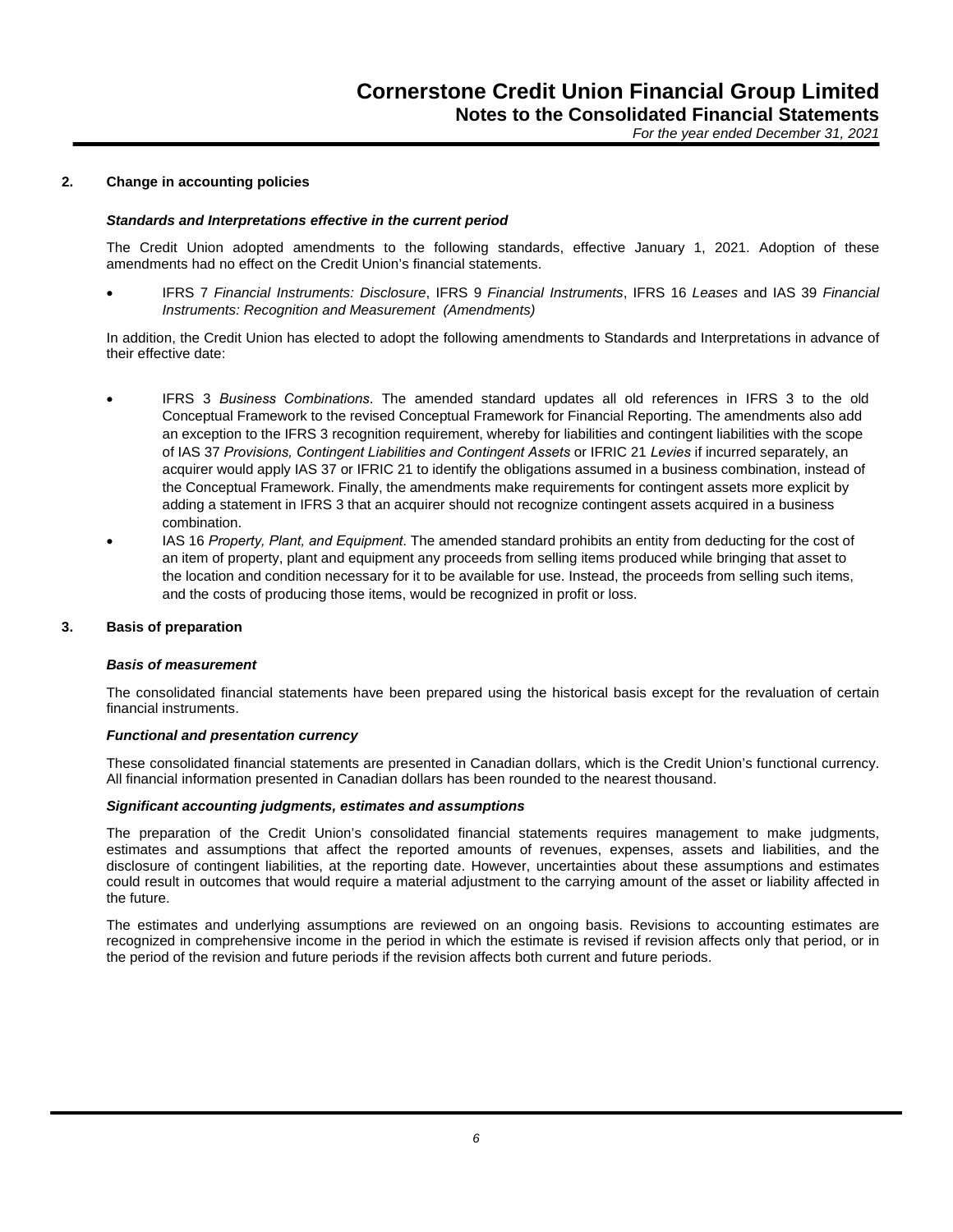## 2. Change in accounting policies

***Standards and Interpretations effective in the current period***

The Credit Union adopted amendments to the following standards, effective January 1, 2021. Adoption of these amendments had no effect on the Credit Union's financial statements.

- IFRS 7 *Financial Instruments: Disclosure*, IFRS 9 *Financial Instruments*, IFRS 16 *Leases* and IAS 39 *Financial Instruments: Recognition and Measurement (Amendments)*

In addition, the Credit Union has elected to adopt the following amendments to Standards and Interpretations in advance of their effective date:

- IFRS 3 *Business Combinations*. The amended standard updates all old references in IFRS 3 to the old Conceptual Framework to the revised Conceptual Framework for Financial Reporting. The amendments also add an exception to the IFRS 3 recognition requirement, whereby for liabilities and contingent liabilities with the scope of IAS 37 *Provisions, Contingent Liabilities and Contingent Assets* or IFRIC 21 *Levies* if incurred separately, an acquirer would apply IAS 37 or IFRIC 21 to identify the obligations assumed in a business combination, instead of the Conceptual Framework. Finally, the amendments make requirements for contingent assets more explicit by adding a statement in IFRS 3 that an acquirer should not recognize contingent assets acquired in a business combination.
- IAS 16 *Property, Plant, and Equipment*. The amended standard prohibits an entity from deducting for the cost of an item of property, plant and equipment any proceeds from selling items produced while bringing that asset to the location and condition necessary for it to be available for use. Instead, the proceeds from selling such items, and the costs of producing those items, would be recognized in profit or loss.

## 3. Basis of preparation

***Basis of measurement***

The consolidated financial statements have been prepared using the historical basis except for the revaluation of certain financial instruments.

***Functional and presentation currency***

These consolidated financial statements are presented in Canadian dollars, which is the Credit Union's functional currency. All financial information presented in Canadian dollars has been rounded to the nearest thousand.

***Significant accounting judgments, estimates and assumptions***

The preparation of the Credit Union's consolidated financial statements requires management to make judgments, estimates and assumptions that affect the reported amounts of revenues, expenses, assets and liabilities, and the disclosure of contingent liabilities, at the reporting date. However, uncertainties about these assumptions and estimates could result in outcomes that would require a material adjustment to the carrying amount of the asset or liability affected in the future.

The estimates and underlying assumptions are reviewed on an ongoing basis. Revisions to accounting estimates are recognized in comprehensive income in the period in which the estimate is revised if revision affects only that period, or in the period of the revision and future periods if the revision affects both current and future periods.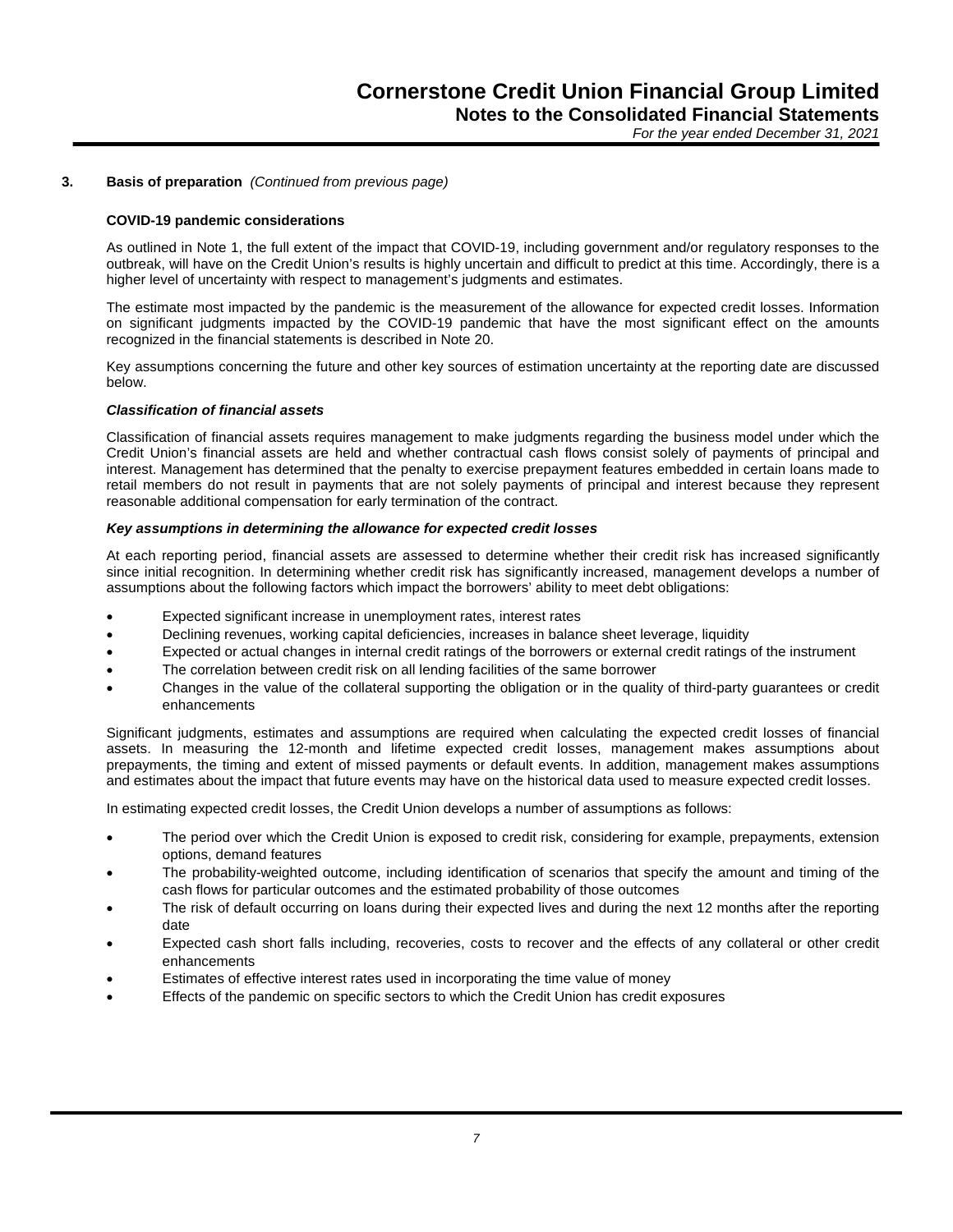## 3. Basis of preparation *(Continued from previous page)*

### COVID-19 pandemic considerations

As outlined in Note 1, the full extent of the impact that COVID-19, including government and/or regulatory responses to the outbreak, will have on the Credit Union's results is highly uncertain and difficult to predict at this time. Accordingly, there is a higher level of uncertainty with respect to management's judgments and estimates.

The estimate most impacted by the pandemic is the measurement of the allowance for expected credit losses. Information on significant judgments impacted by the COVID-19 pandemic that have the most significant effect on the amounts recognized in the financial statements is described in Note 20.

Key assumptions concerning the future and other key sources of estimation uncertainty at the reporting date are discussed below.

#### *Classification of financial assets*

Classification of financial assets requires management to make judgments regarding the business model under which the Credit Union's financial assets are held and whether contractual cash flows consist solely of payments of principal and interest. Management has determined that the penalty to exercise prepayment features embedded in certain loans made to retail members do not result in payments that are not solely payments of principal and interest because they represent reasonable additional compensation for early termination of the contract.

#### *Key assumptions in determining the allowance for expected credit losses*

At each reporting period, financial assets are assessed to determine whether their credit risk has increased significantly since initial recognition. In determining whether credit risk has significantly increased, management develops a number of assumptions about the following factors which impact the borrowers' ability to meet debt obligations:

- Expected significant increase in unemployment rates, interest rates
- Declining revenues, working capital deficiencies, increases in balance sheet leverage, liquidity
- Expected or actual changes in internal credit ratings of the borrowers or external credit ratings of the instrument
- The correlation between credit risk on all lending facilities of the same borrower
- Changes in the value of the collateral supporting the obligation or in the quality of third-party guarantees or credit enhancements

Significant judgments, estimates and assumptions are required when calculating the expected credit losses of financial assets. In measuring the 12-month and lifetime expected credit losses, management makes assumptions about prepayments, the timing and extent of missed payments or default events. In addition, management makes assumptions and estimates about the impact that future events may have on the historical data used to measure expected credit losses.

In estimating expected credit losses, the Credit Union develops a number of assumptions as follows:

- The period over which the Credit Union is exposed to credit risk, considering for example, prepayments, extension options, demand features
- The probability-weighted outcome, including identification of scenarios that specify the amount and timing of the cash flows for particular outcomes and the estimated probability of those outcomes
- The risk of default occurring on loans during their expected lives and during the next 12 months after the reporting date
- Expected cash short falls including, recoveries, costs to recover and the effects of any collateral or other credit enhancements
- Estimates of effective interest rates used in incorporating the time value of money
- Effects of the pandemic on specific sectors to which the Credit Union has credit exposures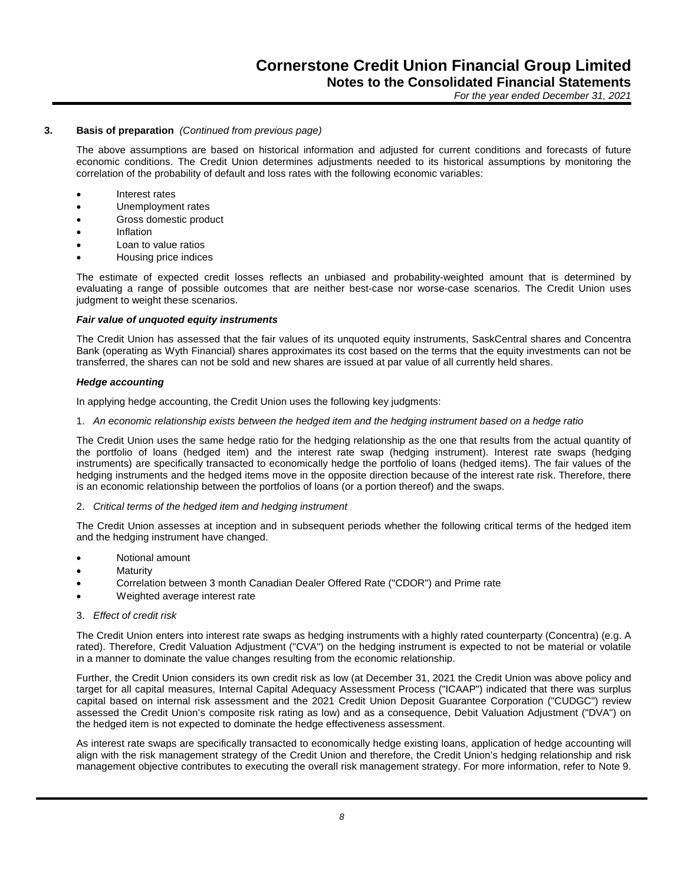## 3. Basis of preparation *(Continued from previous page)*

The above assumptions are based on historical information and adjusted for current conditions and forecasts of future economic conditions. The Credit Union determines adjustments needed to its historical assumptions by monitoring the correlation of the probability of default and loss rates with the following economic variables:

- Interest rates
- Unemployment rates
- Gross domestic product
- Inflation
- Loan to value ratios
- Housing price indices

The estimate of expected credit losses reflects an unbiased and probability-weighted amount that is determined by evaluating a range of possible outcomes that are neither best-case nor worse-case scenarios. The Credit Union uses judgment to weight these scenarios.

***Fair value of unquoted equity instruments***

The Credit Union has assessed that the fair values of its unquoted equity instruments, SaskCentral shares and Concentra Bank (operating as Wyth Financial) shares approximates its cost based on the terms that the equity investments can not be transferred, the shares can not be sold and new shares are issued at par value of all currently held shares.

***Hedge accounting***

In applying hedge accounting, the Credit Union uses the following key judgments:

1. *An economic relationship exists between the hedged item and the hedging instrument based on a hedge ratio*

The Credit Union uses the same hedge ratio for the hedging relationship as the one that results from the actual quantity of the portfolio of loans (hedged item) and the interest rate swap (hedging instrument). Interest rate swaps (hedging instruments) are specifically transacted to economically hedge the portfolio of loans (hedged items). The fair values of the hedging instruments and the hedged items move in the opposite direction because of the interest rate risk. Therefore, there is an economic relationship between the portfolios of loans (or a portion thereof) and the swaps.

2. *Critical terms of the hedged item and hedging instrument*

The Credit Union assesses at inception and in subsequent periods whether the following critical terms of the hedged item and the hedging instrument have changed.

- Notional amount
- Maturity
- Correlation between 3 month Canadian Dealer Offered Rate ("CDOR") and Prime rate
- Weighted average interest rate

3. *Effect of credit risk*

The Credit Union enters into interest rate swaps as hedging instruments with a highly rated counterparty (Concentra) (e.g. A rated). Therefore, Credit Valuation Adjustment ("CVA") on the hedging instrument is expected to not be material or volatile in a manner to dominate the value changes resulting from the economic relationship.

Further, the Credit Union considers its own credit risk as low (at December 31, 2021 the Credit Union was above policy and target for all capital measures, Internal Capital Adequacy Assessment Process ("ICAAP") indicated that there was surplus capital based on internal risk assessment and the 2021 Credit Union Deposit Guarantee Corporation ("CUDGC") review assessed the Credit Union's composite risk rating as low) and as a consequence, Debit Valuation Adjustment ("DVA") on the hedged item is not expected to dominate the hedge effectiveness assessment.

As interest rate swaps are specifically transacted to economically hedge existing loans, application of hedge accounting will align with the risk management strategy of the Credit Union and therefore, the Credit Union's hedging relationship and risk management objective contributes to executing the overall risk management strategy. For more information, refer to Note 9.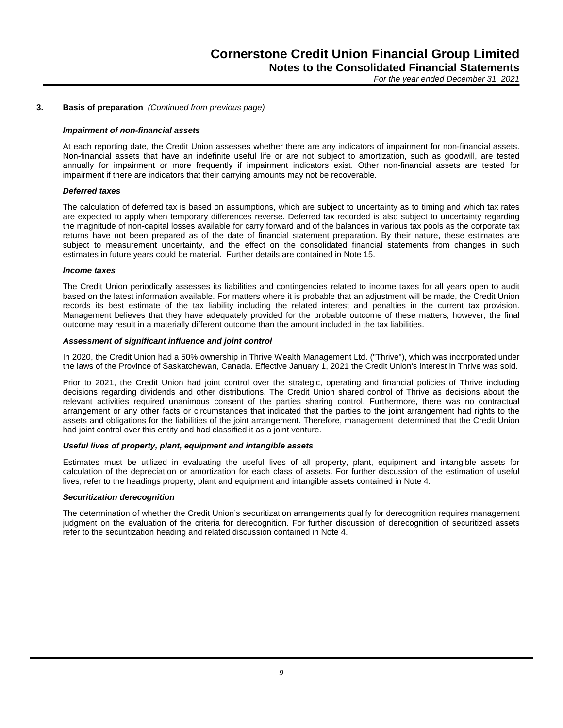## 3. Basis of preparation *(Continued from previous page)*

***Impairment of non-financial assets***

At each reporting date, the Credit Union assesses whether there are any indicators of impairment for non-financial assets. Non-financial assets that have an indefinite useful life or are not subject to amortization, such as goodwill, are tested annually for impairment or more frequently if impairment indicators exist. Other non-financial assets are tested for impairment if there are indicators that their carrying amounts may not be recoverable.

***Deferred taxes***

The calculation of deferred tax is based on assumptions, which are subject to uncertainty as to timing and which tax rates are expected to apply when temporary differences reverse. Deferred tax recorded is also subject to uncertainty regarding the magnitude of non-capital losses available for carry forward and of the balances in various tax pools as the corporate tax returns have not been prepared as of the date of financial statement preparation. By their nature, these estimates are subject to measurement uncertainty, and the effect on the consolidated financial statements from changes in such estimates in future years could be material. Further details are contained in Note 15.

***Income taxes***

The Credit Union periodically assesses its liabilities and contingencies related to income taxes for all years open to audit based on the latest information available. For matters where it is probable that an adjustment will be made, the Credit Union records its best estimate of the tax liability including the related interest and penalties in the current tax provision. Management believes that they have adequately provided for the probable outcome of these matters; however, the final outcome may result in a materially different outcome than the amount included in the tax liabilities.

***Assessment of significant influence and joint control***

In 2020, the Credit Union had a 50% ownership in Thrive Wealth Management Ltd. ("Thrive"), which was incorporated under the laws of the Province of Saskatchewan, Canada. Effective January 1, 2021 the Credit Union's interest in Thrive was sold.

Prior to 2021, the Credit Union had joint control over the strategic, operating and financial policies of Thrive including decisions regarding dividends and other distributions. The Credit Union shared control of Thrive as decisions about the relevant activities required unanimous consent of the parties sharing control. Furthermore, there was no contractual arrangement or any other facts or circumstances that indicated that the parties to the joint arrangement had rights to the assets and obligations for the liabilities of the joint arrangement. Therefore, management determined that the Credit Union had joint control over this entity and had classified it as a joint venture.

***Useful lives of property, plant, equipment and intangible assets***

Estimates must be utilized in evaluating the useful lives of all property, plant, equipment and intangible assets for calculation of the depreciation or amortization for each class of assets. For further discussion of the estimation of useful lives, refer to the headings property, plant and equipment and intangible assets contained in Note 4.

***Securitization derecognition***

The determination of whether the Credit Union's securitization arrangements qualify for derecognition requires management judgment on the evaluation of the criteria for derecognition. For further discussion of derecognition of securitized assets refer to the securitization heading and related discussion contained in Note 4.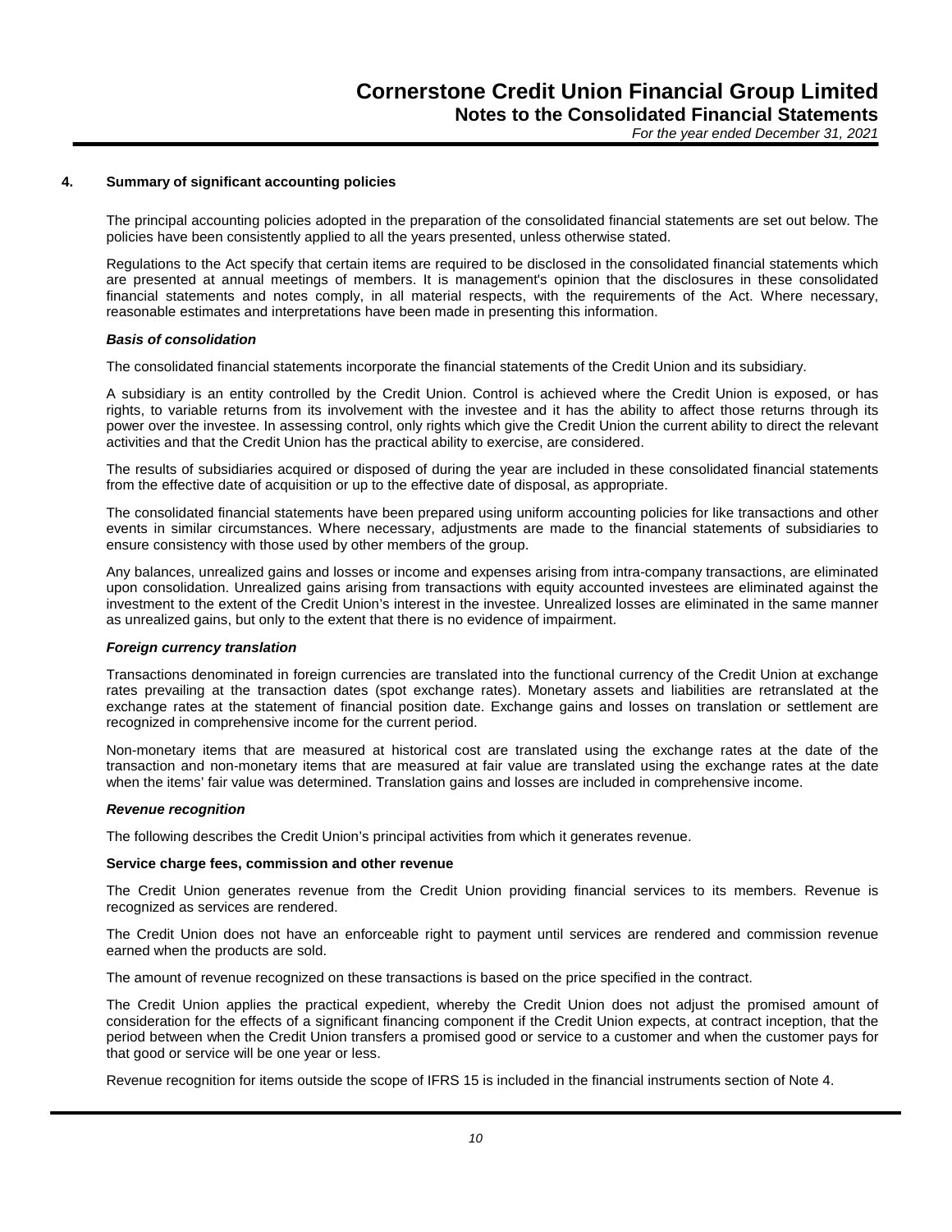## 4. Summary of significant accounting policies

The principal accounting policies adopted in the preparation of the consolidated financial statements are set out below. The policies have been consistently applied to all the years presented, unless otherwise stated.

Regulations to the Act specify that certain items are required to be disclosed in the consolidated financial statements which are presented at annual meetings of members. It is management's opinion that the disclosures in these consolidated financial statements and notes comply, in all material respects, with the requirements of the Act. Where necessary, reasonable estimates and interpretations have been made in presenting this information.

### *Basis of consolidation*

The consolidated financial statements incorporate the financial statements of the Credit Union and its subsidiary.

A subsidiary is an entity controlled by the Credit Union. Control is achieved where the Credit Union is exposed, or has rights, to variable returns from its involvement with the investee and it has the ability to affect those returns through its power over the investee. In assessing control, only rights which give the Credit Union the current ability to direct the relevant activities and that the Credit Union has the practical ability to exercise, are considered.

The results of subsidiaries acquired or disposed of during the year are included in these consolidated financial statements from the effective date of acquisition or up to the effective date of disposal, as appropriate.

The consolidated financial statements have been prepared using uniform accounting policies for like transactions and other events in similar circumstances. Where necessary, adjustments are made to the financial statements of subsidiaries to ensure consistency with those used by other members of the group.

Any balances, unrealized gains and losses or income and expenses arising from intra-company transactions, are eliminated upon consolidation. Unrealized gains arising from transactions with equity accounted investees are eliminated against the investment to the extent of the Credit Union's interest in the investee. Unrealized losses are eliminated in the same manner as unrealized gains, but only to the extent that there is no evidence of impairment.

### *Foreign currency translation*

Transactions denominated in foreign currencies are translated into the functional currency of the Credit Union at exchange rates prevailing at the transaction dates (spot exchange rates). Monetary assets and liabilities are retranslated at the exchange rates at the statement of financial position date. Exchange gains and losses on translation or settlement are recognized in comprehensive income for the current period.

Non-monetary items that are measured at historical cost are translated using the exchange rates at the date of the transaction and non-monetary items that are measured at fair value are translated using the exchange rates at the date when the items' fair value was determined. Translation gains and losses are included in comprehensive income.

### *Revenue recognition*

The following describes the Credit Union's principal activities from which it generates revenue.

**Service charge fees, commission and other revenue**

The Credit Union generates revenue from the Credit Union providing financial services to its members. Revenue is recognized as services are rendered.

The Credit Union does not have an enforceable right to payment until services are rendered and commission revenue earned when the products are sold.

The amount of revenue recognized on these transactions is based on the price specified in the contract.

The Credit Union applies the practical expedient, whereby the Credit Union does not adjust the promised amount of consideration for the effects of a significant financing component if the Credit Union expects, at contract inception, that the period between when the Credit Union transfers a promised good or service to a customer and when the customer pays for that good or service will be one year or less.

Revenue recognition for items outside the scope of IFRS 15 is included in the financial instruments section of Note 4.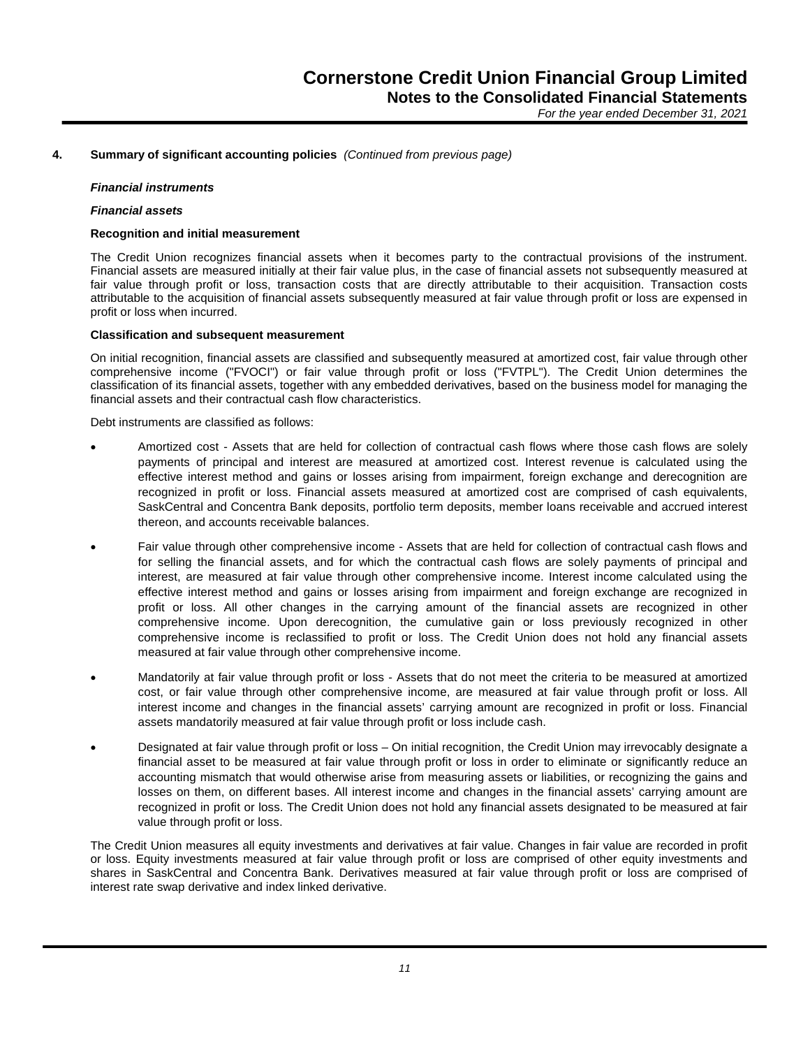## 4. Summary of significant accounting policies *(Continued from previous page)*

***Financial instruments***

***Financial assets***

**Recognition and initial measurement**

The Credit Union recognizes financial assets when it becomes party to the contractual provisions of the instrument. Financial assets are measured initially at their fair value plus, in the case of financial assets not subsequently measured at fair value through profit or loss, transaction costs that are directly attributable to their acquisition. Transaction costs attributable to the acquisition of financial assets subsequently measured at fair value through profit or loss are expensed in profit or loss when incurred.

**Classification and subsequent measurement**

On initial recognition, financial assets are classified and subsequently measured at amortized cost, fair value through other comprehensive income ("FVOCI") or fair value through profit or loss ("FVTPL"). The Credit Union determines the classification of its financial assets, together with any embedded derivatives, based on the business model for managing the financial assets and their contractual cash flow characteristics.

Debt instruments are classified as follows:

- Amortized cost - Assets that are held for collection of contractual cash flows where those cash flows are solely payments of principal and interest are measured at amortized cost. Interest revenue is calculated using the effective interest method and gains or losses arising from impairment, foreign exchange and derecognition are recognized in profit or loss. Financial assets measured at amortized cost are comprised of cash equivalents, SaskCentral and Concentra Bank deposits, portfolio term deposits, member loans receivable and accrued interest thereon, and accounts receivable balances.

- Fair value through other comprehensive income - Assets that are held for collection of contractual cash flows and for selling the financial assets, and for which the contractual cash flows are solely payments of principal and interest, are measured at fair value through other comprehensive income. Interest income calculated using the effective interest method and gains or losses arising from impairment and foreign exchange are recognized in profit or loss. All other changes in the carrying amount of the financial assets are recognized in other comprehensive income. Upon derecognition, the cumulative gain or loss previously recognized in other comprehensive income is reclassified to profit or loss. The Credit Union does not hold any financial assets measured at fair value through other comprehensive income.

- Mandatorily at fair value through profit or loss - Assets that do not meet the criteria to be measured at amortized cost, or fair value through other comprehensive income, are measured at fair value through profit or loss. All interest income and changes in the financial assets' carrying amount are recognized in profit or loss. Financial assets mandatorily measured at fair value through profit or loss include cash.

- Designated at fair value through profit or loss – On initial recognition, the Credit Union may irrevocably designate a financial asset to be measured at fair value through profit or loss in order to eliminate or significantly reduce an accounting mismatch that would otherwise arise from measuring assets or liabilities, or recognizing the gains and losses on them, on different bases. All interest income and changes in the financial assets' carrying amount are recognized in profit or loss. The Credit Union does not hold any financial assets designated to be measured at fair value through profit or loss.

The Credit Union measures all equity investments and derivatives at fair value. Changes in fair value are recorded in profit or loss. Equity investments measured at fair value through profit or loss are comprised of other equity investments and shares in SaskCentral and Concentra Bank. Derivatives measured at fair value through profit or loss are comprised of interest rate swap derivative and index linked derivative.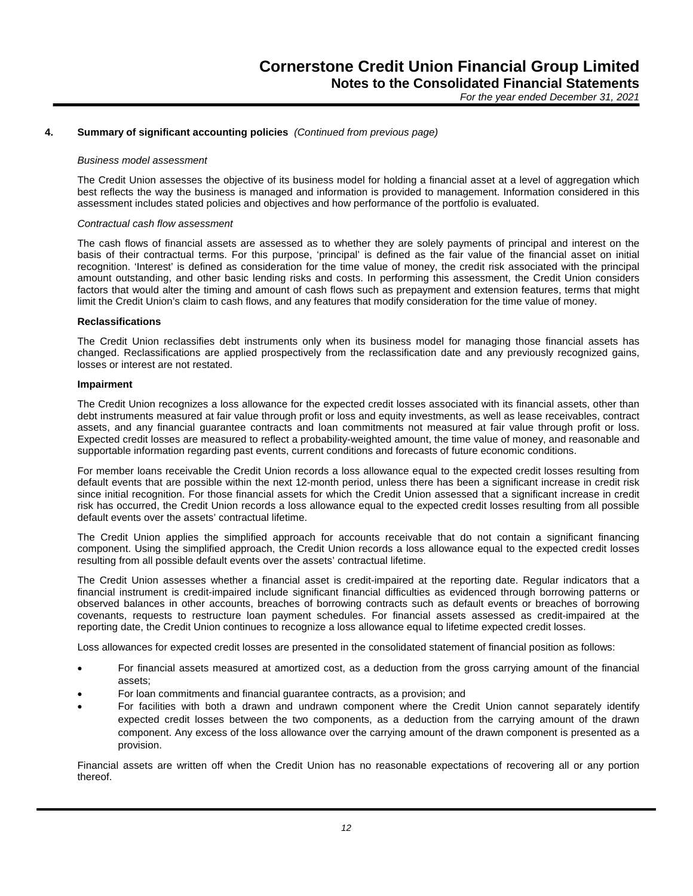## 4. Summary of significant accounting policies *(Continued from previous page)*

*Business model assessment*

The Credit Union assesses the objective of its business model for holding a financial asset at a level of aggregation which best reflects the way the business is managed and information is provided to management. Information considered in this assessment includes stated policies and objectives and how performance of the portfolio is evaluated.

*Contractual cash flow assessment*

The cash flows of financial assets are assessed as to whether they are solely payments of principal and interest on the basis of their contractual terms. For this purpose, 'principal' is defined as the fair value of the financial asset on initial recognition. 'Interest' is defined as consideration for the time value of money, the credit risk associated with the principal amount outstanding, and other basic lending risks and costs. In performing this assessment, the Credit Union considers factors that would alter the timing and amount of cash flows such as prepayment and extension features, terms that might limit the Credit Union's claim to cash flows, and any features that modify consideration for the time value of money.

**Reclassifications**

The Credit Union reclassifies debt instruments only when its business model for managing those financial assets has changed. Reclassifications are applied prospectively from the reclassification date and any previously recognized gains, losses or interest are not restated.

**Impairment**

The Credit Union recognizes a loss allowance for the expected credit losses associated with its financial assets, other than debt instruments measured at fair value through profit or loss and equity investments, as well as lease receivables, contract assets, and any financial guarantee contracts and loan commitments not measured at fair value through profit or loss. Expected credit losses are measured to reflect a probability-weighted amount, the time value of money, and reasonable and supportable information regarding past events, current conditions and forecasts of future economic conditions.

For member loans receivable the Credit Union records a loss allowance equal to the expected credit losses resulting from default events that are possible within the next 12-month period, unless there has been a significant increase in credit risk since initial recognition. For those financial assets for which the Credit Union assessed that a significant increase in credit risk has occurred, the Credit Union records a loss allowance equal to the expected credit losses resulting from all possible default events over the assets' contractual lifetime.

The Credit Union applies the simplified approach for accounts receivable that do not contain a significant financing component. Using the simplified approach, the Credit Union records a loss allowance equal to the expected credit losses resulting from all possible default events over the assets' contractual lifetime.

The Credit Union assesses whether a financial asset is credit-impaired at the reporting date. Regular indicators that a financial instrument is credit-impaired include significant financial difficulties as evidenced through borrowing patterns or observed balances in other accounts, breaches of borrowing contracts such as default events or breaches of borrowing covenants, requests to restructure loan payment schedules. For financial assets assessed as credit-impaired at the reporting date, the Credit Union continues to recognize a loss allowance equal to lifetime expected credit losses.

Loss allowances for expected credit losses are presented in the consolidated statement of financial position as follows:

- For financial assets measured at amortized cost, as a deduction from the gross carrying amount of the financial assets;
- For loan commitments and financial guarantee contracts, as a provision; and
- For facilities with both a drawn and undrawn component where the Credit Union cannot separately identify expected credit losses between the two components, as a deduction from the carrying amount of the drawn component. Any excess of the loss allowance over the carrying amount of the drawn component is presented as a provision.

Financial assets are written off when the Credit Union has no reasonable expectations of recovering all or any portion thereof.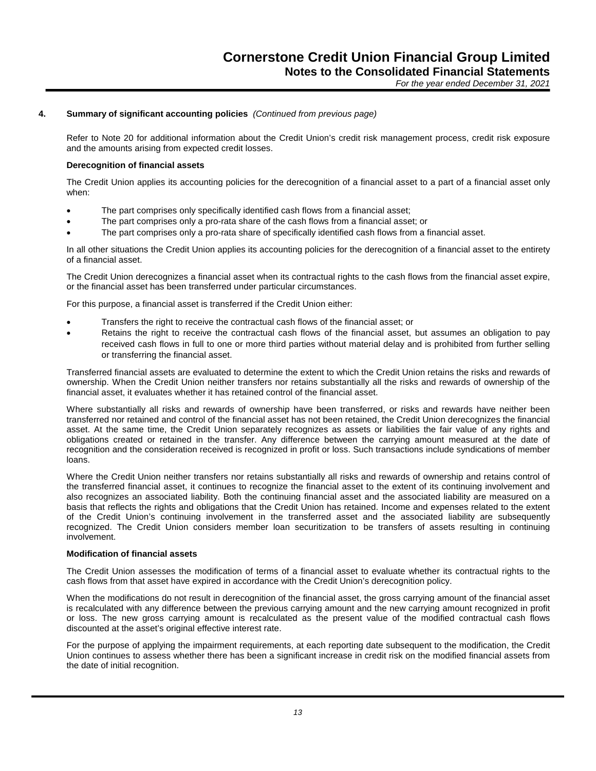## 4. Summary of significant accounting policies *(Continued from previous page)*

Refer to Note 20 for additional information about the Credit Union's credit risk management process, credit risk exposure and the amounts arising from expected credit losses.

**Derecognition of financial assets**

The Credit Union applies its accounting policies for the derecognition of a financial asset to a part of a financial asset only when:

- The part comprises only specifically identified cash flows from a financial asset;
- The part comprises only a pro-rata share of the cash flows from a financial asset; or
- The part comprises only a pro-rata share of specifically identified cash flows from a financial asset.

In all other situations the Credit Union applies its accounting policies for the derecognition of a financial asset to the entirety of a financial asset.

The Credit Union derecognizes a financial asset when its contractual rights to the cash flows from the financial asset expire, or the financial asset has been transferred under particular circumstances.

For this purpose, a financial asset is transferred if the Credit Union either:

- Transfers the right to receive the contractual cash flows of the financial asset; or
- Retains the right to receive the contractual cash flows of the financial asset, but assumes an obligation to pay received cash flows in full to one or more third parties without material delay and is prohibited from further selling or transferring the financial asset.

Transferred financial assets are evaluated to determine the extent to which the Credit Union retains the risks and rewards of ownership. When the Credit Union neither transfers nor retains substantially all the risks and rewards of ownership of the financial asset, it evaluates whether it has retained control of the financial asset.

Where substantially all risks and rewards of ownership have been transferred, or risks and rewards have neither been transferred nor retained and control of the financial asset has not been retained, the Credit Union derecognizes the financial asset. At the same time, the Credit Union separately recognizes as assets or liabilities the fair value of any rights and obligations created or retained in the transfer. Any difference between the carrying amount measured at the date of recognition and the consideration received is recognized in profit or loss. Such transactions include syndications of member loans.

Where the Credit Union neither transfers nor retains substantially all risks and rewards of ownership and retains control of the transferred financial asset, it continues to recognize the financial asset to the extent of its continuing involvement and also recognizes an associated liability. Both the continuing financial asset and the associated liability are measured on a basis that reflects the rights and obligations that the Credit Union has retained. Income and expenses related to the extent of the Credit Union's continuing involvement in the transferred asset and the associated liability are subsequently recognized. The Credit Union considers member loan securitization to be transfers of assets resulting in continuing involvement.

**Modification of financial assets**

The Credit Union assesses the modification of terms of a financial asset to evaluate whether its contractual rights to the cash flows from that asset have expired in accordance with the Credit Union's derecognition policy.

When the modifications do not result in derecognition of the financial asset, the gross carrying amount of the financial asset is recalculated with any difference between the previous carrying amount and the new carrying amount recognized in profit or loss. The new gross carrying amount is recalculated as the present value of the modified contractual cash flows discounted at the asset's original effective interest rate.

For the purpose of applying the impairment requirements, at each reporting date subsequent to the modification, the Credit Union continues to assess whether there has been a significant increase in credit risk on the modified financial assets from the date of initial recognition.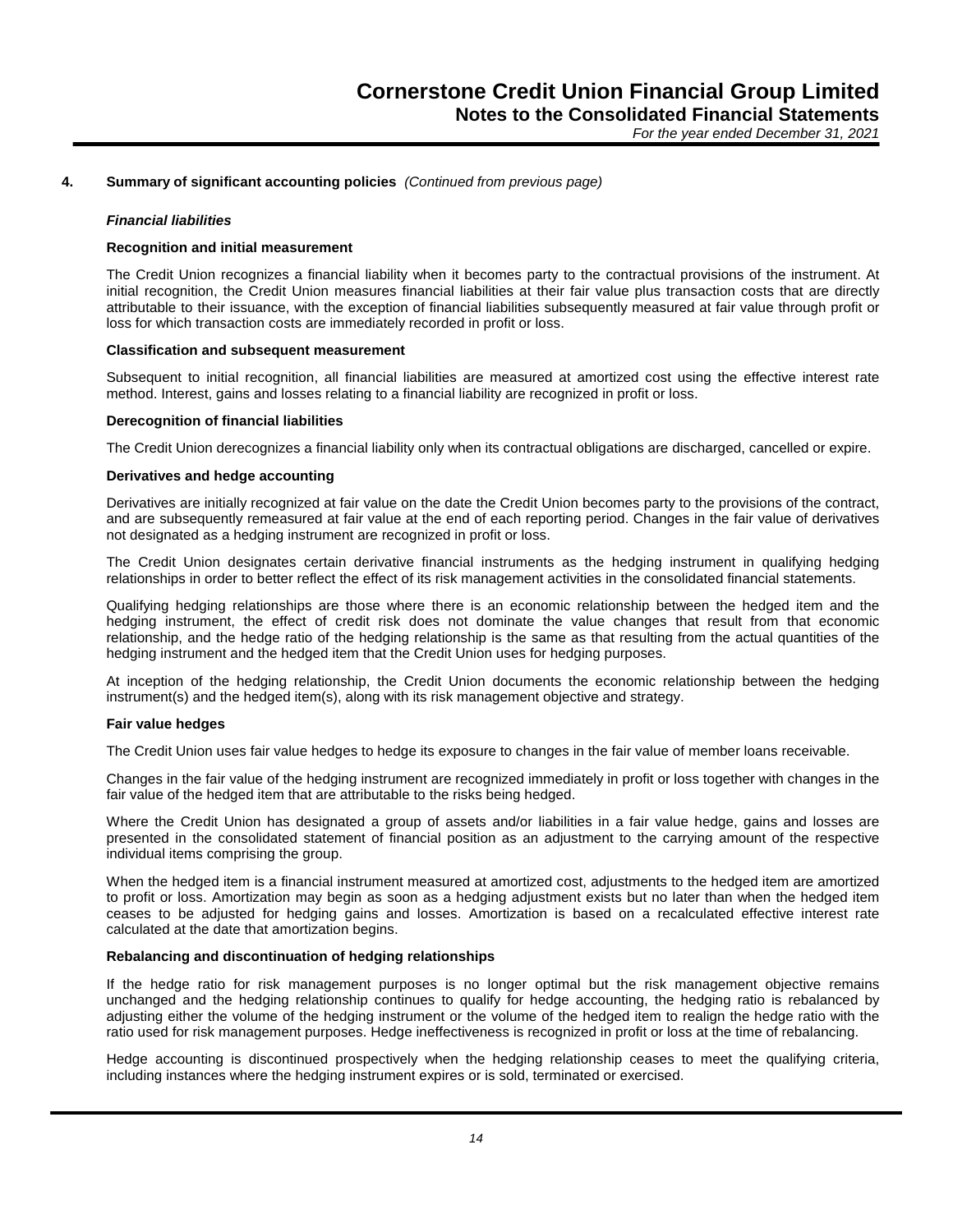## 4. Summary of significant accounting policies *(Continued from previous page)*

### *Financial liabilities*

**Recognition and initial measurement**

The Credit Union recognizes a financial liability when it becomes party to the contractual provisions of the instrument. At initial recognition, the Credit Union measures financial liabilities at their fair value plus transaction costs that are directly attributable to their issuance, with the exception of financial liabilities subsequently measured at fair value through profit or loss for which transaction costs are immediately recorded in profit or loss.

**Classification and subsequent measurement**

Subsequent to initial recognition, all financial liabilities are measured at amortized cost using the effective interest rate method. Interest, gains and losses relating to a financial liability are recognized in profit or loss.

**Derecognition of financial liabilities**

The Credit Union derecognizes a financial liability only when its contractual obligations are discharged, cancelled or expire.

**Derivatives and hedge accounting**

Derivatives are initially recognized at fair value on the date the Credit Union becomes party to the provisions of the contract, and are subsequently remeasured at fair value at the end of each reporting period. Changes in the fair value of derivatives not designated as a hedging instrument are recognized in profit or loss.

The Credit Union designates certain derivative financial instruments as the hedging instrument in qualifying hedging relationships in order to better reflect the effect of its risk management activities in the consolidated financial statements.

Qualifying hedging relationships are those where there is an economic relationship between the hedged item and the hedging instrument, the effect of credit risk does not dominate the value changes that result from that economic relationship, and the hedge ratio of the hedging relationship is the same as that resulting from the actual quantities of the hedging instrument and the hedged item that the Credit Union uses for hedging purposes.

At inception of the hedging relationship, the Credit Union documents the economic relationship between the hedging instrument(s) and the hedged item(s), along with its risk management objective and strategy.

**Fair value hedges**

The Credit Union uses fair value hedges to hedge its exposure to changes in the fair value of member loans receivable.

Changes in the fair value of the hedging instrument are recognized immediately in profit or loss together with changes in the fair value of the hedged item that are attributable to the risks being hedged.

Where the Credit Union has designated a group of assets and/or liabilities in a fair value hedge, gains and losses are presented in the consolidated statement of financial position as an adjustment to the carrying amount of the respective individual items comprising the group.

When the hedged item is a financial instrument measured at amortized cost, adjustments to the hedged item are amortized to profit or loss. Amortization may begin as soon as a hedging adjustment exists but no later than when the hedged item ceases to be adjusted for hedging gains and losses. Amortization is based on a recalculated effective interest rate calculated at the date that amortization begins.

**Rebalancing and discontinuation of hedging relationships**

If the hedge ratio for risk management purposes is no longer optimal but the risk management objective remains unchanged and the hedging relationship continues to qualify for hedge accounting, the hedging ratio is rebalanced by adjusting either the volume of the hedging instrument or the volume of the hedged item to realign the hedge ratio with the ratio used for risk management purposes. Hedge ineffectiveness is recognized in profit or loss at the time of rebalancing.

Hedge accounting is discontinued prospectively when the hedging relationship ceases to meet the qualifying criteria, including instances where the hedging instrument expires or is sold, terminated or exercised.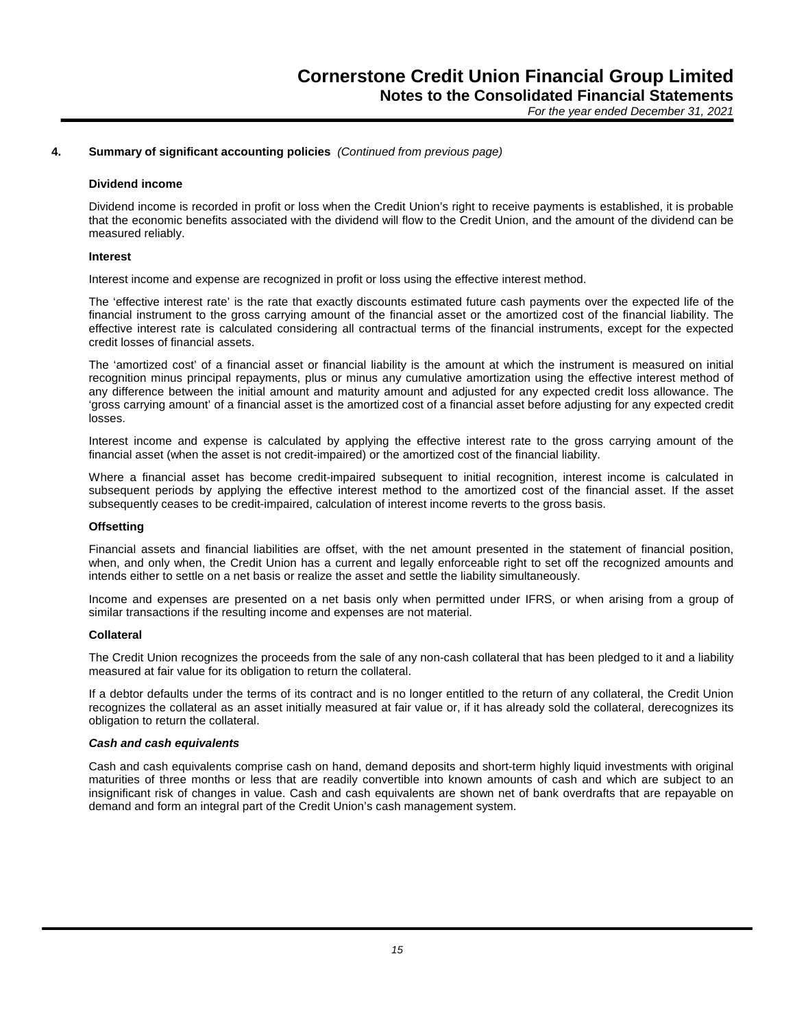## 4. Summary of significant accounting policies *(Continued from previous page)*

### Dividend income

Dividend income is recorded in profit or loss when the Credit Union's right to receive payments is established, it is probable that the economic benefits associated with the dividend will flow to the Credit Union, and the amount of the dividend can be measured reliably.

### Interest

Interest income and expense are recognized in profit or loss using the effective interest method.

The 'effective interest rate' is the rate that exactly discounts estimated future cash payments over the expected life of the financial instrument to the gross carrying amount of the financial asset or the amortized cost of the financial liability. The effective interest rate is calculated considering all contractual terms of the financial instruments, except for the expected credit losses of financial assets.

The 'amortized cost' of a financial asset or financial liability is the amount at which the instrument is measured on initial recognition minus principal repayments, plus or minus any cumulative amortization using the effective interest method of any difference between the initial amount and maturity amount and adjusted for any expected credit loss allowance. The 'gross carrying amount' of a financial asset is the amortized cost of a financial asset before adjusting for any expected credit losses.

Interest income and expense is calculated by applying the effective interest rate to the gross carrying amount of the financial asset (when the asset is not credit-impaired) or the amortized cost of the financial liability.

Where a financial asset has become credit-impaired subsequent to initial recognition, interest income is calculated in subsequent periods by applying the effective interest method to the amortized cost of the financial asset. If the asset subsequently ceases to be credit-impaired, calculation of interest income reverts to the gross basis.

### Offsetting

Financial assets and financial liabilities are offset, with the net amount presented in the statement of financial position, when, and only when, the Credit Union has a current and legally enforceable right to set off the recognized amounts and intends either to settle on a net basis or realize the asset and settle the liability simultaneously.

Income and expenses are presented on a net basis only when permitted under IFRS, or when arising from a group of similar transactions if the resulting income and expenses are not material.

### Collateral

The Credit Union recognizes the proceeds from the sale of any non-cash collateral that has been pledged to it and a liability measured at fair value for its obligation to return the collateral.

If a debtor defaults under the terms of its contract and is no longer entitled to the return of any collateral, the Credit Union recognizes the collateral as an asset initially measured at fair value or, if it has already sold the collateral, derecognizes its obligation to return the collateral.

### *Cash and cash equivalents*

Cash and cash equivalents comprise cash on hand, demand deposits and short-term highly liquid investments with original maturities of three months or less that are readily convertible into known amounts of cash and which are subject to an insignificant risk of changes in value. Cash and cash equivalents are shown net of bank overdrafts that are repayable on demand and form an integral part of the Credit Union's cash management system.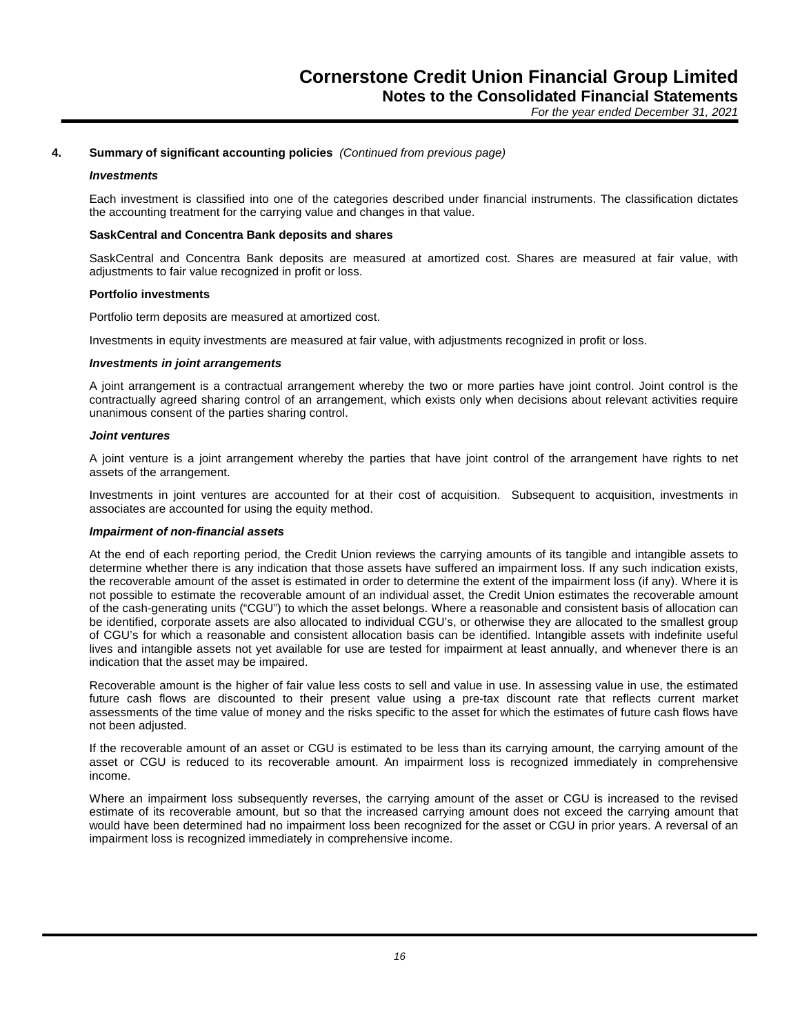## 4. Summary of significant accounting policies *(Continued from previous page)*

***Investments***

Each investment is classified into one of the categories described under financial instruments. The classification dictates the accounting treatment for the carrying value and changes in that value.

**SaskCentral and Concentra Bank deposits and shares**

SaskCentral and Concentra Bank deposits are measured at amortized cost. Shares are measured at fair value, with adjustments to fair value recognized in profit or loss.

**Portfolio investments**

Portfolio term deposits are measured at amortized cost.

Investments in equity investments are measured at fair value, with adjustments recognized in profit or loss.

***Investments in joint arrangements***

A joint arrangement is a contractual arrangement whereby the two or more parties have joint control. Joint control is the contractually agreed sharing control of an arrangement, which exists only when decisions about relevant activities require unanimous consent of the parties sharing control.

***Joint ventures***

A joint venture is a joint arrangement whereby the parties that have joint control of the arrangement have rights to net assets of the arrangement.

Investments in joint ventures are accounted for at their cost of acquisition. Subsequent to acquisition, investments in associates are accounted for using the equity method.

***Impairment of non-financial assets***

At the end of each reporting period, the Credit Union reviews the carrying amounts of its tangible and intangible assets to determine whether there is any indication that those assets have suffered an impairment loss. If any such indication exists, the recoverable amount of the asset is estimated in order to determine the extent of the impairment loss (if any). Where it is not possible to estimate the recoverable amount of an individual asset, the Credit Union estimates the recoverable amount of the cash-generating units ("CGU") to which the asset belongs. Where a reasonable and consistent basis of allocation can be identified, corporate assets are also allocated to individual CGU's, or otherwise they are allocated to the smallest group of CGU's for which a reasonable and consistent allocation basis can be identified. Intangible assets with indefinite useful lives and intangible assets not yet available for use are tested for impairment at least annually, and whenever there is an indication that the asset may be impaired.

Recoverable amount is the higher of fair value less costs to sell and value in use. In assessing value in use, the estimated future cash flows are discounted to their present value using a pre-tax discount rate that reflects current market assessments of the time value of money and the risks specific to the asset for which the estimates of future cash flows have not been adjusted.

If the recoverable amount of an asset or CGU is estimated to be less than its carrying amount, the carrying amount of the asset or CGU is reduced to its recoverable amount. An impairment loss is recognized immediately in comprehensive income.

Where an impairment loss subsequently reverses, the carrying amount of the asset or CGU is increased to the revised estimate of its recoverable amount, but so that the increased carrying amount does not exceed the carrying amount that would have been determined had no impairment loss been recognized for the asset or CGU in prior years. A reversal of an impairment loss is recognized immediately in comprehensive income.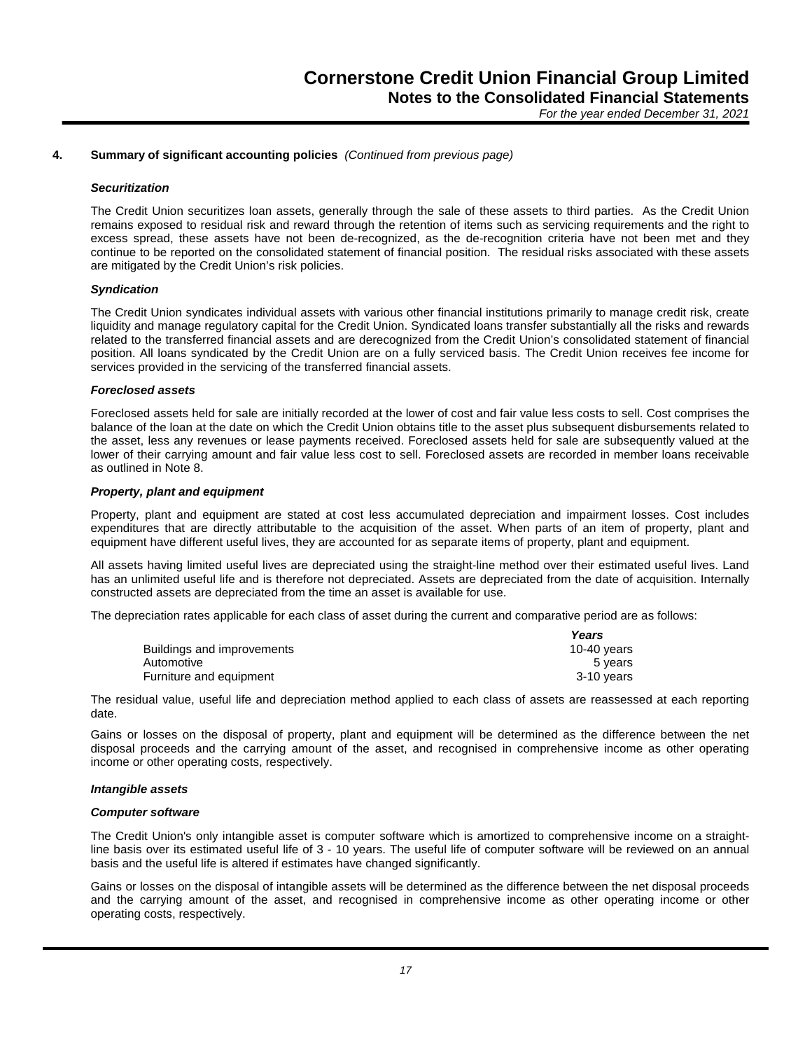## 4. Summary of significant accounting policies *(Continued from previous page)*

### *Securitization*

The Credit Union securitizes loan assets, generally through the sale of these assets to third parties. As the Credit Union remains exposed to residual risk and reward through the retention of items such as servicing requirements and the right to excess spread, these assets have not been de-recognized, as the de-recognition criteria have not been met and they continue to be reported on the consolidated statement of financial position. The residual risks associated with these assets are mitigated by the Credit Union's risk policies.

### *Syndication*

The Credit Union syndicates individual assets with various other financial institutions primarily to manage credit risk, create liquidity and manage regulatory capital for the Credit Union. Syndicated loans transfer substantially all the risks and rewards related to the transferred financial assets and are derecognized from the Credit Union's consolidated statement of financial position. All loans syndicated by the Credit Union are on a fully serviced basis. The Credit Union receives fee income for services provided in the servicing of the transferred financial assets.

### *Foreclosed assets*

Foreclosed assets held for sale are initially recorded at the lower of cost and fair value less costs to sell. Cost comprises the balance of the loan at the date on which the Credit Union obtains title to the asset plus subsequent disbursements related to the asset, less any revenues or lease payments received. Foreclosed assets held for sale are subsequently valued at the lower of their carrying amount and fair value less cost to sell. Foreclosed assets are recorded in member loans receivable as outlined in Note 8.

### *Property, plant and equipment*

Property, plant and equipment are stated at cost less accumulated depreciation and impairment losses. Cost includes expenditures that are directly attributable to the acquisition of the asset. When parts of an item of property, plant and equipment have different useful lives, they are accounted for as separate items of property, plant and equipment.

All assets having limited useful lives are depreciated using the straight-line method over their estimated useful lives. Land has an unlimited useful life and is therefore not depreciated. Assets are depreciated from the date of acquisition. Internally constructed assets are depreciated from the time an asset is available for use.

The depreciation rates applicable for each class of asset during the current and comparative period are as follows:

| | *Years* |
|---|---|
| Buildings and improvements | 10-40 years |
| Automotive | 5 years |
| Furniture and equipment | 3-10 years |

The residual value, useful life and depreciation method applied to each class of assets are reassessed at each reporting date.

Gains or losses on the disposal of property, plant and equipment will be determined as the difference between the net disposal proceeds and the carrying amount of the asset, and recognised in comprehensive income as other operating income or other operating costs, respectively.

### *Intangible assets*

### *Computer software*

The Credit Union's only intangible asset is computer software which is amortized to comprehensive income on a straight-line basis over its estimated useful life of 3 - 10 years. The useful life of computer software will be reviewed on an annual basis and the useful life is altered if estimates have changed significantly.

Gains or losses on the disposal of intangible assets will be determined as the difference between the net disposal proceeds and the carrying amount of the asset, and recognised in comprehensive income as other operating income or other operating costs, respectively.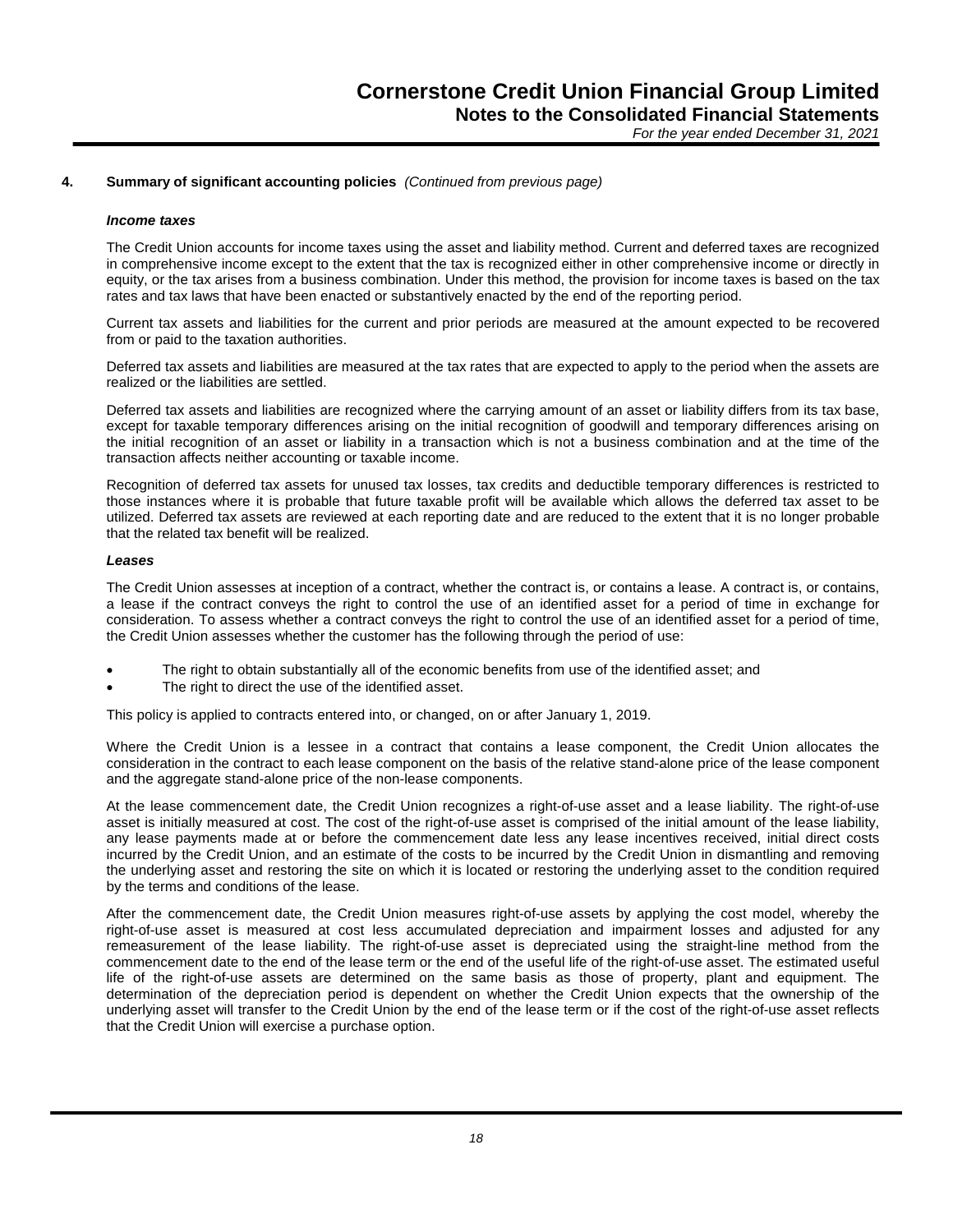## 4. Summary of significant accounting policies *(Continued from previous page)*

### *Income taxes*

The Credit Union accounts for income taxes using the asset and liability method. Current and deferred taxes are recognized in comprehensive income except to the extent that the tax is recognized either in other comprehensive income or directly in equity, or the tax arises from a business combination. Under this method, the provision for income taxes is based on the tax rates and tax laws that have been enacted or substantively enacted by the end of the reporting period.

Current tax assets and liabilities for the current and prior periods are measured at the amount expected to be recovered from or paid to the taxation authorities.

Deferred tax assets and liabilities are measured at the tax rates that are expected to apply to the period when the assets are realized or the liabilities are settled.

Deferred tax assets and liabilities are recognized where the carrying amount of an asset or liability differs from its tax base, except for taxable temporary differences arising on the initial recognition of goodwill and temporary differences arising on the initial recognition of an asset or liability in a transaction which is not a business combination and at the time of the transaction affects neither accounting or taxable income.

Recognition of deferred tax assets for unused tax losses, tax credits and deductible temporary differences is restricted to those instances where it is probable that future taxable profit will be available which allows the deferred tax asset to be utilized. Deferred tax assets are reviewed at each reporting date and are reduced to the extent that it is no longer probable that the related tax benefit will be realized.

### *Leases*

The Credit Union assesses at inception of a contract, whether the contract is, or contains a lease. A contract is, or contains, a lease if the contract conveys the right to control the use of an identified asset for a period of time in exchange for consideration. To assess whether a contract conveys the right to control the use of an identified asset for a period of time, the Credit Union assesses whether the customer has the following through the period of use:

- The right to obtain substantially all of the economic benefits from use of the identified asset; and
- The right to direct the use of the identified asset.

This policy is applied to contracts entered into, or changed, on or after January 1, 2019.

Where the Credit Union is a lessee in a contract that contains a lease component, the Credit Union allocates the consideration in the contract to each lease component on the basis of the relative stand-alone price of the lease component and the aggregate stand-alone price of the non-lease components.

At the lease commencement date, the Credit Union recognizes a right-of-use asset and a lease liability. The right-of-use asset is initially measured at cost. The cost of the right-of-use asset is comprised of the initial amount of the lease liability, any lease payments made at or before the commencement date less any lease incentives received, initial direct costs incurred by the Credit Union, and an estimate of the costs to be incurred by the Credit Union in dismantling and removing the underlying asset and restoring the site on which it is located or restoring the underlying asset to the condition required by the terms and conditions of the lease.

After the commencement date, the Credit Union measures right-of-use assets by applying the cost model, whereby the right-of-use asset is measured at cost less accumulated depreciation and impairment losses and adjusted for any remeasurement of the lease liability. The right-of-use asset is depreciated using the straight-line method from the commencement date to the end of the lease term or the end of the useful life of the right-of-use asset. The estimated useful life of the right-of-use assets are determined on the same basis as those of property, plant and equipment. The determination of the depreciation period is dependent on whether the Credit Union expects that the ownership of the underlying asset will transfer to the Credit Union by the end of the lease term or if the cost of the right-of-use asset reflects that the Credit Union will exercise a purchase option.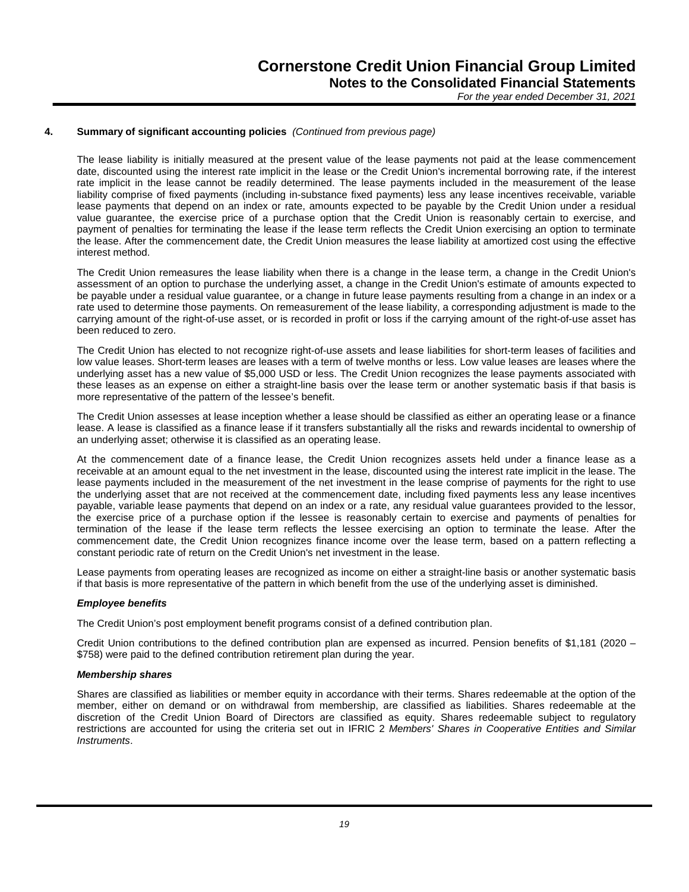## 4. Summary of significant accounting policies *(Continued from previous page)*

The lease liability is initially measured at the present value of the lease payments not paid at the lease commencement date, discounted using the interest rate implicit in the lease or the Credit Union's incremental borrowing rate, if the interest rate implicit in the lease cannot be readily determined. The lease payments included in the measurement of the lease liability comprise of fixed payments (including in-substance fixed payments) less any lease incentives receivable, variable lease payments that depend on an index or rate, amounts expected to be payable by the Credit Union under a residual value guarantee, the exercise price of a purchase option that the Credit Union is reasonably certain to exercise, and payment of penalties for terminating the lease if the lease term reflects the Credit Union exercising an option to terminate the lease. After the commencement date, the Credit Union measures the lease liability at amortized cost using the effective interest method.

The Credit Union remeasures the lease liability when there is a change in the lease term, a change in the Credit Union's assessment of an option to purchase the underlying asset, a change in the Credit Union's estimate of amounts expected to be payable under a residual value guarantee, or a change in future lease payments resulting from a change in an index or a rate used to determine those payments. On remeasurement of the lease liability, a corresponding adjustment is made to the carrying amount of the right-of-use asset, or is recorded in profit or loss if the carrying amount of the right-of-use asset has been reduced to zero.

The Credit Union has elected to not recognize right-of-use assets and lease liabilities for short-term leases of facilities and low value leases. Short-term leases are leases with a term of twelve months or less. Low value leases are leases where the underlying asset has a new value of $5,000 USD or less. The Credit Union recognizes the lease payments associated with these leases as an expense on either a straight-line basis over the lease term or another systematic basis if that basis is more representative of the pattern of the lessee's benefit.

The Credit Union assesses at lease inception whether a lease should be classified as either an operating lease or a finance lease. A lease is classified as a finance lease if it transfers substantially all the risks and rewards incidental to ownership of an underlying asset; otherwise it is classified as an operating lease.

At the commencement date of a finance lease, the Credit Union recognizes assets held under a finance lease as a receivable at an amount equal to the net investment in the lease, discounted using the interest rate implicit in the lease. The lease payments included in the measurement of the net investment in the lease comprise of payments for the right to use the underlying asset that are not received at the commencement date, including fixed payments less any lease incentives payable, variable lease payments that depend on an index or a rate, any residual value guarantees provided to the lessor, the exercise price of a purchase option if the lessee is reasonably certain to exercise and payments of penalties for termination of the lease if the lease term reflects the lessee exercising an option to terminate the lease. After the commencement date, the Credit Union recognizes finance income over the lease term, based on a pattern reflecting a constant periodic rate of return on the Credit Union's net investment in the lease.

Lease payments from operating leases are recognized as income on either a straight-line basis or another systematic basis if that basis is more representative of the pattern in which benefit from the use of the underlying asset is diminished.

***Employee benefits***

The Credit Union's post employment benefit programs consist of a defined contribution plan.

Credit Union contributions to the defined contribution plan are expensed as incurred. Pension benefits of $1,181 (2020 – $758) were paid to the defined contribution retirement plan during the year.

***Membership shares***

Shares are classified as liabilities or member equity in accordance with their terms. Shares redeemable at the option of the member, either on demand or on withdrawal from membership, are classified as liabilities. Shares redeemable at the discretion of the Credit Union Board of Directors are classified as equity. Shares redeemable subject to regulatory restrictions are accounted for using the criteria set out in IFRIC 2 *Members' Shares in Cooperative Entities and Similar Instruments*.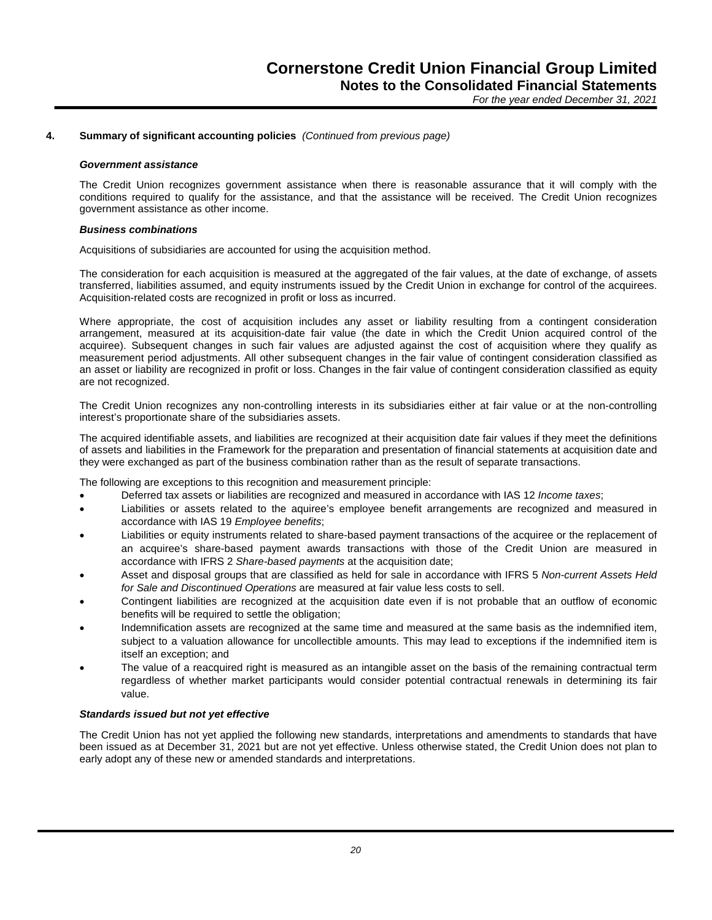## 4. Summary of significant accounting policies *(Continued from previous page)*

### *Government assistance*

The Credit Union recognizes government assistance when there is reasonable assurance that it will comply with the conditions required to qualify for the assistance, and that the assistance will be received. The Credit Union recognizes government assistance as other income.

### *Business combinations*

Acquisitions of subsidiaries are accounted for using the acquisition method.

The consideration for each acquisition is measured at the aggregated of the fair values, at the date of exchange, of assets transferred, liabilities assumed, and equity instruments issued by the Credit Union in exchange for control of the acquirees. Acquisition-related costs are recognized in profit or loss as incurred.

Where appropriate, the cost of acquisition includes any asset or liability resulting from a contingent consideration arrangement, measured at its acquisition-date fair value (the date in which the Credit Union acquired control of the acquiree). Subsequent changes in such fair values are adjusted against the cost of acquisition where they qualify as measurement period adjustments. All other subsequent changes in the fair value of contingent consideration classified as an asset or liability are recognized in profit or loss. Changes in the fair value of contingent consideration classified as equity are not recognized.

The Credit Union recognizes any non-controlling interests in its subsidiaries either at fair value or at the non-controlling interest's proportionate share of the subsidiaries assets.

The acquired identifiable assets, and liabilities are recognized at their acquisition date fair values if they meet the definitions of assets and liabilities in the Framework for the preparation and presentation of financial statements at acquisition date and they were exchanged as part of the business combination rather than as the result of separate transactions.

The following are exceptions to this recognition and measurement principle:

- Deferred tax assets or liabilities are recognized and measured in accordance with IAS 12 *Income taxes*;
- Liabilities or assets related to the aquiree's employee benefit arrangements are recognized and measured in accordance with IAS 19 *Employee benefits*;
- Liabilities or equity instruments related to share-based payment transactions of the acquiree or the replacement of an acquiree's share-based payment awards transactions with those of the Credit Union are measured in accordance with IFRS 2 *Share-based payments* at the acquisition date;
- Asset and disposal groups that are classified as held for sale in accordance with IFRS 5 *Non-current Assets Held for Sale and Discontinued Operations* are measured at fair value less costs to sell.
- Contingent liabilities are recognized at the acquisition date even if is not probable that an outflow of economic benefits will be required to settle the obligation;
- Indemnification assets are recognized at the same time and measured at the same basis as the indemnified item, subject to a valuation allowance for uncollectible amounts. This may lead to exceptions if the indemnified item is itself an exception; and
- The value of a reacquired right is measured as an intangible asset on the basis of the remaining contractual term regardless of whether market participants would consider potential contractual renewals in determining its fair value.

### *Standards issued but not yet effective*

The Credit Union has not yet applied the following new standards, interpretations and amendments to standards that have been issued as at December 31, 2021 but are not yet effective. Unless otherwise stated, the Credit Union does not plan to early adopt any of these new or amended standards and interpretations.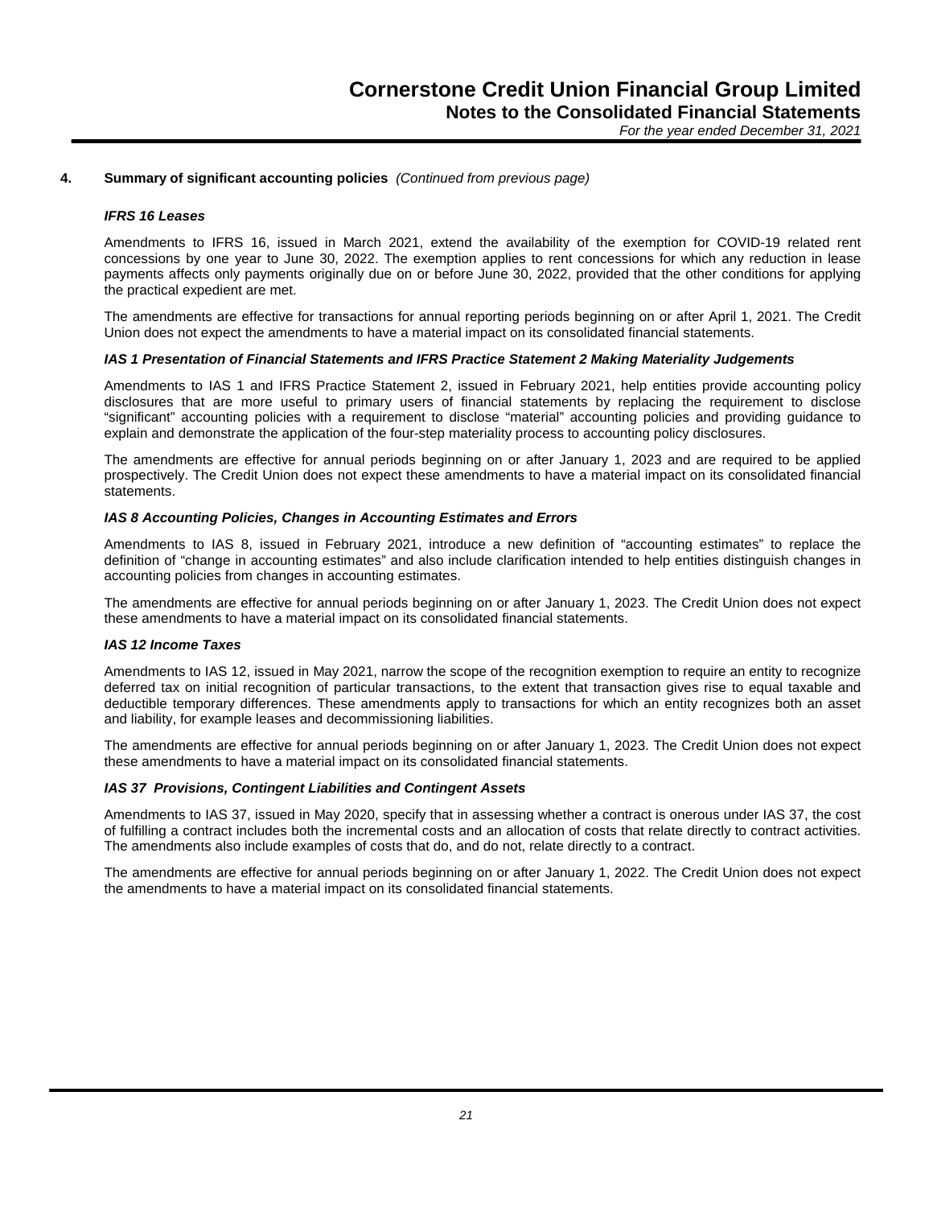## 4. Summary of significant accounting policies *(Continued from previous page)*

### *IFRS 16 Leases*

Amendments to IFRS 16, issued in March 2021, extend the availability of the exemption for COVID-19 related rent concessions by one year to June 30, 2022. The exemption applies to rent concessions for which any reduction in lease payments affects only payments originally due on or before June 30, 2022, provided that the other conditions for applying the practical expedient are met.

The amendments are effective for transactions for annual reporting periods beginning on or after April 1, 2021. The Credit Union does not expect the amendments to have a material impact on its consolidated financial statements.

### *IAS 1 Presentation of Financial Statements and IFRS Practice Statement 2 Making Materiality Judgements*

Amendments to IAS 1 and IFRS Practice Statement 2, issued in February 2021, help entities provide accounting policy disclosures that are more useful to primary users of financial statements by replacing the requirement to disclose "significant" accounting policies with a requirement to disclose "material" accounting policies and providing guidance to explain and demonstrate the application of the four-step materiality process to accounting policy disclosures.

The amendments are effective for annual periods beginning on or after January 1, 2023 and are required to be applied prospectively. The Credit Union does not expect these amendments to have a material impact on its consolidated financial statements.

### *IAS 8 Accounting Policies, Changes in Accounting Estimates and Errors*

Amendments to IAS 8, issued in February 2021, introduce a new definition of "accounting estimates" to replace the definition of "change in accounting estimates" and also include clarification intended to help entities distinguish changes in accounting policies from changes in accounting estimates.

The amendments are effective for annual periods beginning on or after January 1, 2023. The Credit Union does not expect these amendments to have a material impact on its consolidated financial statements.

### *IAS 12 Income Taxes*

Amendments to IAS 12, issued in May 2021, narrow the scope of the recognition exemption to require an entity to recognize deferred tax on initial recognition of particular transactions, to the extent that transaction gives rise to equal taxable and deductible temporary differences. These amendments apply to transactions for which an entity recognizes both an asset and liability, for example leases and decommissioning liabilities.

The amendments are effective for annual periods beginning on or after January 1, 2023. The Credit Union does not expect these amendments to have a material impact on its consolidated financial statements.

### *IAS 37 Provisions, Contingent Liabilities and Contingent Assets*

Amendments to IAS 37, issued in May 2020, specify that in assessing whether a contract is onerous under IAS 37, the cost of fulfilling a contract includes both the incremental costs and an allocation of costs that relate directly to contract activities. The amendments also include examples of costs that do, and do not, relate directly to a contract.

The amendments are effective for annual periods beginning on or after January 1, 2022. The Credit Union does not expect the amendments to have a material impact on its consolidated financial statements.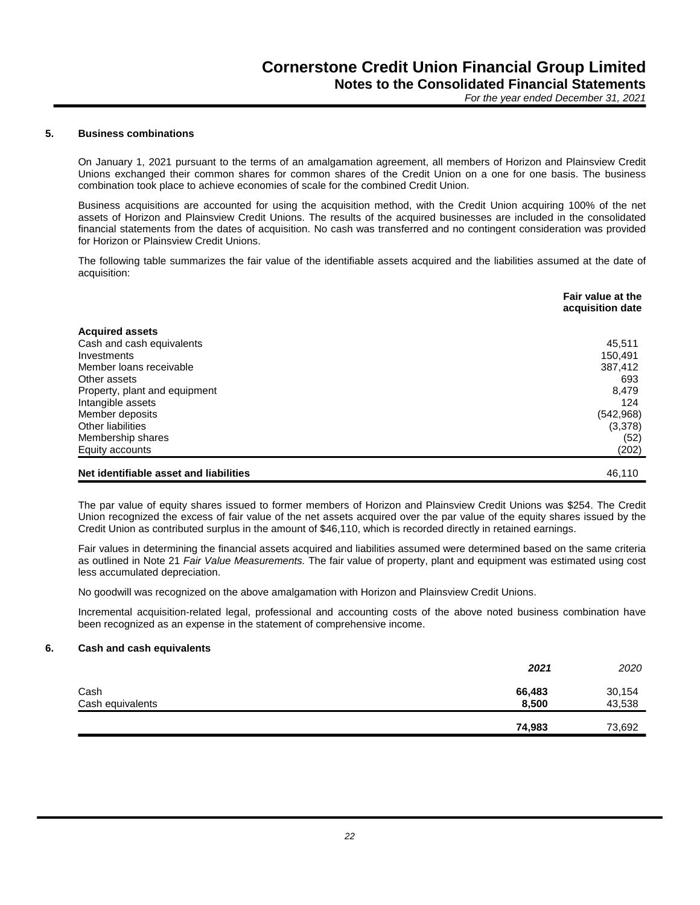## 5. Business combinations

On January 1, 2021 pursuant to the terms of an amalgamation agreement, all members of Horizon and Plainsview Credit Unions exchanged their common shares for common shares of the Credit Union on a one for one basis. The business combination took place to achieve economies of scale for the combined Credit Union.

Business acquisitions are accounted for using the acquisition method, with the Credit Union acquiring 100% of the net assets of Horizon and Plainsview Credit Unions. The results of the acquired businesses are included in the consolidated financial statements from the dates of acquisition. No cash was transferred and no contingent consideration was provided for Horizon or Plainsview Credit Unions.

The following table summarizes the fair value of the identifiable assets acquired and the liabilities assumed at the date of acquisition:

| | Fair value at the acquisition date |
|---|---|
| **Acquired assets** | |
| Cash and cash equivalents | 45,511 |
| Investments | 150,491 |
| Member loans receivable | 387,412 |
| Other assets | 693 |
| Property, plant and equipment | 8,479 |
| Intangible assets | 124 |
| Member deposits | (542,968) |
| Other liabilities | (3,378) |
| Membership shares | (52) |
| Equity accounts | (202) |
| **Net identifiable asset and liabilities** | 46,110 |

The par value of equity shares issued to former members of Horizon and Plainsview Credit Unions was $254. The Credit Union recognized the excess of fair value of the net assets acquired over the par value of the equity shares issued by the Credit Union as contributed surplus in the amount of $46,110, which is recorded directly in retained earnings.

Fair values in determining the financial assets acquired and liabilities assumed were determined based on the same criteria as outlined in Note 21 *Fair Value Measurements.* The fair value of property, plant and equipment was estimated using cost less accumulated depreciation.

No goodwill was recognized on the above amalgamation with Horizon and Plainsview Credit Unions.

Incremental acquisition-related legal, professional and accounting costs of the above noted business combination have been recognized as an expense in the statement of comprehensive income.

## 6. Cash and cash equivalents

| | ***2021*** | *2020* |
|---|---|---|
| Cash | **66,483** | 30,154 |
| Cash equivalents | **8,500** | 43,538 |
| | **74,983** | 73,692 |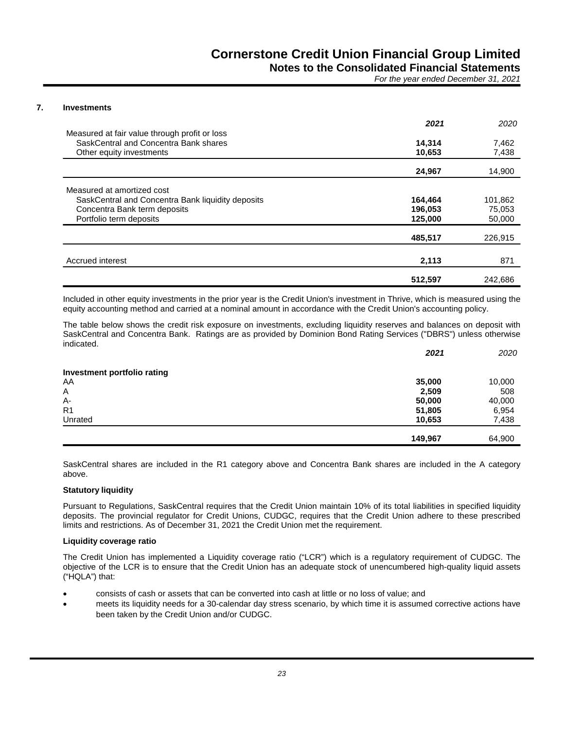## 7. Investments

| | 2021 | 2020 |
|---|---|---|
| Measured at fair value through profit or loss | | |
| SaskCentral and Concentra Bank shares | **14,314** | 7,462 |
| Other equity investments | **10,653** | 7,438 |
| | **24,967** | 14,900 |
| Measured at amortized cost | | |
| SaskCentral and Concentra Bank liquidity deposits | **164,464** | 101,862 |
| Concentra Bank term deposits | **196,053** | 75,053 |
| Portfolio term deposits | **125,000** | 50,000 |
| | **485,517** | 226,915 |
| Accrued interest | **2,113** | 871 |
| | **512,597** | 242,686 |

Included in other equity investments in the prior year is the Credit Union's investment in Thrive, which is measured using the equity accounting method and carried at a nominal amount in accordance with the Credit Union's accounting policy.

The table below shows the credit risk exposure on investments, excluding liquidity reserves and balances on deposit with SaskCentral and Concentra Bank. Ratings are as provided by Dominion Bond Rating Services ("DBRS") unless otherwise indicated.

| | 2021 | 2020 |
|---|---|---|
| **Investment portfolio rating** | | |
| AA | **35,000** | 10,000 |
| A | **2,509** | 508 |
| A- | **50,000** | 40,000 |
| R1 | **51,805** | 6,954 |
| Unrated | **10,653** | 7,438 |
| | **149,967** | 64,900 |

SaskCentral shares are included in the R1 category above and Concentra Bank shares are included in the A category above.

**Statutory liquidity**

Pursuant to Regulations, SaskCentral requires that the Credit Union maintain 10% of its total liabilities in specified liquidity deposits. The provincial regulator for Credit Unions, CUDGC, requires that the Credit Union adhere to these prescribed limits and restrictions. As of December 31, 2021 the Credit Union met the requirement.

**Liquidity coverage ratio**

The Credit Union has implemented a Liquidity coverage ratio ("LCR") which is a regulatory requirement of CUDGC. The objective of the LCR is to ensure that the Credit Union has an adequate stock of unencumbered high-quality liquid assets ("HQLA") that:

- consists of cash or assets that can be converted into cash at little or no loss of value; and
- meets its liquidity needs for a 30-calendar day stress scenario, by which time it is assumed corrective actions have been taken by the Credit Union and/or CUDGC.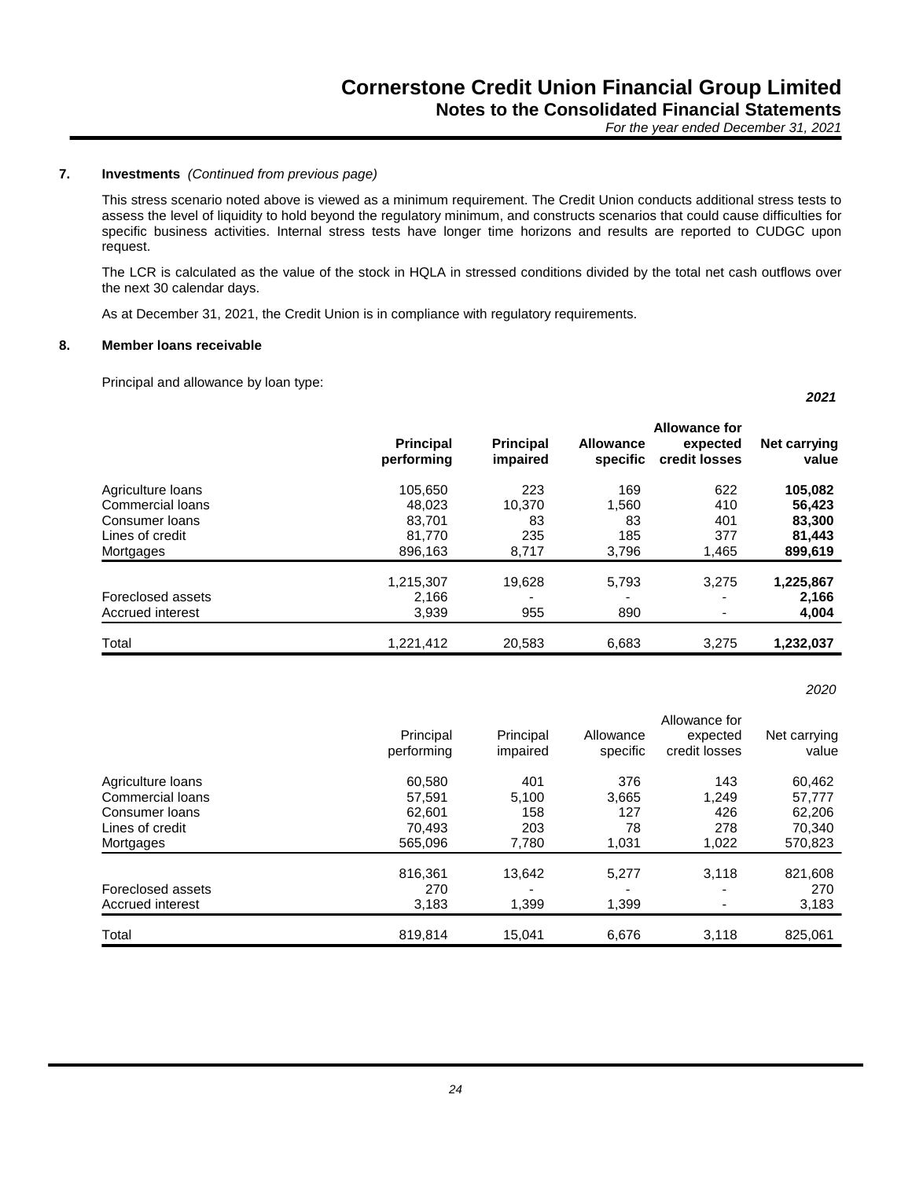## 7. Investments *(Continued from previous page)*

This stress scenario noted above is viewed as a minimum requirement. The Credit Union conducts additional stress tests to assess the level of liquidity to hold beyond the regulatory minimum, and constructs scenarios that could cause difficulties for specific business activities. Internal stress tests have longer time horizons and results are reported to CUDGC upon request.

The LCR is calculated as the value of the stock in HQLA in stressed conditions divided by the total net cash outflows over the next 30 calendar days.

As at December 31, 2021, the Credit Union is in compliance with regulatory requirements.

## 8. Member loans receivable

Principal and allowance by loan type:

***2021***

| | **Principal performing** | **Principal impaired** | **Allowance specific** | **Allowance for expected credit losses** | **Net carrying value** |
|---|---|---|---|---|---|
| Agriculture loans | 105,650 | 223 | 169 | 622 | **105,082** |
| Commercial loans | 48,023 | 10,370 | 1,560 | 410 | **56,423** |
| Consumer loans | 83,701 | 83 | 83 | 401 | **83,300** |
| Lines of credit | 81,770 | 235 | 185 | 377 | **81,443** |
| Mortgages | 896,163 | 8,717 | 3,796 | 1,465 | **899,619** |
| | 1,215,307 | 19,628 | 5,793 | 3,275 | **1,225,867** |
| Foreclosed assets | 2,166 | - | - | - | **2,166** |
| Accrued interest | 3,939 | 955 | 890 | - | **4,004** |
| Total | 1,221,412 | 20,583 | 6,683 | 3,275 | **1,232,037** |

*2020*

| | Principal performing | Principal impaired | Allowance specific | Allowance for expected credit losses | Net carrying value |
|---|---|---|---|---|---|
| Agriculture loans | 60,580 | 401 | 376 | 143 | 60,462 |
| Commercial loans | 57,591 | 5,100 | 3,665 | 1,249 | 57,777 |
| Consumer loans | 62,601 | 158 | 127 | 426 | 62,206 |
| Lines of credit | 70,493 | 203 | 78 | 278 | 70,340 |
| Mortgages | 565,096 | 7,780 | 1,031 | 1,022 | 570,823 |
| | 816,361 | 13,642 | 5,277 | 3,118 | 821,608 |
| Foreclosed assets | 270 | - | - | - | 270 |
| Accrued interest | 3,183 | 1,399 | 1,399 | - | 3,183 |
| Total | 819,814 | 15,041 | 6,676 | 3,118 | 825,061 |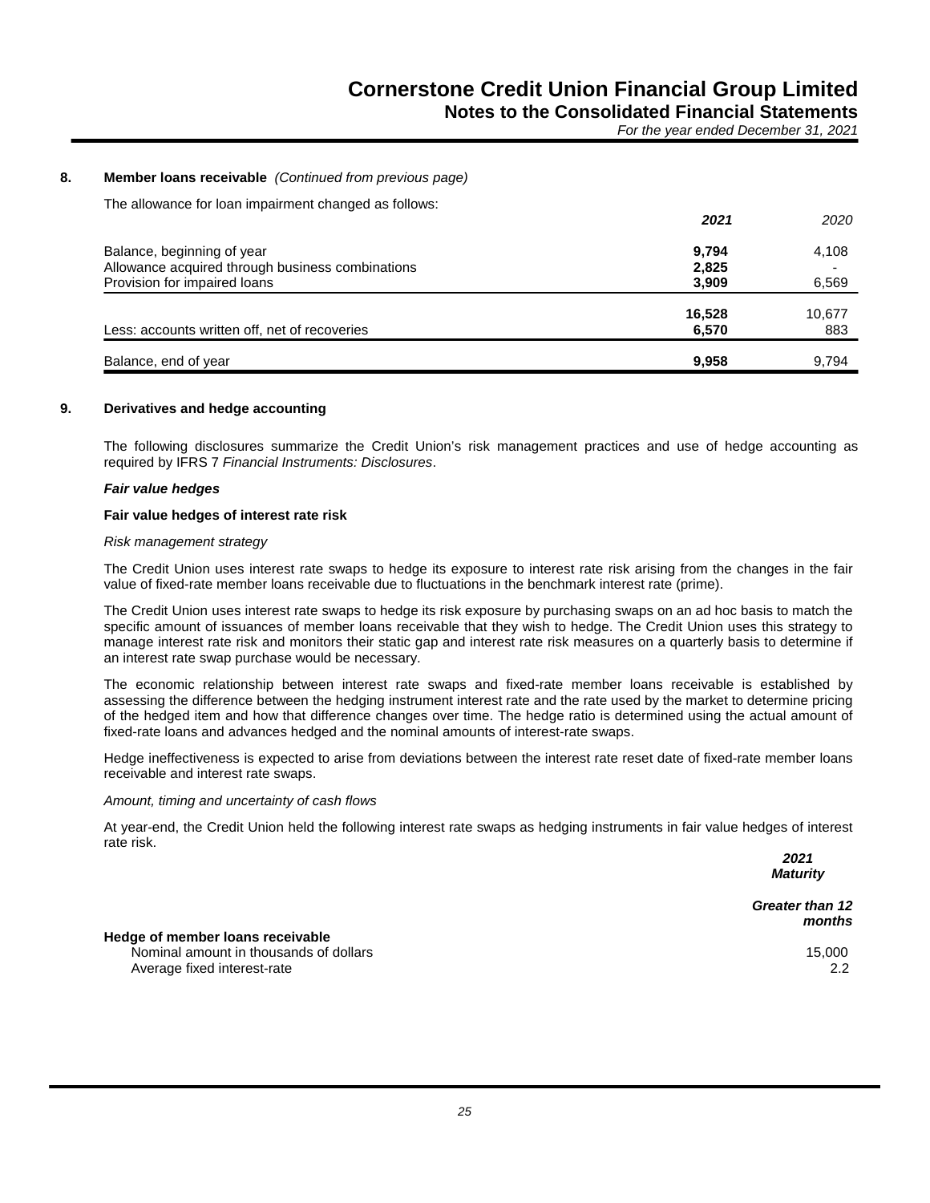## 8. Member loans receivable *(Continued from previous page)*

The allowance for loan impairment changed as follows:

| | ***2021*** | *2020* |
|---|---|---|
| Balance, beginning of year | **9,794** | 4,108 |
| Allowance acquired through business combinations | **2,825** | - |
| Provision for impaired loans | **3,909** | 6,569 |
| | **16,528** | 10,677 |
| Less: accounts written off, net of recoveries | **6,570** | 883 |
| Balance, end of year | **9,958** | 9,794 |

## 9. Derivatives and hedge accounting

The following disclosures summarize the Credit Union's risk management practices and use of hedge accounting as required by IFRS 7 *Financial Instruments: Disclosures*.

***Fair value hedges***

**Fair value hedges of interest rate risk**

*Risk management strategy*

The Credit Union uses interest rate swaps to hedge its exposure to interest rate risk arising from the changes in the fair value of fixed-rate member loans receivable due to fluctuations in the benchmark interest rate (prime).

The Credit Union uses interest rate swaps to hedge its risk exposure by purchasing swaps on an ad hoc basis to match the specific amount of issuances of member loans receivable that they wish to hedge. The Credit Union uses this strategy to manage interest rate risk and monitors their static gap and interest rate risk measures on a quarterly basis to determine if an interest rate swap purchase would be necessary.

The economic relationship between interest rate swaps and fixed-rate member loans receivable is established by assessing the difference between the hedging instrument interest rate and the rate used by the market to determine pricing of the hedged item and how that difference changes over time. The hedge ratio is determined using the actual amount of fixed-rate loans and advances hedged and the nominal amounts of interest-rate swaps.

Hedge ineffectiveness is expected to arise from deviations between the interest rate reset date of fixed-rate member loans receivable and interest rate swaps.

*Amount, timing and uncertainty of cash flows*

At year-end, the Credit Union held the following interest rate swaps as hedging instruments in fair value hedges of interest rate risk.

| | ***2021 Maturity*** |
|---|---|
| | ***Greater than 12 months*** |
| **Hedge of member loans receivable** | |
| Nominal amount in thousands of dollars | 15,000 |
| Average fixed interest-rate | 2.2 |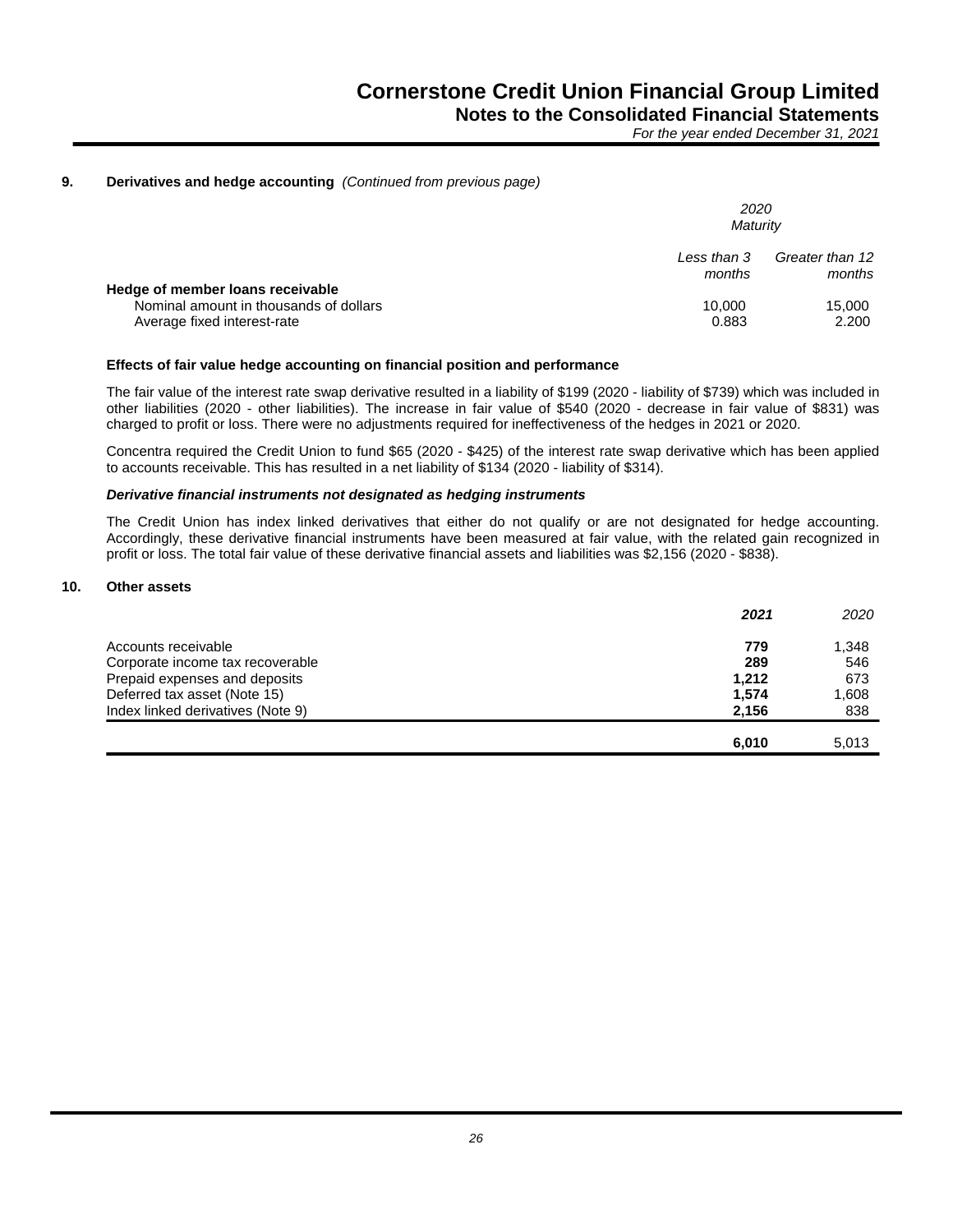## 9. Derivatives and hedge accounting *(Continued from previous page)*

| | *2020 Maturity* | |
|---|---|---|
| | *Less than 3 months* | *Greater than 12 months* |
| **Hedge of member loans receivable** | | |
| Nominal amount in thousands of dollars | 10,000 | 15,000 |
| Average fixed interest-rate | 0.883 | 2.200 |

**Effects of fair value hedge accounting on financial position and performance**

The fair value of the interest rate swap derivative resulted in a liability of $199 (2020 - liability of $739) which was included in other liabilities (2020 - other liabilities). The increase in fair value of $540 (2020 - decrease in fair value of $831) was charged to profit or loss. There were no adjustments required for ineffectiveness of the hedges in 2021 or 2020.

Concentra required the Credit Union to fund $65 (2020 - $425) of the interest rate swap derivative which has been applied to accounts receivable. This has resulted in a net liability of $134 (2020 - liability of $314).

***Derivative financial instruments not designated as hedging instruments***

The Credit Union has index linked derivatives that either do not qualify or are not designated for hedge accounting. Accordingly, these derivative financial instruments have been measured at fair value, with the related gain recognized in profit or loss. The total fair value of these derivative financial assets and liabilities was $2,156 (2020 - $838).

## 10. Other assets

| | ***2021*** | *2020* |
|---|---|---|
| Accounts receivable | **779** | 1,348 |
| Corporate income tax recoverable | **289** | 546 |
| Prepaid expenses and deposits | **1,212** | 673 |
| Deferred tax asset (Note 15) | **1,574** | 1,608 |
| Index linked derivatives (Note 9) | **2,156** | 838 |
| | **6,010** | 5,013 |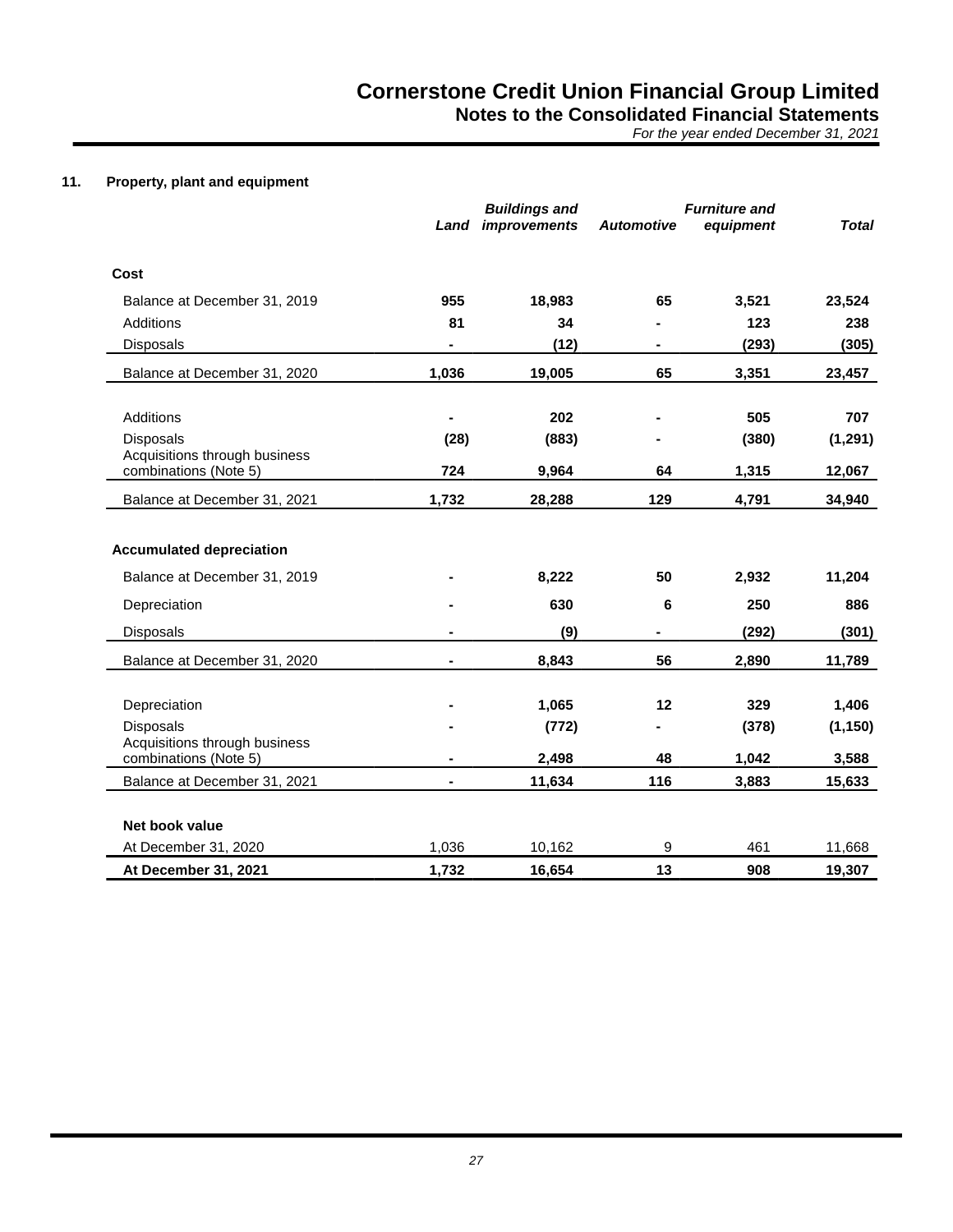## 11. Property, plant and equipment

| | Land | Buildings and improvements | Automotive | Furniture and equipment | Total |
|---|---|---|---|---|---|
| **Cost** | | | | | |
| Balance at December 31, 2019 | **955** | **18,983** | **65** | **3,521** | **23,524** |
| Additions | **81** | **34** | **-** | **123** | **238** |
| Disposals | **-** | **(12)** | **-** | **(293)** | **(305)** |
| Balance at December 31, 2020 | **1,036** | **19,005** | **65** | **3,351** | **23,457** |
| Additions | **-** | **202** | **-** | **505** | **707** |
| Disposals | **(28)** | **(883)** | **-** | **(380)** | **(1,291)** |
| Acquisitions through business combinations (Note 5) | **724** | **9,964** | **64** | **1,315** | **12,067** |
| Balance at December 31, 2021 | **1,732** | **28,288** | **129** | **4,791** | **34,940** |
| **Accumulated depreciation** | | | | | |
| Balance at December 31, 2019 | **-** | **8,222** | **50** | **2,932** | **11,204** |
| Depreciation | **-** | **630** | **6** | **250** | **886** |
| Disposals | **-** | **(9)** | **-** | **(292)** | **(301)** |
| Balance at December 31, 2020 | **-** | **8,843** | **56** | **2,890** | **11,789** |
| Depreciation | **-** | **1,065** | **12** | **329** | **1,406** |
| Disposals | **-** | **(772)** | **-** | **(378)** | **(1,150)** |
| Acquisitions through business combinations (Note 5) | **-** | **2,498** | **48** | **1,042** | **3,588** |
| Balance at December 31, 2021 | **-** | **11,634** | **116** | **3,883** | **15,633** |
| **Net book value** | | | | | |
| At December 31, 2020 | 1,036 | 10,162 | 9 | 461 | 11,668 |
| **At December 31, 2021** | **1,732** | **16,654** | **13** | **908** | **19,307** |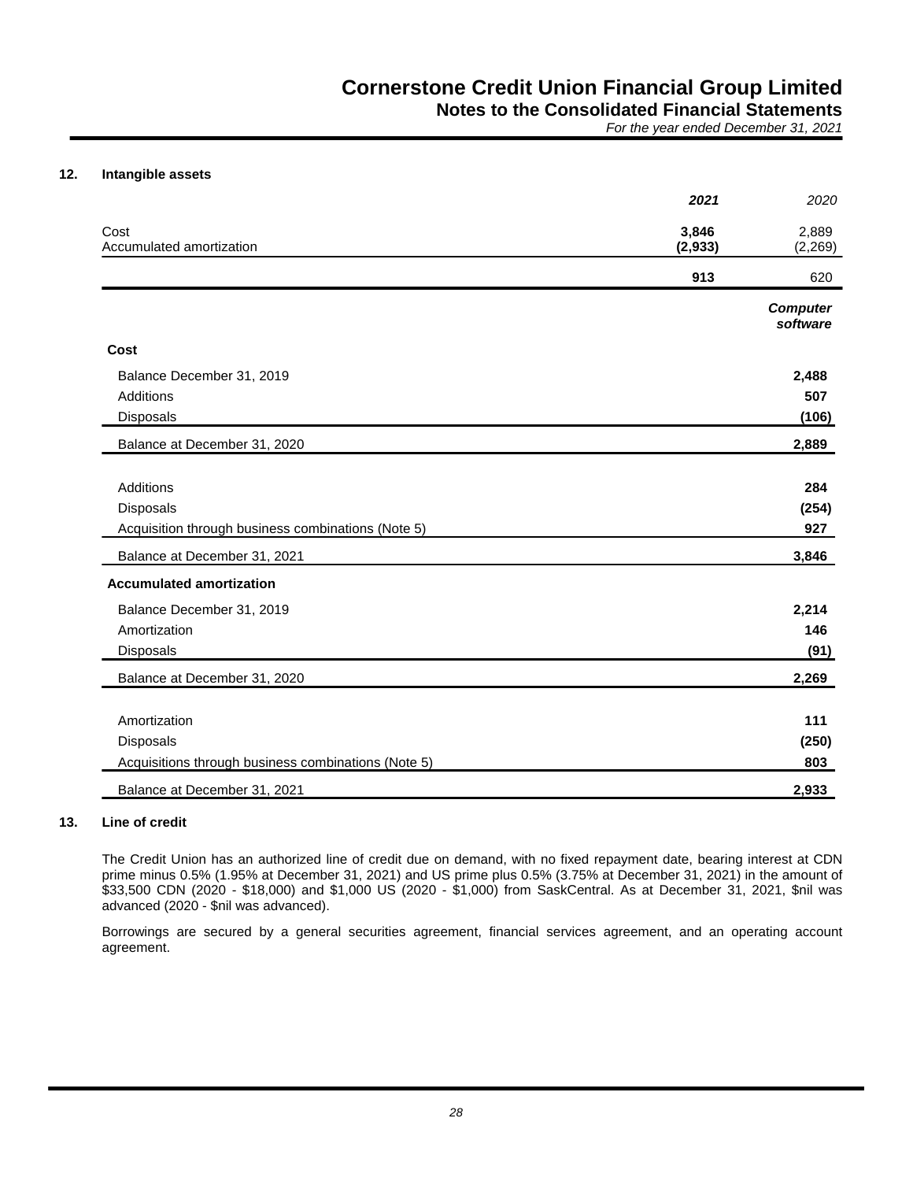## 12. Intangible assets

| | *2021* | *2020* |
|---|---|---|
| Cost | **3,846** | 2,889 |
| Accumulated amortization | **(2,933)** | (2,269) |
| | **913** | 620 |

| | ***Computer software*** |
|---|---|
| **Cost** | |
| Balance December 31, 2019 | **2,488** |
| Additions | **507** |
| Disposals | **(106)** |
| Balance at December 31, 2020 | **2,889** |
| Additions | **284** |
| Disposals | **(254)** |
| Acquisition through business combinations (Note 5) | **927** |
| Balance at December 31, 2021 | **3,846** |
| **Accumulated amortization** | |
| Balance December 31, 2019 | **2,214** |
| Amortization | **146** |
| Disposals | **(91)** |
| Balance at December 31, 2020 | **2,269** |
| Amortization | **111** |
| Disposals | **(250)** |
| Acquisitions through business combinations (Note 5) | **803** |
| Balance at December 31, 2021 | **2,933** |

## 13. Line of credit

The Credit Union has an authorized line of credit due on demand, with no fixed repayment date, bearing interest at CDN prime minus 0.5% (1.95% at December 31, 2021) and US prime plus 0.5% (3.75% at December 31, 2021) in the amount of $33,500 CDN (2020 - $18,000) and $1,000 US (2020 - $1,000) from SaskCentral. As at December 31, 2021, $nil was advanced (2020 - $nil was advanced).

Borrowings are secured by a general securities agreement, financial services agreement, and an operating account agreement.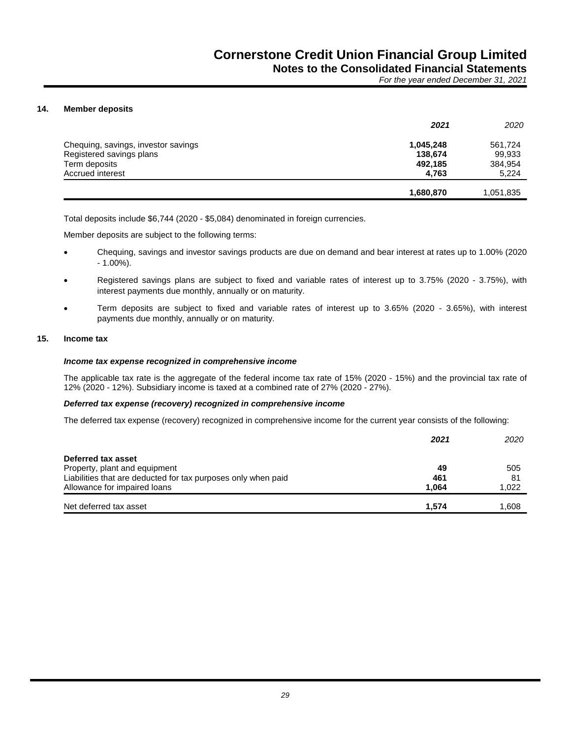### 14. Member deposits

| | 2021 | 2020 |
|---|---|---|
| Chequing, savings, investor savings | **1,045,248** | 561,724 |
| Registered savings plans | **138,674** | 99,933 |
| Term deposits | **492,185** | 384,954 |
| Accrued interest | **4,763** | 5,224 |
| | **1,680,870** | 1,051,835 |

Total deposits include $6,744 (2020 - $5,084) denominated in foreign currencies.

Member deposits are subject to the following terms:

- Chequing, savings and investor savings products are due on demand and bear interest at rates up to 1.00% (2020 - 1.00%).
- Registered savings plans are subject to fixed and variable rates of interest up to 3.75% (2020 - 3.75%), with interest payments due monthly, annually or on maturity.
- Term deposits are subject to fixed and variable rates of interest up to 3.65% (2020 - 3.65%), with interest payments due monthly, annually or on maturity.

### 15. Income tax

***Income tax expense recognized in comprehensive income***

The applicable tax rate is the aggregate of the federal income tax rate of 15% (2020 - 15%) and the provincial tax rate of 12% (2020 - 12%). Subsidiary income is taxed at a combined rate of 27% (2020 - 27%).

***Deferred tax expense (recovery) recognized in comprehensive income***

The deferred tax expense (recovery) recognized in comprehensive income for the current year consists of the following:

| | 2021 | 2020 |
|---|---|---|
| **Deferred tax asset** | | |
| Property, plant and equipment | **49** | 505 |
| Liabilities that are deducted for tax purposes only when paid | **461** | 81 |
| Allowance for impaired loans | **1,064** | 1,022 |
| Net deferred tax asset | **1,574** | 1,608 |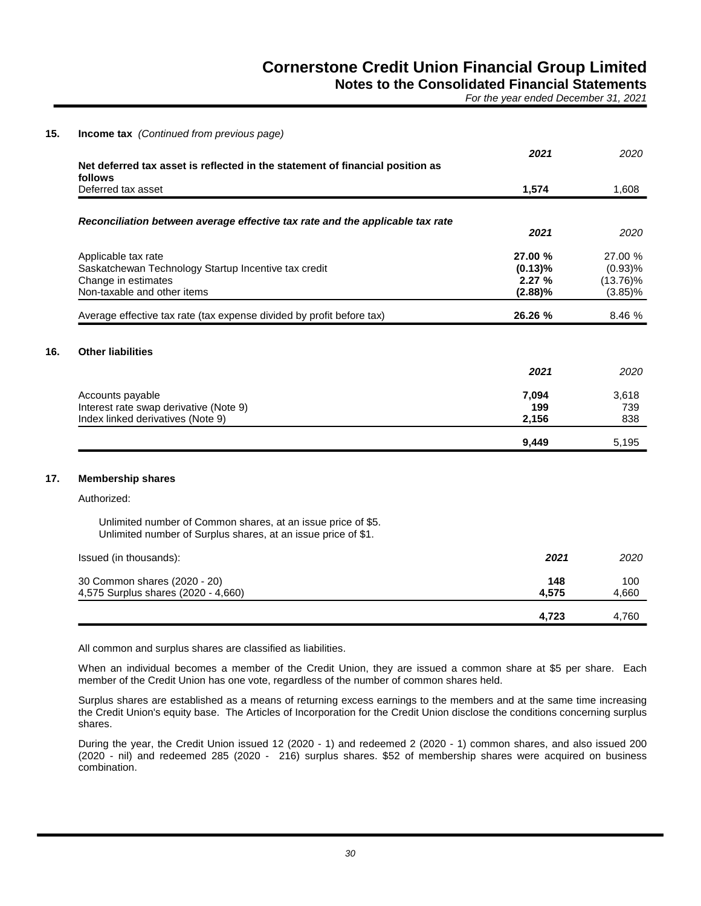## 15. Income tax *(Continued from previous page)*

| | 2021 | 2020 |
|---|---|---|
| **Net deferred tax asset is reflected in the statement of financial position as follows** | | |
| Deferred tax asset | **1,574** | 1,608 |

***Reconciliation between average effective tax rate and the applicable tax rate***

| | 2021 | 2020 |
|---|---|---|
| Applicable tax rate | **27.00 %** | 27.00 % |
| Saskatchewan Technology Startup Incentive tax credit | **(0.13)%** | (0.93)% |
| Change in estimates | **2.27 %** | (13.76)% |
| Non-taxable and other items | **(2.88)%** | (3.85)% |
| Average effective tax rate (tax expense divided by profit before tax) | **26.26 %** | 8.46 % |

## 16. Other liabilities

| | 2021 | 2020 |
|---|---|---|
| Accounts payable | **7,094** | 3,618 |
| Interest rate swap derivative (Note 9) | **199** | 739 |
| Index linked derivatives (Note 9) | **2,156** | 838 |
| | **9,449** | 5,195 |

## 17. Membership shares

Authorized:

Unlimited number of Common shares, at an issue price of $5.
Unlimited number of Surplus shares, at an issue price of $1.

| Issued (in thousands): | 2021 | 2020 |
|---|---|---|
| 30 Common shares (2020 - 20) | **148** | 100 |
| 4,575 Surplus shares (2020 - 4,660) | **4,575** | 4,660 |
| | **4,723** | 4,760 |

All common and surplus shares are classified as liabilities.

When an individual becomes a member of the Credit Union, they are issued a common share at $5 per share. Each member of the Credit Union has one vote, regardless of the number of common shares held.

Surplus shares are established as a means of returning excess earnings to the members and at the same time increasing the Credit Union's equity base. The Articles of Incorporation for the Credit Union disclose the conditions concerning surplus shares.

During the year, the Credit Union issued 12 (2020 - 1) and redeemed 2 (2020 - 1) common shares, and also issued 200 (2020 - nil) and redeemed 285 (2020 - 216) surplus shares. $52 of membership shares were acquired on business combination.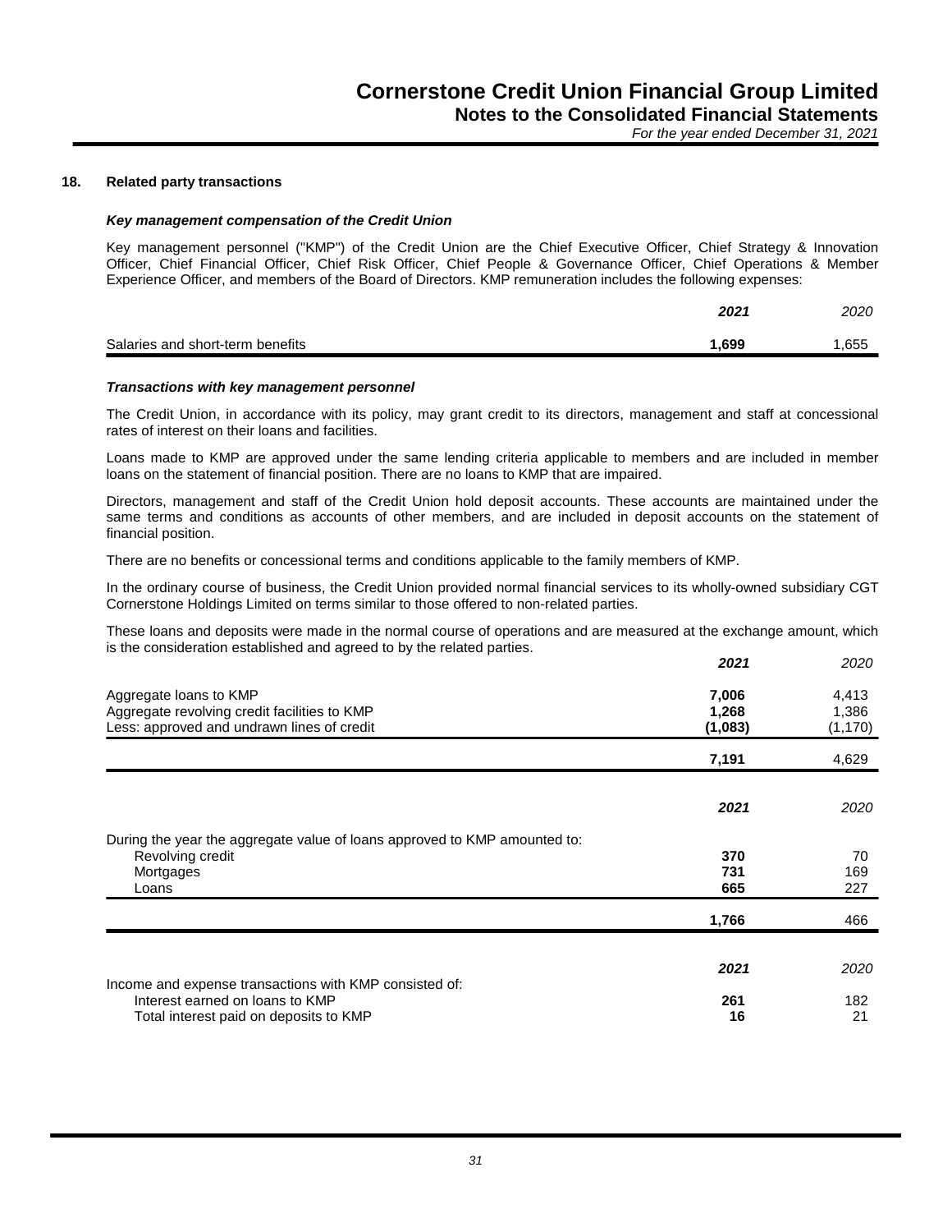## 18. Related party transactions

***Key management compensation of the Credit Union***

Key management personnel ("KMP") of the Credit Union are the Chief Executive Officer, Chief Strategy & Innovation Officer, Chief Financial Officer, Chief Risk Officer, Chief People & Governance Officer, Chief Operations & Member Experience Officer, and members of the Board of Directors. KMP remuneration includes the following expenses:

| | **2021** | 2020 |
|---|---|---|
| Salaries and short-term benefits | **1,699** | 1,655 |

***Transactions with key management personnel***

The Credit Union, in accordance with its policy, may grant credit to its directors, management and staff at concessional rates of interest on their loans and facilities.

Loans made to KMP are approved under the same lending criteria applicable to members and are included in member loans on the statement of financial position. There are no loans to KMP that are impaired.

Directors, management and staff of the Credit Union hold deposit accounts. These accounts are maintained under the same terms and conditions as accounts of other members, and are included in deposit accounts on the statement of financial position.

There are no benefits or concessional terms and conditions applicable to the family members of KMP.

In the ordinary course of business, the Credit Union provided normal financial services to its wholly-owned subsidiary CGT Cornerstone Holdings Limited on terms similar to those offered to non-related parties.

These loans and deposits were made in the normal course of operations and are measured at the exchange amount, which is the consideration established and agreed to by the related parties.

| | **2021** | 2020 |
|---|---|---|
| Aggregate loans to KMP | **7,006** | 4,413 |
| Aggregate revolving credit facilities to KMP | **1,268** | 1,386 |
| Less: approved and undrawn lines of credit | **(1,083)** | (1,170) |
| | **7,191** | 4,629 |

| | **2021** | 2020 |
|---|---|---|
| During the year the aggregate value of loans approved to KMP amounted to: | | |
| Revolving credit | **370** | 70 |
| Mortgages | **731** | 169 |
| Loans | **665** | 227 |
| | **1,766** | 466 |

| | **2021** | 2020 |
|---|---|---|
| Income and expense transactions with KMP consisted of: | | |
| Interest earned on loans to KMP | **261** | 182 |
| Total interest paid on deposits to KMP | **16** | 21 |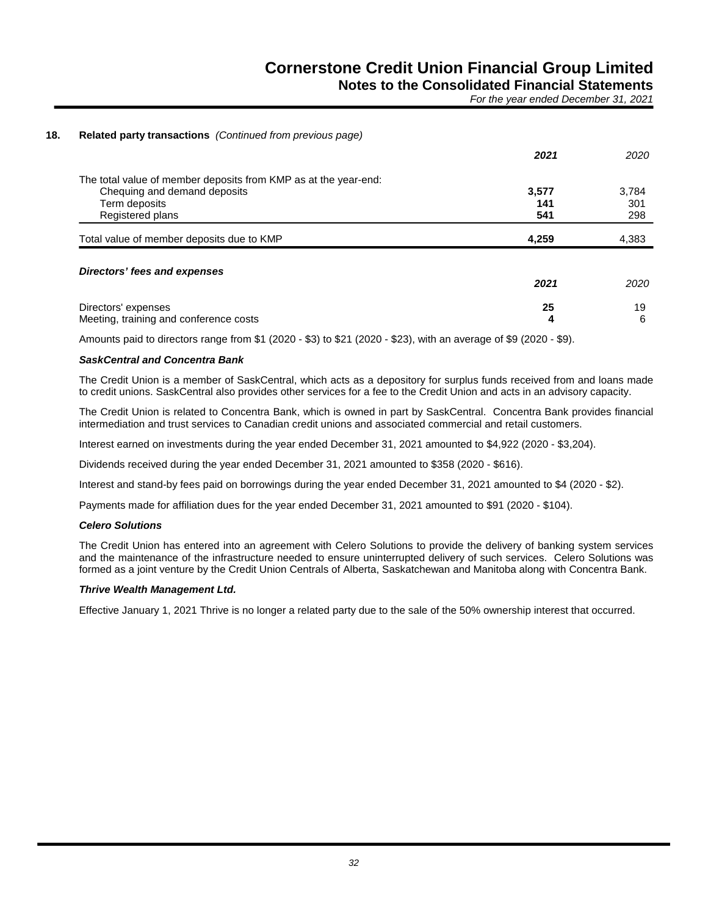## 18. Related party transactions *(Continued from previous page)*

| | **2021** | 2020 |
|---|---|---|
| The total value of member deposits from KMP as at the year-end: | | |
| Chequing and demand deposits | **3,577** | 3,784 |
| Term deposits | **141** | 301 |
| Registered plans | **541** | 298 |
| Total value of member deposits due to KMP | **4,259** | 4,383 |

***Directors' fees and expenses***

| | **2021** | 2020 |
|---|---|---|
| Directors' expenses | **25** | 19 |
| Meeting, training and conference costs | **4** | 6 |

Amounts paid to directors range from $1 (2020 - $3) to $21 (2020 - $23), with an average of $9 (2020 - $9).

***SaskCentral and Concentra Bank***

The Credit Union is a member of SaskCentral, which acts as a depository for surplus funds received from and loans made to credit unions. SaskCentral also provides other services for a fee to the Credit Union and acts in an advisory capacity.

The Credit Union is related to Concentra Bank, which is owned in part by SaskCentral. Concentra Bank provides financial intermediation and trust services to Canadian credit unions and associated commercial and retail customers.

Interest earned on investments during the year ended December 31, 2021 amounted to $4,922 (2020 - $3,204).

Dividends received during the year ended December 31, 2021 amounted to $358 (2020 - $616).

Interest and stand-by fees paid on borrowings during the year ended December 31, 2021 amounted to $4 (2020 - $2).

Payments made for affiliation dues for the year ended December 31, 2021 amounted to $91 (2020 - $104).

***Celero Solutions***

The Credit Union has entered into an agreement with Celero Solutions to provide the delivery of banking system services and the maintenance of the infrastructure needed to ensure uninterrupted delivery of such services. Celero Solutions was formed as a joint venture by the Credit Union Centrals of Alberta, Saskatchewan and Manitoba along with Concentra Bank.

***Thrive Wealth Management Ltd.***

Effective January 1, 2021 Thrive is no longer a related party due to the sale of the 50% ownership interest that occurred.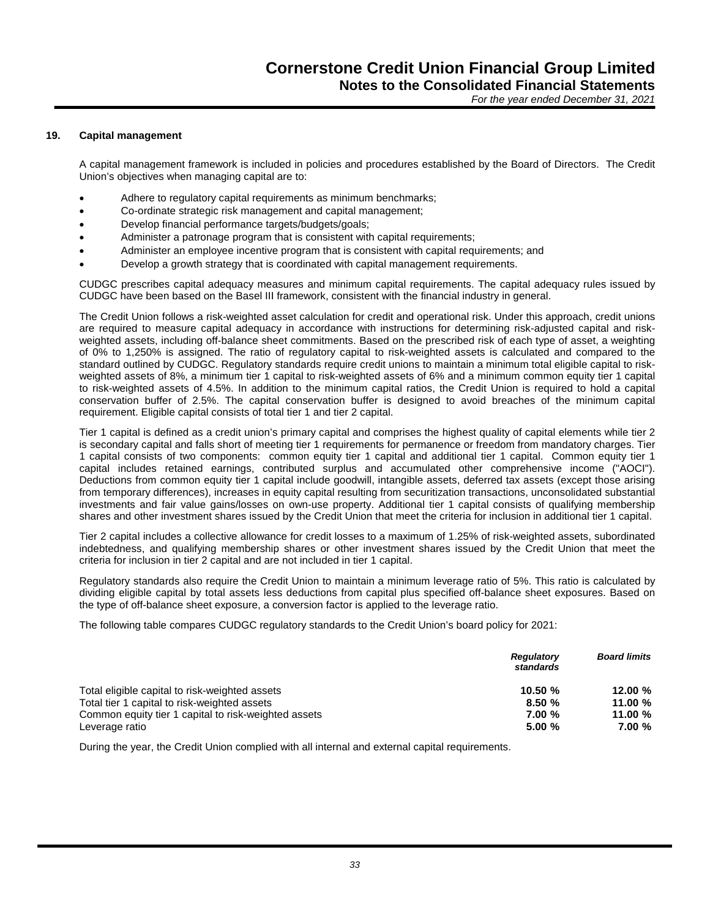## 19. Capital management

A capital management framework is included in policies and procedures established by the Board of Directors. The Credit Union's objectives when managing capital are to:

- Adhere to regulatory capital requirements as minimum benchmarks;
- Co-ordinate strategic risk management and capital management;
- Develop financial performance targets/budgets/goals;
- Administer a patronage program that is consistent with capital requirements;
- Administer an employee incentive program that is consistent with capital requirements; and
- Develop a growth strategy that is coordinated with capital management requirements.

CUDGC prescribes capital adequacy measures and minimum capital requirements. The capital adequacy rules issued by CUDGC have been based on the Basel III framework, consistent with the financial industry in general.

The Credit Union follows a risk-weighted asset calculation for credit and operational risk. Under this approach, credit unions are required to measure capital adequacy in accordance with instructions for determining risk-adjusted capital and risk-weighted assets, including off-balance sheet commitments. Based on the prescribed risk of each type of asset, a weighting of 0% to 1,250% is assigned. The ratio of regulatory capital to risk-weighted assets is calculated and compared to the standard outlined by CUDGC. Regulatory standards require credit unions to maintain a minimum total eligible capital to risk-weighted assets of 8%, a minimum tier 1 capital to risk-weighted assets of 6% and a minimum common equity tier 1 capital to risk-weighted assets of 4.5%. In addition to the minimum capital ratios, the Credit Union is required to hold a capital conservation buffer of 2.5%. The capital conservation buffer is designed to avoid breaches of the minimum capital requirement. Eligible capital consists of total tier 1 and tier 2 capital.

Tier 1 capital is defined as a credit union's primary capital and comprises the highest quality of capital elements while tier 2 is secondary capital and falls short of meeting tier 1 requirements for permanence or freedom from mandatory charges. Tier 1 capital consists of two components: common equity tier 1 capital and additional tier 1 capital. Common equity tier 1 capital includes retained earnings, contributed surplus and accumulated other comprehensive income ("AOCI"). Deductions from common equity tier 1 capital include goodwill, intangible assets, deferred tax assets (except those arising from temporary differences), increases in equity capital resulting from securitization transactions, unconsolidated substantial investments and fair value gains/losses on own-use property. Additional tier 1 capital consists of qualifying membership shares and other investment shares issued by the Credit Union that meet the criteria for inclusion in additional tier 1 capital.

Tier 2 capital includes a collective allowance for credit losses to a maximum of 1.25% of risk-weighted assets, subordinated indebtedness, and qualifying membership shares or other investment shares issued by the Credit Union that meet the criteria for inclusion in tier 2 capital and are not included in tier 1 capital.

Regulatory standards also require the Credit Union to maintain a minimum leverage ratio of 5%. This ratio is calculated by dividing eligible capital by total assets less deductions from capital plus specified off-balance sheet exposures. Based on the type of off-balance sheet exposure, a conversion factor is applied to the leverage ratio.

The following table compares CUDGC regulatory standards to the Credit Union's board policy for 2021:

| | *Regulatory standards* | *Board limits* |
|---|---|---|
| Total eligible capital to risk-weighted assets | **10.50 %** | **12.00 %** |
| Total tier 1 capital to risk-weighted assets | **8.50 %** | **11.00 %** |
| Common equity tier 1 capital to risk-weighted assets | **7.00 %** | **11.00 %** |
| Leverage ratio | **5.00 %** | **7.00 %** |

During the year, the Credit Union complied with all internal and external capital requirements.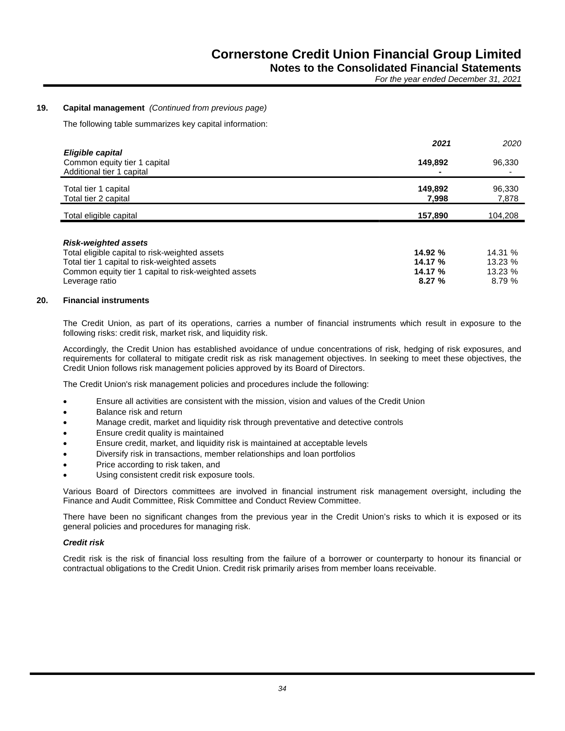## 19. Capital management *(Continued from previous page)*

The following table summarizes key capital information:

| | **2021** | *2020* |
|---|---|---|
| ***Eligible capital*** | | |
| Common equity tier 1 capital | **149,892** | 96,330 |
| Additional tier 1 capital | **-** | - |
| Total tier 1 capital | **149,892** | 96,330 |
| Total tier 2 capital | **7,998** | 7,878 |
| Total eligible capital | **157,890** | 104,208 |
| ***Risk-weighted assets*** | | |
| Total eligible capital to risk-weighted assets | **14.92 %** | 14.31 % |
| Total tier 1 capital to risk-weighted assets | **14.17 %** | 13.23 % |
| Common equity tier 1 capital to risk-weighted assets | **14.17 %** | 13.23 % |
| Leverage ratio | **8.27 %** | 8.79 % |

## 20. Financial instruments

The Credit Union, as part of its operations, carries a number of financial instruments which result in exposure to the following risks: credit risk, market risk, and liquidity risk.

Accordingly, the Credit Union has established avoidance of undue concentrations of risk, hedging of risk exposures, and requirements for collateral to mitigate credit risk as risk management objectives. In seeking to meet these objectives, the Credit Union follows risk management policies approved by its Board of Directors.

The Credit Union's risk management policies and procedures include the following:

- Ensure all activities are consistent with the mission, vision and values of the Credit Union
- Balance risk and return
- Manage credit, market and liquidity risk through preventative and detective controls
- Ensure credit quality is maintained
- Ensure credit, market, and liquidity risk is maintained at acceptable levels
- Diversify risk in transactions, member relationships and loan portfolios
- Price according to risk taken, and
- Using consistent credit risk exposure tools.

Various Board of Directors committees are involved in financial instrument risk management oversight, including the Finance and Audit Committee, Risk Committee and Conduct Review Committee.

There have been no significant changes from the previous year in the Credit Union's risks to which it is exposed or its general policies and procedures for managing risk.

***Credit risk***

Credit risk is the risk of financial loss resulting from the failure of a borrower or counterparty to honour its financial or contractual obligations to the Credit Union. Credit risk primarily arises from member loans receivable.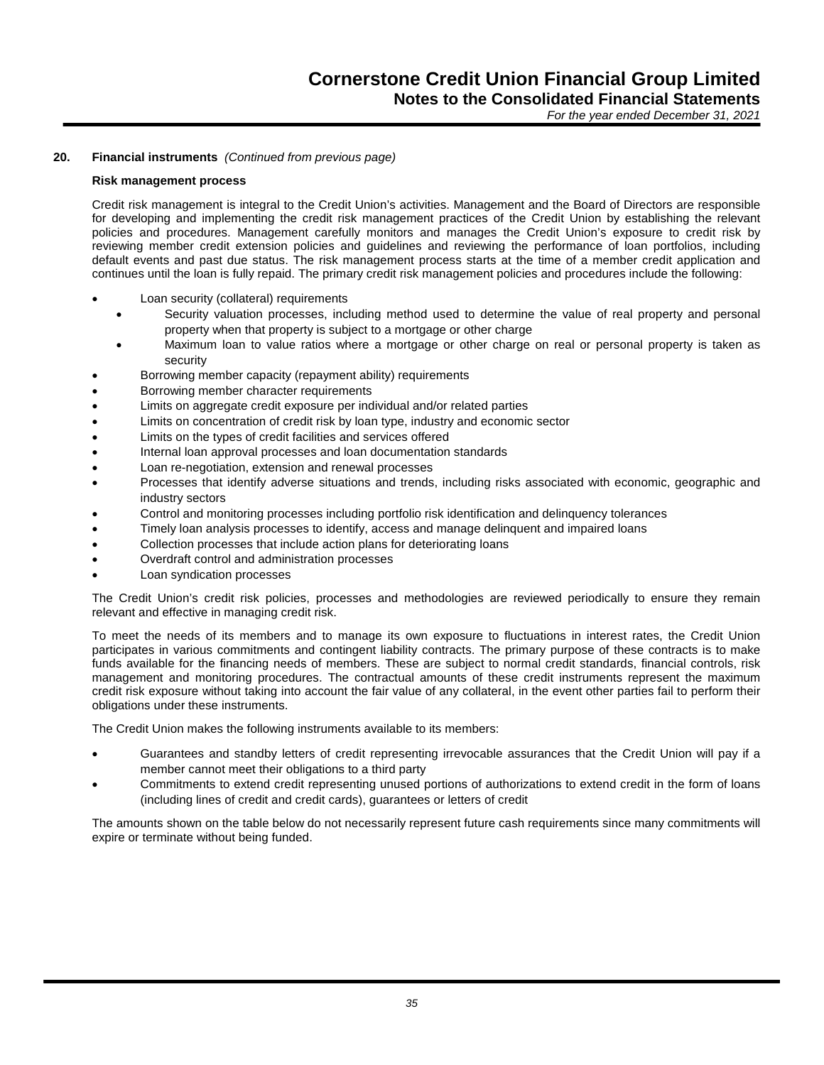## 20. Financial instruments *(Continued from previous page)*

### Risk management process

Credit risk management is integral to the Credit Union's activities. Management and the Board of Directors are responsible for developing and implementing the credit risk management practices of the Credit Union by establishing the relevant policies and procedures. Management carefully monitors and manages the Credit Union's exposure to credit risk by reviewing member credit extension policies and guidelines and reviewing the performance of loan portfolios, including default events and past due status. The risk management process starts at the time of a member credit application and continues until the loan is fully repaid. The primary credit risk management policies and procedures include the following:

- Loan security (collateral) requirements
  - Security valuation processes, including method used to determine the value of real property and personal property when that property is subject to a mortgage or other charge
  - Maximum loan to value ratios where a mortgage or other charge on real or personal property is taken as security
- Borrowing member capacity (repayment ability) requirements
- Borrowing member character requirements
- Limits on aggregate credit exposure per individual and/or related parties
- Limits on concentration of credit risk by loan type, industry and economic sector
- Limits on the types of credit facilities and services offered
- Internal loan approval processes and loan documentation standards
- Loan re-negotiation, extension and renewal processes
- Processes that identify adverse situations and trends, including risks associated with economic, geographic and industry sectors
- Control and monitoring processes including portfolio risk identification and delinquency tolerances
- Timely loan analysis processes to identify, access and manage delinquent and impaired loans
- Collection processes that include action plans for deteriorating loans
- Overdraft control and administration processes
- Loan syndication processes

The Credit Union's credit risk policies, processes and methodologies are reviewed periodically to ensure they remain relevant and effective in managing credit risk.

To meet the needs of its members and to manage its own exposure to fluctuations in interest rates, the Credit Union participates in various commitments and contingent liability contracts. The primary purpose of these contracts is to make funds available for the financing needs of members. These are subject to normal credit standards, financial controls, risk management and monitoring procedures. The contractual amounts of these credit instruments represent the maximum credit risk exposure without taking into account the fair value of any collateral, in the event other parties fail to perform their obligations under these instruments.

The Credit Union makes the following instruments available to its members:

- Guarantees and standby letters of credit representing irrevocable assurances that the Credit Union will pay if a member cannot meet their obligations to a third party
- Commitments to extend credit representing unused portions of authorizations to extend credit in the form of loans (including lines of credit and credit cards), guarantees or letters of credit

The amounts shown on the table below do not necessarily represent future cash requirements since many commitments will expire or terminate without being funded.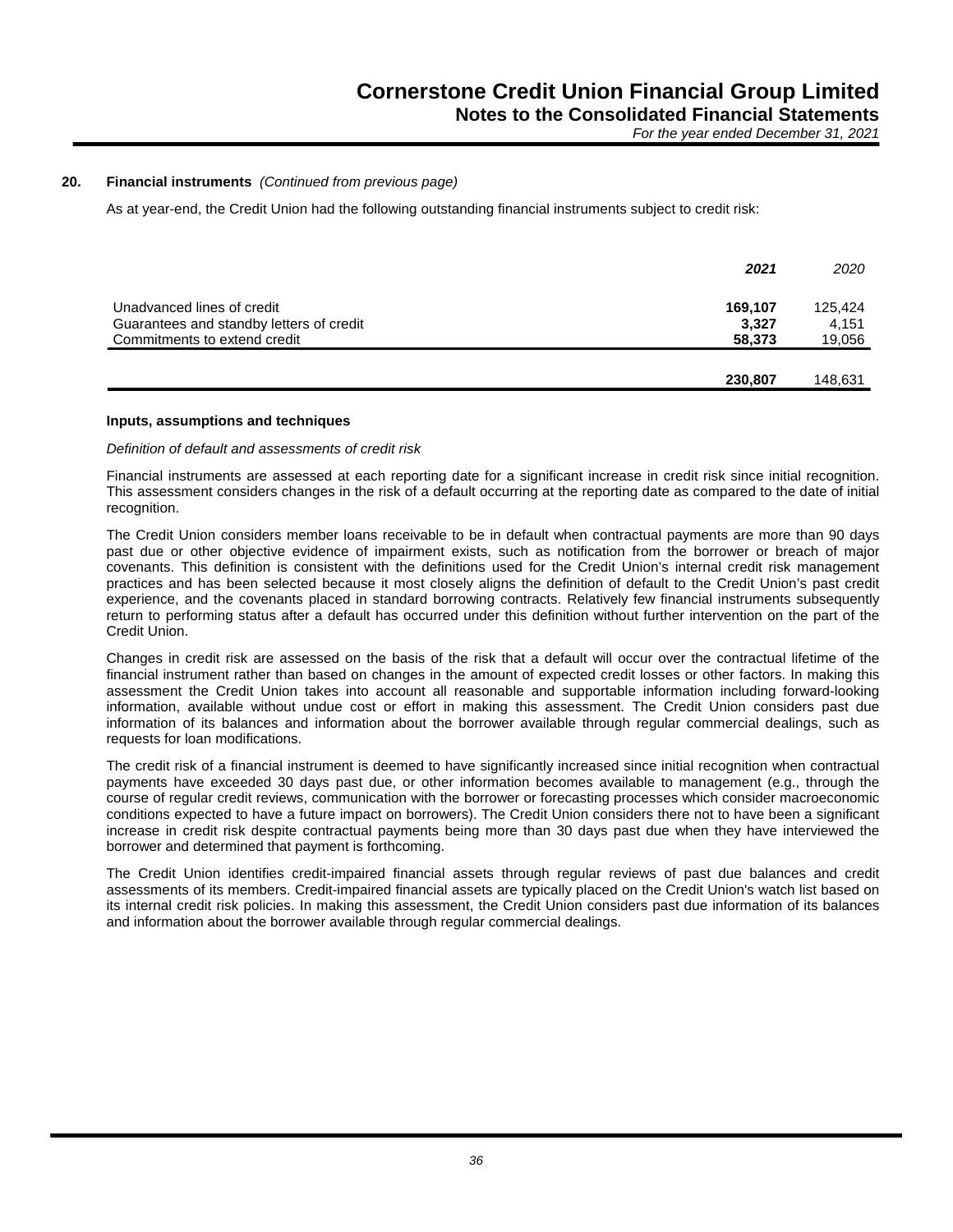## 20. Financial instruments *(Continued from previous page)*

As at year-end, the Credit Union had the following outstanding financial instruments subject to credit risk:

| | **2021** | 2020 |
|---|---|---|
| Unadvanced lines of credit | **169,107** | 125,424 |
| Guarantees and standby letters of credit | **3,327** | 4,151 |
| Commitments to extend credit | **58,373** | 19,056 |
| | **230,807** | 148,631 |

**Inputs, assumptions and techniques**

*Definition of default and assessments of credit risk*

Financial instruments are assessed at each reporting date for a significant increase in credit risk since initial recognition. This assessment considers changes in the risk of a default occurring at the reporting date as compared to the date of initial recognition.

The Credit Union considers member loans receivable to be in default when contractual payments are more than 90 days past due or other objective evidence of impairment exists, such as notification from the borrower or breach of major covenants. This definition is consistent with the definitions used for the Credit Union's internal credit risk management practices and has been selected because it most closely aligns the definition of default to the Credit Union's past credit experience, and the covenants placed in standard borrowing contracts. Relatively few financial instruments subsequently return to performing status after a default has occurred under this definition without further intervention on the part of the Credit Union.

Changes in credit risk are assessed on the basis of the risk that a default will occur over the contractual lifetime of the financial instrument rather than based on changes in the amount of expected credit losses or other factors. In making this assessment the Credit Union takes into account all reasonable and supportable information including forward-looking information, available without undue cost or effort in making this assessment. The Credit Union considers past due information of its balances and information about the borrower available through regular commercial dealings, such as requests for loan modifications.

The credit risk of a financial instrument is deemed to have significantly increased since initial recognition when contractual payments have exceeded 30 days past due, or other information becomes available to management (e.g., through the course of regular credit reviews, communication with the borrower or forecasting processes which consider macroeconomic conditions expected to have a future impact on borrowers). The Credit Union considers there not to have been a significant increase in credit risk despite contractual payments being more than 30 days past due when they have interviewed the borrower and determined that payment is forthcoming.

The Credit Union identifies credit-impaired financial assets through regular reviews of past due balances and credit assessments of its members. Credit-impaired financial assets are typically placed on the Credit Union's watch list based on its internal credit risk policies. In making this assessment, the Credit Union considers past due information of its balances and information about the borrower available through regular commercial dealings.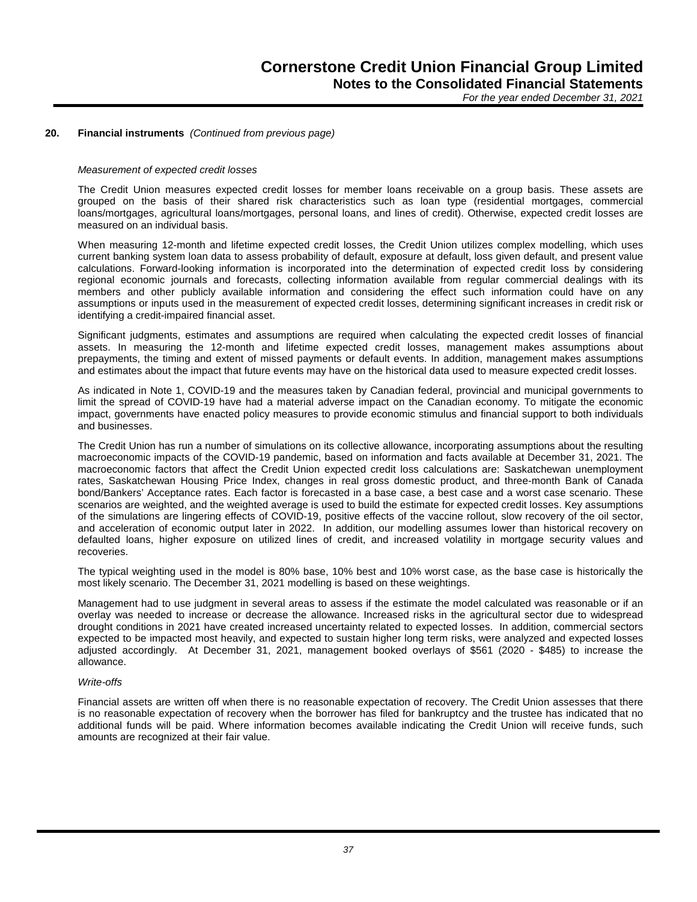## 20. Financial instruments *(Continued from previous page)*

*Measurement of expected credit losses*

The Credit Union measures expected credit losses for member loans receivable on a group basis. These assets are grouped on the basis of their shared risk characteristics such as loan type (residential mortgages, commercial loans/mortgages, agricultural loans/mortgages, personal loans, and lines of credit). Otherwise, expected credit losses are measured on an individual basis.

When measuring 12-month and lifetime expected credit losses, the Credit Union utilizes complex modelling, which uses current banking system loan data to assess probability of default, exposure at default, loss given default, and present value calculations. Forward-looking information is incorporated into the determination of expected credit loss by considering regional economic journals and forecasts, collecting information available from regular commercial dealings with its members and other publicly available information and considering the effect such information could have on any assumptions or inputs used in the measurement of expected credit losses, determining significant increases in credit risk or identifying a credit-impaired financial asset.

Significant judgments, estimates and assumptions are required when calculating the expected credit losses of financial assets. In measuring the 12-month and lifetime expected credit losses, management makes assumptions about prepayments, the timing and extent of missed payments or default events. In addition, management makes assumptions and estimates about the impact that future events may have on the historical data used to measure expected credit losses.

As indicated in Note 1, COVID-19 and the measures taken by Canadian federal, provincial and municipal governments to limit the spread of COVID-19 have had a material adverse impact on the Canadian economy. To mitigate the economic impact, governments have enacted policy measures to provide economic stimulus and financial support to both individuals and businesses.

The Credit Union has run a number of simulations on its collective allowance, incorporating assumptions about the resulting macroeconomic impacts of the COVID-19 pandemic, based on information and facts available at December 31, 2021. The macroeconomic factors that affect the Credit Union expected credit loss calculations are: Saskatchewan unemployment rates, Saskatchewan Housing Price Index, changes in real gross domestic product, and three-month Bank of Canada bond/Bankers' Acceptance rates. Each factor is forecasted in a base case, a best case and a worst case scenario. These scenarios are weighted, and the weighted average is used to build the estimate for expected credit losses. Key assumptions of the simulations are lingering effects of COVID-19, positive effects of the vaccine rollout, slow recovery of the oil sector, and acceleration of economic output later in 2022. In addition, our modelling assumes lower than historical recovery on defaulted loans, higher exposure on utilized lines of credit, and increased volatility in mortgage security values and recoveries.

The typical weighting used in the model is 80% base, 10% best and 10% worst case, as the base case is historically the most likely scenario. The December 31, 2021 modelling is based on these weightings.

Management had to use judgment in several areas to assess if the estimate the model calculated was reasonable or if an overlay was needed to increase or decrease the allowance. Increased risks in the agricultural sector due to widespread drought conditions in 2021 have created increased uncertainty related to expected losses. In addition, commercial sectors expected to be impacted most heavily, and expected to sustain higher long term risks, were analyzed and expected losses adjusted accordingly. At December 31, 2021, management booked overlays of $561 (2020 - $485) to increase the allowance.

*Write-offs*

Financial assets are written off when there is no reasonable expectation of recovery. The Credit Union assesses that there is no reasonable expectation of recovery when the borrower has filed for bankruptcy and the trustee has indicated that no additional funds will be paid. Where information becomes available indicating the Credit Union will receive funds, such amounts are recognized at their fair value.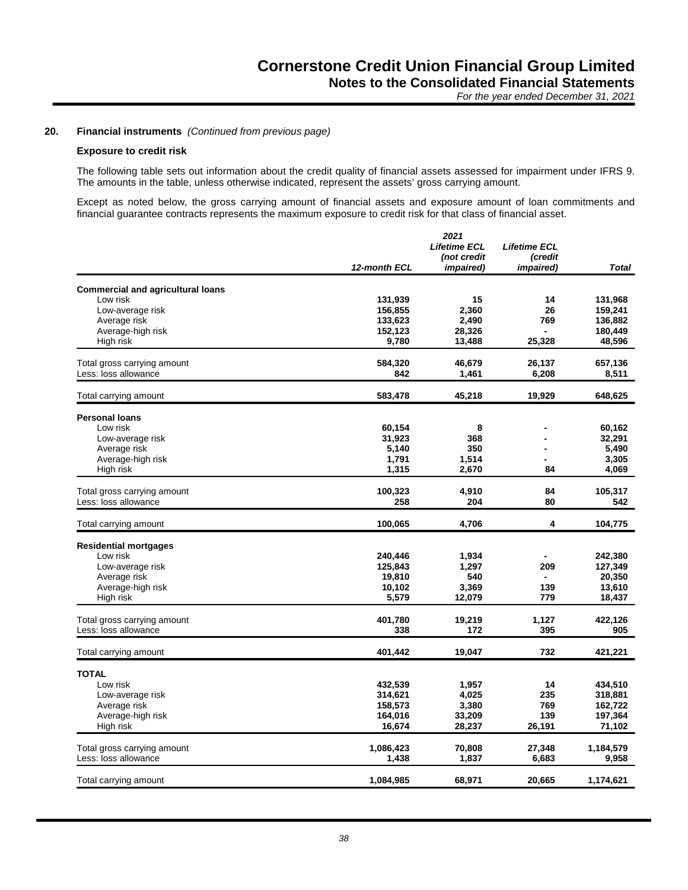## 20. Financial instruments *(Continued from previous page)*

### Exposure to credit risk

The following table sets out information about the credit quality of financial assets assessed for impairment under IFRS 9. The amounts in the table, unless otherwise indicated, represent the assets' gross carrying amount.

Except as noted below, the gross carrying amount of financial assets and exposure amount of loan commitments and financial guarantee contracts represents the maximum exposure to credit risk for that class of financial asset.

| | 2021 | | | |
|---|---|---|---|---|
| | *12-month ECL* | *Lifetime ECL (not credit impaired)* | *Lifetime ECL (credit impaired)* | *Total* |
| **Commercial and agricultural loans** | | | | |
| Low risk | **131,939** | **15** | **14** | **131,968** |
| Low-average risk | **156,855** | **2,360** | **26** | **159,241** |
| Average risk | **133,623** | **2,490** | **769** | **136,882** |
| Average-high risk | **152,123** | **28,326** | **-** | **180,449** |
| High risk | **9,780** | **13,488** | **25,328** | **48,596** |
| Total gross carrying amount | **584,320** | **46,679** | **26,137** | **657,136** |
| Less: loss allowance | **842** | **1,461** | **6,208** | **8,511** |
| Total carrying amount | **583,478** | **45,218** | **19,929** | **648,625** |
| **Personal loans** | | | | |
| Low risk | **60,154** | **8** | **-** | **60,162** |
| Low-average risk | **31,923** | **368** | **-** | **32,291** |
| Average risk | **5,140** | **350** | **-** | **5,490** |
| Average-high risk | **1,791** | **1,514** | **-** | **3,305** |
| High risk | **1,315** | **2,670** | **84** | **4,069** |
| Total gross carrying amount | **100,323** | **4,910** | **84** | **105,317** |
| Less: loss allowance | **258** | **204** | **80** | **542** |
| Total carrying amount | **100,065** | **4,706** | **4** | **104,775** |
| **Residential mortgages** | | | | |
| Low risk | **240,446** | **1,934** | **-** | **242,380** |
| Low-average risk | **125,843** | **1,297** | **209** | **127,349** |
| Average risk | **19,810** | **540** | **-** | **20,350** |
| Average-high risk | **10,102** | **3,369** | **139** | **13,610** |
| High risk | **5,579** | **12,079** | **779** | **18,437** |
| Total gross carrying amount | **401,780** | **19,219** | **1,127** | **422,126** |
| Less: loss allowance | **338** | **172** | **395** | **905** |
| Total carrying amount | **401,442** | **19,047** | **732** | **421,221** |
| **TOTAL** | | | | |
| Low risk | **432,539** | **1,957** | **14** | **434,510** |
| Low-average risk | **314,621** | **4,025** | **235** | **318,881** |
| Average risk | **158,573** | **3,380** | **769** | **162,722** |
| Average-high risk | **164,016** | **33,209** | **139** | **197,364** |
| High risk | **16,674** | **28,237** | **26,191** | **71,102** |
| Total gross carrying amount | **1,086,423** | **70,808** | **27,348** | **1,184,579** |
| Less: loss allowance | **1,438** | **1,837** | **6,683** | **9,958** |
| Total carrying amount | **1,084,985** | **68,971** | **20,665** | **1,174,621** |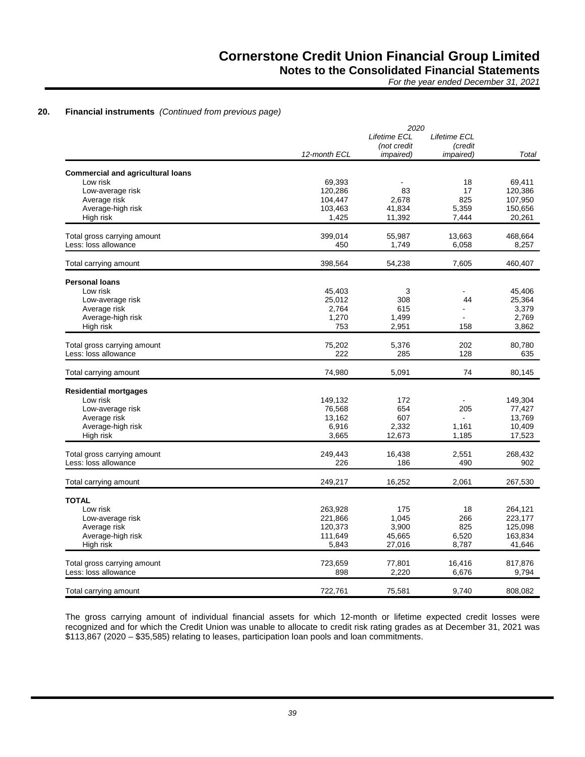## 20. Financial instruments *(Continued from previous page)*

| | 2020 | | | |
|---|---|---|---|---|
| | *12-month ECL* | *Lifetime ECL (not credit impaired)* | *Lifetime ECL (credit impaired)* | *Total* |
| **Commercial and agricultural loans** | | | | |
| Low risk | 69,393 | - | 18 | 69,411 |
| Low-average risk | 120,286 | 83 | 17 | 120,386 |
| Average risk | 104,447 | 2,678 | 825 | 107,950 |
| Average-high risk | 103,463 | 41,834 | 5,359 | 150,656 |
| High risk | 1,425 | 11,392 | 7,444 | 20,261 |
| Total gross carrying amount | 399,014 | 55,987 | 13,663 | 468,664 |
| Less: loss allowance | 450 | 1,749 | 6,058 | 8,257 |
| Total carrying amount | 398,564 | 54,238 | 7,605 | 460,407 |
| **Personal loans** | | | | |
| Low risk | 45,403 | 3 | - | 45,406 |
| Low-average risk | 25,012 | 308 | 44 | 25,364 |
| Average risk | 2,764 | 615 | - | 3,379 |
| Average-high risk | 1,270 | 1,499 | - | 2,769 |
| High risk | 753 | 2,951 | 158 | 3,862 |
| Total gross carrying amount | 75,202 | 5,376 | 202 | 80,780 |
| Less: loss allowance | 222 | 285 | 128 | 635 |
| Total carrying amount | 74,980 | 5,091 | 74 | 80,145 |
| **Residential mortgages** | | | | |
| Low risk | 149,132 | 172 | - | 149,304 |
| Low-average risk | 76,568 | 654 | 205 | 77,427 |
| Average risk | 13,162 | 607 | - | 13,769 |
| Average-high risk | 6,916 | 2,332 | 1,161 | 10,409 |
| High risk | 3,665 | 12,673 | 1,185 | 17,523 |
| Total gross carrying amount | 249,443 | 16,438 | 2,551 | 268,432 |
| Less: loss allowance | 226 | 186 | 490 | 902 |
| Total carrying amount | 249,217 | 16,252 | 2,061 | 267,530 |
| **TOTAL** | | | | |
| Low risk | 263,928 | 175 | 18 | 264,121 |
| Low-average risk | 221,866 | 1,045 | 266 | 223,177 |
| Average risk | 120,373 | 3,900 | 825 | 125,098 |
| Average-high risk | 111,649 | 45,665 | 6,520 | 163,834 |
| High risk | 5,843 | 27,016 | 8,787 | 41,646 |
| Total gross carrying amount | 723,659 | 77,801 | 16,416 | 817,876 |
| Less: loss allowance | 898 | 2,220 | 6,676 | 9,794 |
| Total carrying amount | 722,761 | 75,581 | 9,740 | 808,082 |

The gross carrying amount of individual financial assets for which 12-month or lifetime expected credit losses were recognized and for which the Credit Union was unable to allocate to credit risk rating grades as at December 31, 2021 was $113,867 (2020 – $35,585) relating to leases, participation loan pools and loan commitments.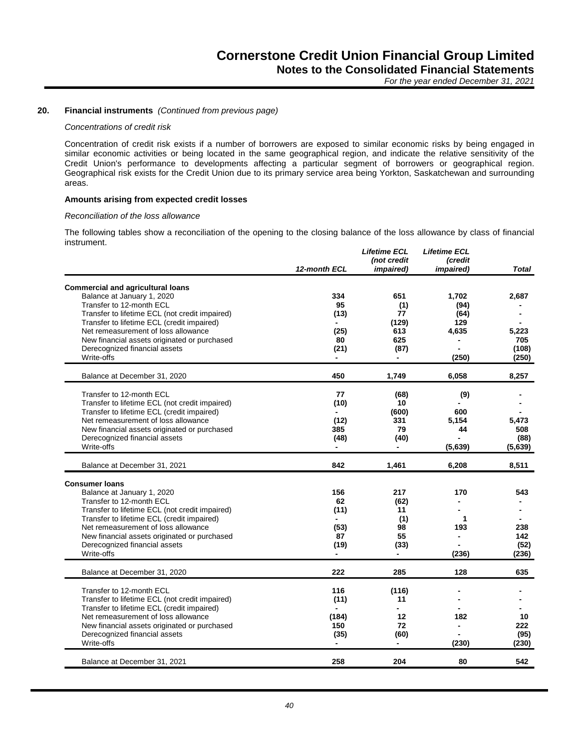## 20. Financial instruments *(Continued from previous page)*

*Concentrations of credit risk*

Concentration of credit risk exists if a number of borrowers are exposed to similar economic risks by being engaged in similar economic activities or being located in the same geographical region, and indicate the relative sensitivity of the Credit Union's performance to developments affecting a particular segment of borrowers or geographical region. Geographical risk exists for the Credit Union due to its primary service area being Yorkton, Saskatchewan and surrounding areas.

**Amounts arising from expected credit losses**

*Reconciliation of the loss allowance*

The following tables show a reconciliation of the opening to the closing balance of the loss allowance by class of financial instrument.

| | *12-month ECL* | *Lifetime ECL (not credit impaired)* | *Lifetime ECL (credit impaired)* | *Total* |
|---|---|---|---|---|
| **Commercial and agricultural loans** | | | | |
| Balance at January 1, 2020 | **334** | **651** | **1,702** | **2,687** |
| Transfer to 12-month ECL | **95** | **(1)** | **(94)** | **-** |
| Transfer to lifetime ECL (not credit impaired) | **(13)** | **77** | **(64)** | **-** |
| Transfer to lifetime ECL (credit impaired) | **-** | **(129)** | **129** | **-** |
| Net remeasurement of loss allowance | **(25)** | **613** | **4,635** | **5,223** |
| New financial assets originated or purchased | **80** | **625** | **-** | **705** |
| Derecognized financial assets | **(21)** | **(87)** | **-** | **(108)** |
| Write-offs | **-** | **-** | **(250)** | **(250)** |
| Balance at December 31, 2020 | **450** | **1,749** | **6,058** | **8,257** |
| Transfer to 12-month ECL | **77** | **(68)** | **(9)** | **-** |
| Transfer to lifetime ECL (not credit impaired) | **(10)** | **10** | **-** | **-** |
| Transfer to lifetime ECL (credit impaired) | **-** | **(600)** | **600** | **-** |
| Net remeasurement of loss allowance | **(12)** | **331** | **5,154** | **5,473** |
| New financial assets originated or purchased | **385** | **79** | **44** | **508** |
| Derecognized financial assets | **(48)** | **(40)** | **-** | **(88)** |
| Write-offs | **-** | **-** | **(5,639)** | **(5,639)** |
| Balance at December 31, 2021 | **842** | **1,461** | **6,208** | **8,511** |
| **Consumer loans** | | | | |
| Balance at January 1, 2020 | **156** | **217** | **170** | **543** |
| Transfer to 12-month ECL | **62** | **(62)** | **-** | **-** |
| Transfer to lifetime ECL (not credit impaired) | **(11)** | **11** | **-** | **-** |
| Transfer to lifetime ECL (credit impaired) | **-** | **(1)** | **1** | **-** |
| Net remeasurement of loss allowance | **(53)** | **98** | **193** | **238** |
| New financial assets originated or purchased | **87** | **55** | **-** | **142** |
| Derecognized financial assets | **(19)** | **(33)** | **-** | **(52)** |
| Write-offs | **-** | **-** | **(236)** | **(236)** |
| Balance at December 31, 2020 | **222** | **285** | **128** | **635** |
| Transfer to 12-month ECL | **116** | **(116)** | **-** | **-** |
| Transfer to lifetime ECL (not credit impaired) | **(11)** | **11** | **-** | **-** |
| Transfer to lifetime ECL (credit impaired) | **-** | **-** | **-** | **-** |
| Net remeasurement of loss allowance | **(184)** | **12** | **182** | **10** |
| New financial assets originated or purchased | **150** | **72** | **-** | **222** |
| Derecognized financial assets | **(35)** | **(60)** | **-** | **(95)** |
| Write-offs | **-** | **-** | **(230)** | **(230)** |
| Balance at December 31, 2021 | **258** | **204** | **80** | **542** |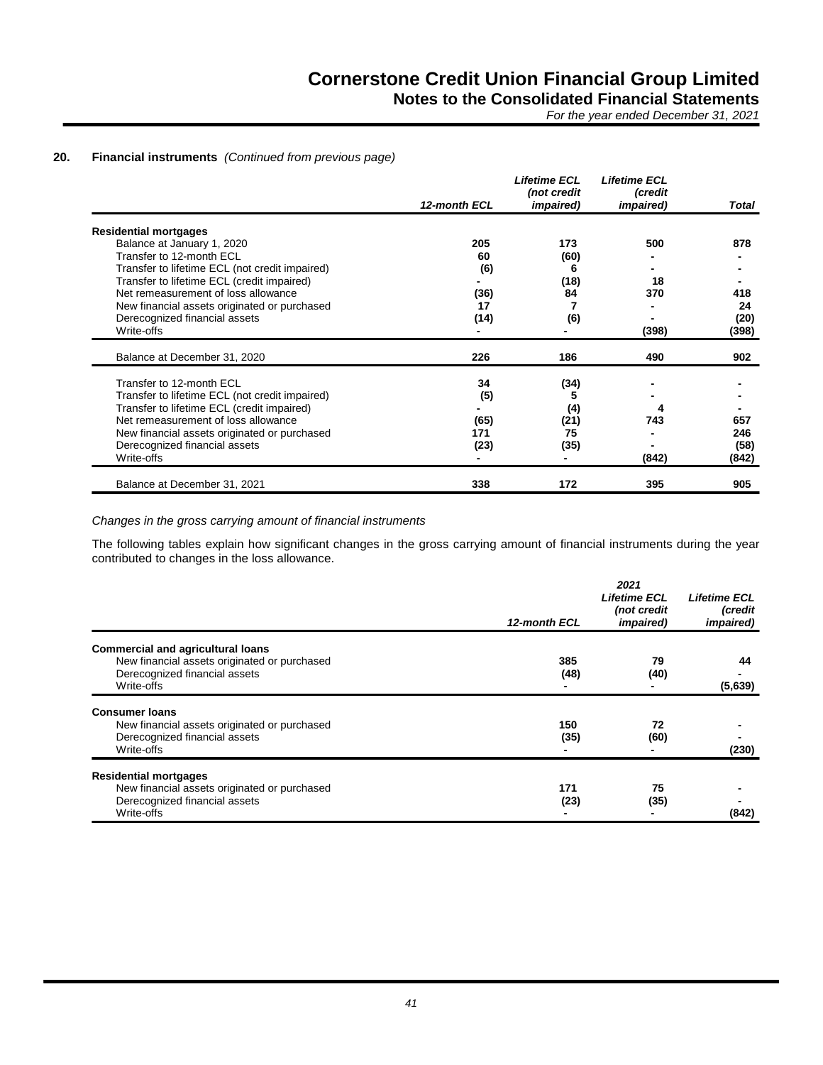## 20. Financial instruments *(Continued from previous page)*

| | *12-month ECL* | *Lifetime ECL (not credit impaired)* | *Lifetime ECL (credit impaired)* | *Total* |
|---|---|---|---|---|
| **Residential mortgages** | | | | |
| Balance at January 1, 2020 | 205 | 173 | 500 | 878 |
| Transfer to 12-month ECL | 60 | (60) | - | - |
| Transfer to lifetime ECL (not credit impaired) | (6) | 6 | - | - |
| Transfer to lifetime ECL (credit impaired) | - | (18) | 18 | - |
| Net remeasurement of loss allowance | (36) | 84 | 370 | 418 |
| New financial assets originated or purchased | 17 | 7 | - | 24 |
| Derecognized financial assets | (14) | (6) | - | (20) |
| Write-offs | - | - | (398) | (398) |
| Balance at December 31, 2020 | 226 | 186 | 490 | 902 |
| Transfer to 12-month ECL | 34 | (34) | - | - |
| Transfer to lifetime ECL (not credit impaired) | (5) | 5 | - | - |
| Transfer to lifetime ECL (credit impaired) | - | (4) | 4 | - |
| Net remeasurement of loss allowance | (65) | (21) | 743 | 657 |
| New financial assets originated or purchased | 171 | 75 | - | 246 |
| Derecognized financial assets | (23) | (35) | - | (58) |
| Write-offs | - | - | (842) | (842) |
| Balance at December 31, 2021 | 338 | 172 | 395 | 905 |

*Changes in the gross carrying amount of financial instruments*

The following tables explain how significant changes in the gross carrying amount of financial instruments during the year contributed to changes in the loss allowance.

| | | *2021* | |
|---|---|---|---|
| | *12-month ECL* | *Lifetime ECL (not credit impaired)* | *Lifetime ECL (credit impaired)* |
| **Commercial and agricultural loans** | | | |
| New financial assets originated or purchased | 385 | 79 | 44 |
| Derecognized financial assets | (48) | (40) | - |
| Write-offs | - | - | (5,639) |
| **Consumer loans** | | | |
| New financial assets originated or purchased | 150 | 72 | - |
| Derecognized financial assets | (35) | (60) | - |
| Write-offs | - | - | (230) |
| **Residential mortgages** | | | |
| New financial assets originated or purchased | 171 | 75 | - |
| Derecognized financial assets | (23) | (35) | - |
| Write-offs | - | - | (842) |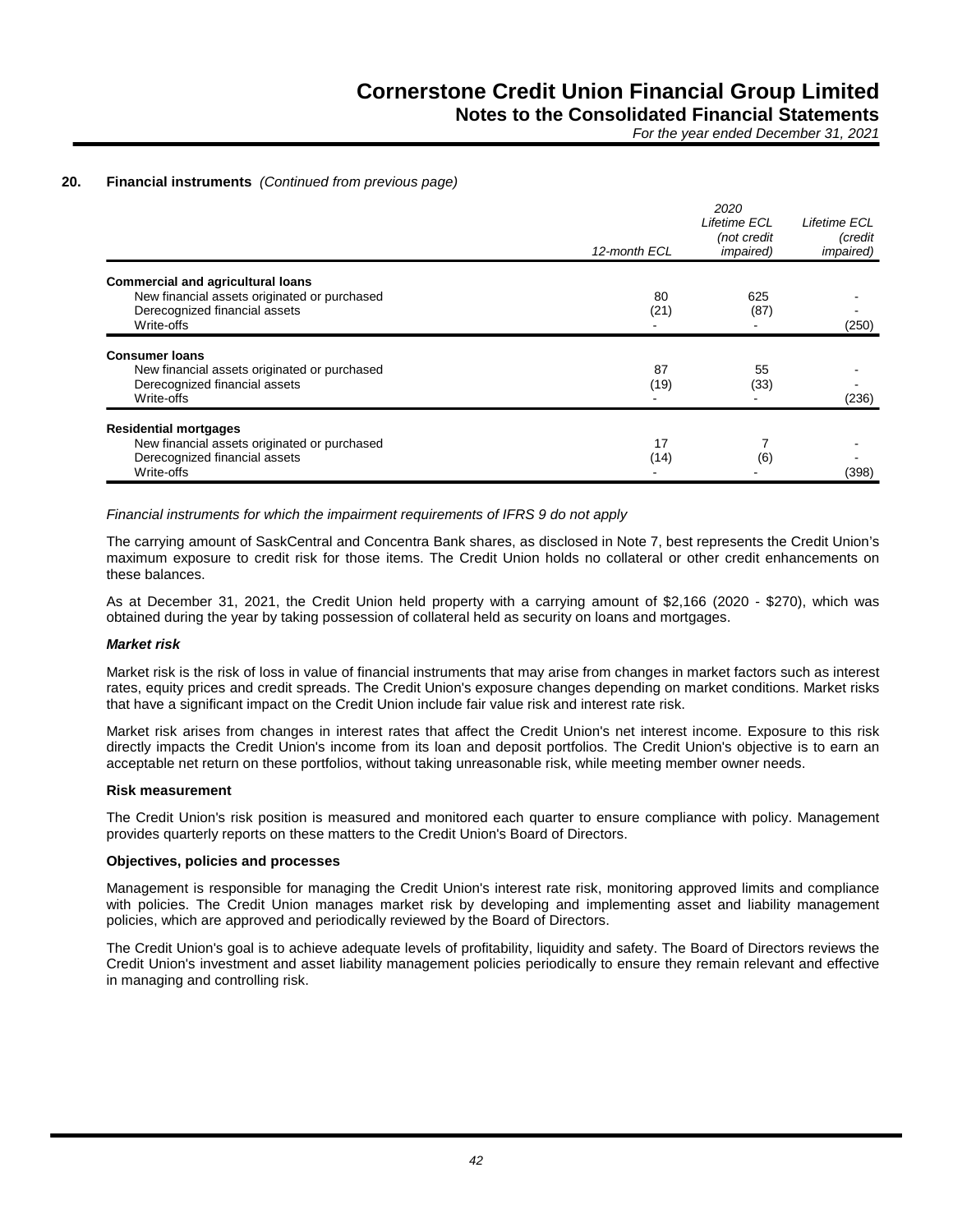## 20. Financial instruments *(Continued from previous page)*

| | 12-month ECL | 2020 Lifetime ECL (not credit impaired) | Lifetime ECL (credit impaired) |
|---|---|---|---|
| **Commercial and agricultural loans** | | | |
| New financial assets originated or purchased | 80 | 625 | - |
| Derecognized financial assets | (21) | (87) | - |
| Write-offs | - | - | (250) |
| **Consumer loans** | | | |
| New financial assets originated or purchased | 87 | 55 | - |
| Derecognized financial assets | (19) | (33) | - |
| Write-offs | - | - | (236) |
| **Residential mortgages** | | | |
| New financial assets originated or purchased | 17 | 7 | - |
| Derecognized financial assets | (14) | (6) | - |
| Write-offs | - | - | (398) |

*Financial instruments for which the impairment requirements of IFRS 9 do not apply*

The carrying amount of SaskCentral and Concentra Bank shares, as disclosed in Note 7, best represents the Credit Union's maximum exposure to credit risk for those items. The Credit Union holds no collateral or other credit enhancements on these balances.

As at December 31, 2021, the Credit Union held property with a carrying amount of $2,166 (2020 - $270), which was obtained during the year by taking possession of collateral held as security on loans and mortgages.

***Market risk***

Market risk is the risk of loss in value of financial instruments that may arise from changes in market factors such as interest rates, equity prices and credit spreads. The Credit Union's exposure changes depending on market conditions. Market risks that have a significant impact on the Credit Union include fair value risk and interest rate risk.

Market risk arises from changes in interest rates that affect the Credit Union's net interest income. Exposure to this risk directly impacts the Credit Union's income from its loan and deposit portfolios. The Credit Union's objective is to earn an acceptable net return on these portfolios, without taking unreasonable risk, while meeting member owner needs.

**Risk measurement**

The Credit Union's risk position is measured and monitored each quarter to ensure compliance with policy. Management provides quarterly reports on these matters to the Credit Union's Board of Directors.

**Objectives, policies and processes**

Management is responsible for managing the Credit Union's interest rate risk, monitoring approved limits and compliance with policies. The Credit Union manages market risk by developing and implementing asset and liability management policies, which are approved and periodically reviewed by the Board of Directors.

The Credit Union's goal is to achieve adequate levels of profitability, liquidity and safety. The Board of Directors reviews the Credit Union's investment and asset liability management policies periodically to ensure they remain relevant and effective in managing and controlling risk.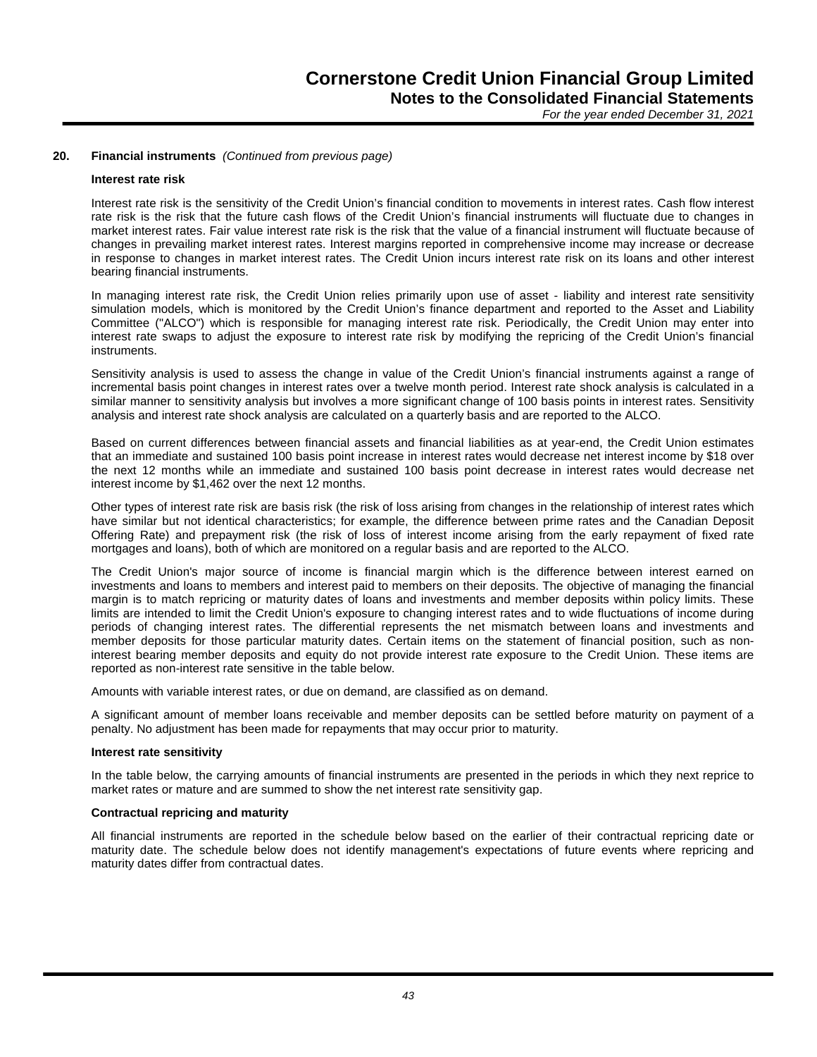**20. Financial instruments** *(Continued from previous page)*

**Interest rate risk**

Interest rate risk is the sensitivity of the Credit Union's financial condition to movements in interest rates. Cash flow interest rate risk is the risk that the future cash flows of the Credit Union's financial instruments will fluctuate due to changes in market interest rates. Fair value interest rate risk is the risk that the value of a financial instrument will fluctuate because of changes in prevailing market interest rates. Interest margins reported in comprehensive income may increase or decrease in response to changes in market interest rates. The Credit Union incurs interest rate risk on its loans and other interest bearing financial instruments.

In managing interest rate risk, the Credit Union relies primarily upon use of asset - liability and interest rate sensitivity simulation models, which is monitored by the Credit Union's finance department and reported to the Asset and Liability Committee ("ALCO") which is responsible for managing interest rate risk. Periodically, the Credit Union may enter into interest rate swaps to adjust the exposure to interest rate risk by modifying the repricing of the Credit Union's financial instruments.

Sensitivity analysis is used to assess the change in value of the Credit Union's financial instruments against a range of incremental basis point changes in interest rates over a twelve month period. Interest rate shock analysis is calculated in a similar manner to sensitivity analysis but involves a more significant change of 100 basis points in interest rates. Sensitivity analysis and interest rate shock analysis are calculated on a quarterly basis and are reported to the ALCO.

Based on current differences between financial assets and financial liabilities as at year-end, the Credit Union estimates that an immediate and sustained 100 basis point increase in interest rates would decrease net interest income by $18 over the next 12 months while an immediate and sustained 100 basis point decrease in interest rates would decrease net interest income by $1,462 over the next 12 months.

Other types of interest rate risk are basis risk (the risk of loss arising from changes in the relationship of interest rates which have similar but not identical characteristics; for example, the difference between prime rates and the Canadian Deposit Offering Rate) and prepayment risk (the risk of loss of interest income arising from the early repayment of fixed rate mortgages and loans), both of which are monitored on a regular basis and are reported to the ALCO.

The Credit Union's major source of income is financial margin which is the difference between interest earned on investments and loans to members and interest paid to members on their deposits. The objective of managing the financial margin is to match repricing or maturity dates of loans and investments and member deposits within policy limits. These limits are intended to limit the Credit Union's exposure to changing interest rates and to wide fluctuations of income during periods of changing interest rates. The differential represents the net mismatch between loans and investments and member deposits for those particular maturity dates. Certain items on the statement of financial position, such as non-interest bearing member deposits and equity do not provide interest rate exposure to the Credit Union. These items are reported as non-interest rate sensitive in the table below.

Amounts with variable interest rates, or due on demand, are classified as on demand.

A significant amount of member loans receivable and member deposits can be settled before maturity on payment of a penalty. No adjustment has been made for repayments that may occur prior to maturity.

**Interest rate sensitivity**

In the table below, the carrying amounts of financial instruments are presented in the periods in which they next reprice to market rates or mature and are summed to show the net interest rate sensitivity gap.

**Contractual repricing and maturity**

All financial instruments are reported in the schedule below based on the earlier of their contractual repricing date or maturity date. The schedule below does not identify management's expectations of future events where repricing and maturity dates differ from contractual dates.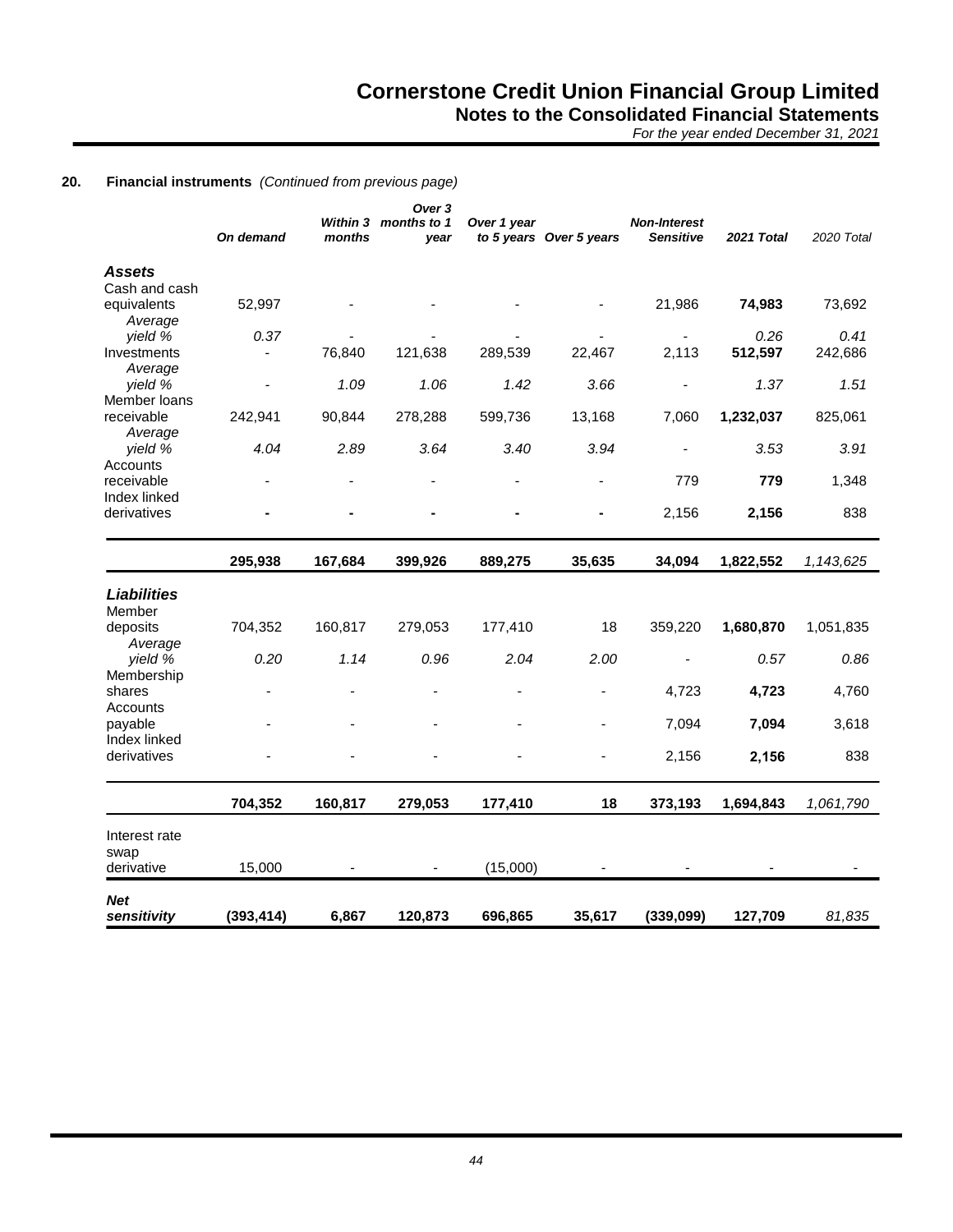## 20. Financial instruments *(Continued from previous page)*

| | *On demand* | *Within 3 months* | *Over 3 months to 1 year* | *Over 1 year to 5 years* | *Over 5 years* | *Non-Interest Sensitive* | *2021 Total* | *2020 Total* |
|---|---|---|---|---|---|---|---|---|
| ***Assets*** | | | | | | | | |
| Cash and cash equivalents | 52,997 | - | - | - | - | 21,986 | **74,983** | 73,692 |
| *Average yield %* | *0.37* | - | - | - | - | - | *0.26* | *0.41* |
| Investments | - | 76,840 | 121,638 | 289,539 | 22,467 | 2,113 | **512,597** | 242,686 |
| *Average yield %* | - | *1.09* | *1.06* | *1.42* | *3.66* | - | *1.37* | *1.51* |
| Member loans receivable | 242,941 | 90,844 | 278,288 | 599,736 | 13,168 | 7,060 | **1,232,037** | 825,061 |
| *Average yield %* | *4.04* | *2.89* | *3.64* | *3.40* | *3.94* | - | *3.53* | *3.91* |
| Accounts receivable | - | - | - | - | - | 779 | **779** | 1,348 |
| Index linked derivatives | **-** | **-** | **-** | **-** | **-** | 2,156 | **2,156** | 838 |
| | **295,938** | **167,684** | **399,926** | **889,275** | **35,635** | **34,094** | **1,822,552** | *1,143,625* |
| ***Liabilities*** | | | | | | | | |
| Member deposits | 704,352 | 160,817 | 279,053 | 177,410 | 18 | 359,220 | **1,680,870** | 1,051,835 |
| *Average yield %* | *0.20* | *1.14* | *0.96* | *2.04* | *2.00* | - | *0.57* | *0.86* |
| Membership shares | - | - | - | - | - | 4,723 | **4,723** | 4,760 |
| Accounts payable | - | - | - | - | - | 7,094 | **7,094** | 3,618 |
| Index linked derivatives | - | - | - | - | - | 2,156 | **2,156** | 838 |
| | **704,352** | **160,817** | **279,053** | **177,410** | **18** | **373,193** | **1,694,843** | *1,061,790* |
| Interest rate swap derivative | 15,000 | - | - | (15,000) | - | - | - | - |
| ***Net sensitivity*** | **(393,414)** | **6,867** | **120,873** | **696,865** | **35,617** | **(339,099)** | **127,709** | *81,835* |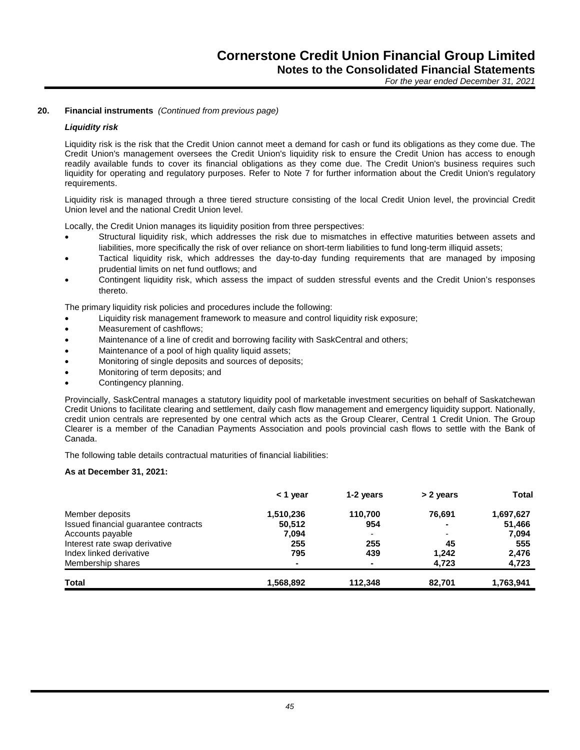## 20. Financial instruments *(Continued from previous page)*

### *Liquidity risk*

Liquidity risk is the risk that the Credit Union cannot meet a demand for cash or fund its obligations as they come due. The Credit Union's management oversees the Credit Union's liquidity risk to ensure the Credit Union has access to enough readily available funds to cover its financial obligations as they come due. The Credit Union's business requires such liquidity for operating and regulatory purposes. Refer to Note 7 for further information about the Credit Union's regulatory requirements.

Liquidity risk is managed through a three tiered structure consisting of the local Credit Union level, the provincial Credit Union level and the national Credit Union level.

Locally, the Credit Union manages its liquidity position from three perspectives:

- Structural liquidity risk, which addresses the risk due to mismatches in effective maturities between assets and liabilities, more specifically the risk of over reliance on short-term liabilities to fund long-term illiquid assets;
- Tactical liquidity risk, which addresses the day-to-day funding requirements that are managed by imposing prudential limits on net fund outflows; and
- Contingent liquidity risk, which assess the impact of sudden stressful events and the Credit Union's responses thereto.

The primary liquidity risk policies and procedures include the following:

- Liquidity risk management framework to measure and control liquidity risk exposure;
- Measurement of cashflows;
- Maintenance of a line of credit and borrowing facility with SaskCentral and others;
- Maintenance of a pool of high quality liquid assets;
- Monitoring of single deposits and sources of deposits;
- Monitoring of term deposits; and
- Contingency planning.

Provincially, SaskCentral manages a statutory liquidity pool of marketable investment securities on behalf of Saskatchewan Credit Unions to facilitate clearing and settlement, daily cash flow management and emergency liquidity support. Nationally, credit union centrals are represented by one central which acts as the Group Clearer, Central 1 Credit Union. The Group Clearer is a member of the Canadian Payments Association and pools provincial cash flows to settle with the Bank of Canada.

The following table details contractual maturities of financial liabilities:

**As at December 31, 2021:**

| | < 1 year | 1-2 years | > 2 years | Total |
|---|---|---|---|---|
| Member deposits | 1,510,236 | 110,700 | 76,691 | 1,697,627 |
| Issued financial guarantee contracts | 50,512 | 954 | - | 51,466 |
| Accounts payable | 7,094 | - | - | 7,094 |
| Interest rate swap derivative | 255 | 255 | 45 | 555 |
| Index linked derivative | 795 | 439 | 1,242 | 2,476 |
| Membership shares | - | - | 4,723 | 4,723 |
| **Total** | **1,568,892** | **112,348** | **82,701** | **1,763,941** |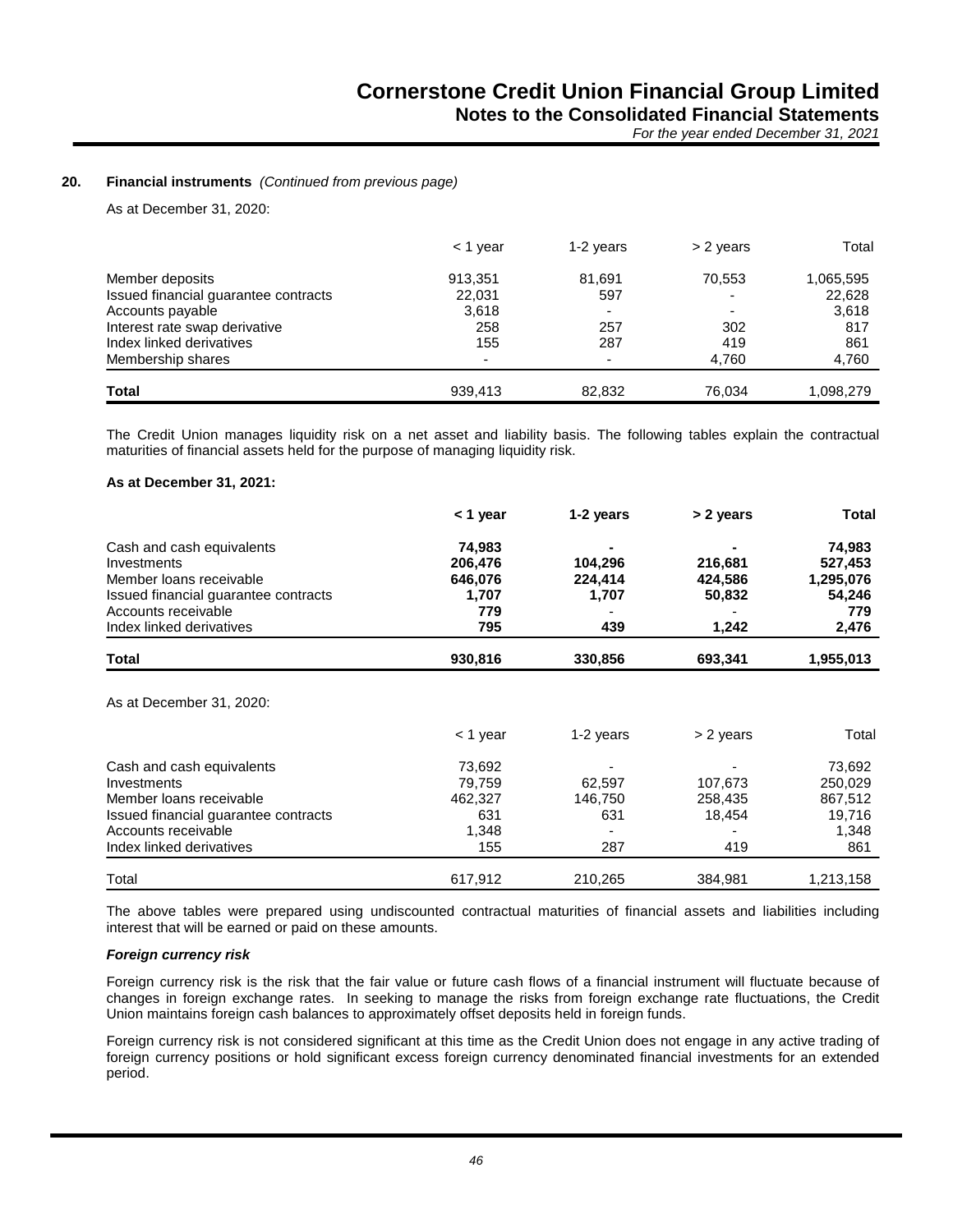## 20. Financial instruments *(Continued from previous page)*

As at December 31, 2020:

| | < 1 year | 1-2 years | > 2 years | Total |
|---|---|---|---|---|
| Member deposits | 913,351 | 81,691 | 70,553 | 1,065,595 |
| Issued financial guarantee contracts | 22,031 | 597 | - | 22,628 |
| Accounts payable | 3,618 | - | - | 3,618 |
| Interest rate swap derivative | 258 | 257 | 302 | 817 |
| Index linked derivatives | 155 | 287 | 419 | 861 |
| Membership shares | - | - | 4,760 | 4,760 |
| **Total** | 939,413 | 82,832 | 76,034 | 1,098,279 |

The Credit Union manages liquidity risk on a net asset and liability basis. The following tables explain the contractual maturities of financial assets held for the purpose of managing liquidity risk.

**As at December 31, 2021:**

| | **< 1 year** | **1-2 years** | **> 2 years** | **Total** |
|---|---|---|---|---|
| Cash and cash equivalents | **74,983** | **-** | **-** | **74,983** |
| Investments | **206,476** | **104,296** | **216,681** | **527,453** |
| Member loans receivable | **646,076** | **224,414** | **424,586** | **1,295,076** |
| Issued financial guarantee contracts | **1,707** | **1,707** | **50,832** | **54,246** |
| Accounts receivable | **779** | - | - | **779** |
| Index linked derivatives | **795** | **439** | **1,242** | **2,476** |
| **Total** | **930,816** | **330,856** | **693,341** | **1,955,013** |

As at December 31, 2020:

| | < 1 year | 1-2 years | > 2 years | Total |
|---|---|---|---|---|
| Cash and cash equivalents | 73,692 | - | - | 73,692 |
| Investments | 79,759 | 62,597 | 107,673 | 250,029 |
| Member loans receivable | 462,327 | 146,750 | 258,435 | 867,512 |
| Issued financial guarantee contracts | 631 | 631 | 18,454 | 19,716 |
| Accounts receivable | 1,348 | - | - | 1,348 |
| Index linked derivatives | 155 | 287 | 419 | 861 |
| Total | 617,912 | 210,265 | 384,981 | 1,213,158 |

The above tables were prepared using undiscounted contractual maturities of financial assets and liabilities including interest that will be earned or paid on these amounts.

***Foreign currency risk***

Foreign currency risk is the risk that the fair value or future cash flows of a financial instrument will fluctuate because of changes in foreign exchange rates. In seeking to manage the risks from foreign exchange rate fluctuations, the Credit Union maintains foreign cash balances to approximately offset deposits held in foreign funds.

Foreign currency risk is not considered significant at this time as the Credit Union does not engage in any active trading of foreign currency positions or hold significant excess foreign currency denominated financial investments for an extended period.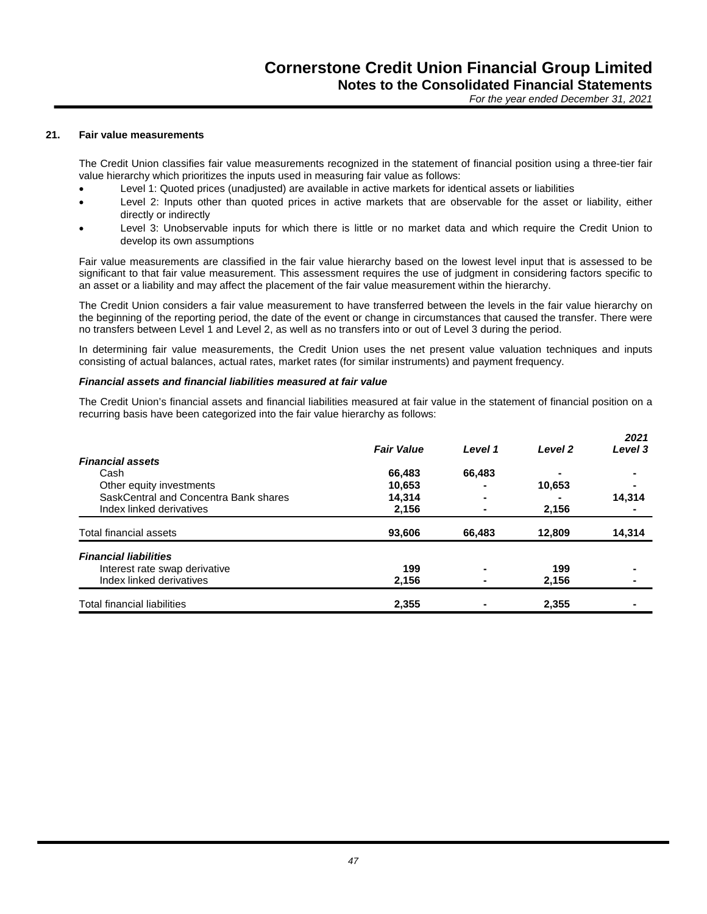## 21. Fair value measurements

The Credit Union classifies fair value measurements recognized in the statement of financial position using a three-tier fair value hierarchy which prioritizes the inputs used in measuring fair value as follows:

- Level 1: Quoted prices (unadjusted) are available in active markets for identical assets or liabilities
- Level 2: Inputs other than quoted prices in active markets that are observable for the asset or liability, either directly or indirectly
- Level 3: Unobservable inputs for which there is little or no market data and which require the Credit Union to develop its own assumptions

Fair value measurements are classified in the fair value hierarchy based on the lowest level input that is assessed to be significant to that fair value measurement. This assessment requires the use of judgment in considering factors specific to an asset or a liability and may affect the placement of the fair value measurement within the hierarchy.

The Credit Union considers a fair value measurement to have transferred between the levels in the fair value hierarchy on the beginning of the reporting period, the date of the event or change in circumstances that caused the transfer. There were no transfers between Level 1 and Level 2, as well as no transfers into or out of Level 3 during the period.

In determining fair value measurements, the Credit Union uses the net present value valuation techniques and inputs consisting of actual balances, actual rates, market rates (for similar instruments) and payment frequency.

***Financial assets and financial liabilities measured at fair value***

The Credit Union's financial assets and financial liabilities measured at fair value in the statement of financial position on a recurring basis have been categorized into the fair value hierarchy as follows:

| | *Fair Value* | *Level 1* | *Level 2* | *2021 Level 3* |
|---|---|---|---|---|
| ***Financial assets*** | | | | |
| Cash | **66,483** | **66,483** | **-** | **-** |
| Other equity investments | **10,653** | **-** | **10,653** | **-** |
| SaskCentral and Concentra Bank shares | **14,314** | **-** | **-** | **14,314** |
| Index linked derivatives | **2,156** | **-** | **2,156** | **-** |
| Total financial assets | **93,606** | **66,483** | **12,809** | **14,314** |
| ***Financial liabilities*** | | | | |
| Interest rate swap derivative | **199** | **-** | **199** | **-** |
| Index linked derivatives | **2,156** | **-** | **2,156** | **-** |
| Total financial liabilities | **2,355** | **-** | **2,355** | **-** |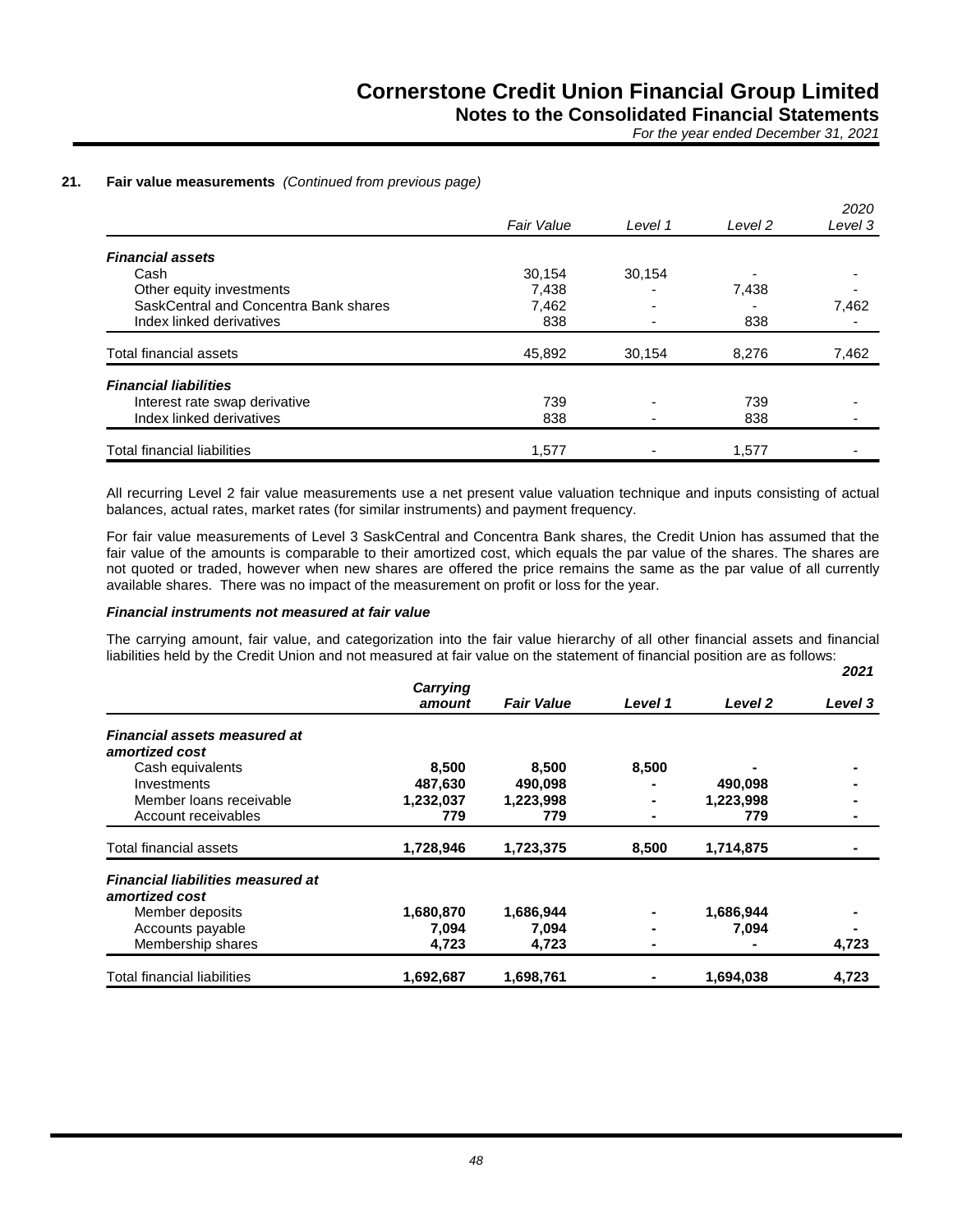## 21. Fair value measurements *(Continued from previous page)*

| | *Fair Value* | *Level 1* | *Level 2* | *2020 Level 3* |
|---|---|---|---|---|
| ***Financial assets*** | | | | |
| Cash | 30,154 | 30,154 | - | - |
| Other equity investments | 7,438 | - | 7,438 | - |
| SaskCentral and Concentra Bank shares | 7,462 | - | - | 7,462 |
| Index linked derivatives | 838 | - | 838 | - |
| Total financial assets | 45,892 | 30,154 | 8,276 | 7,462 |
| ***Financial liabilities*** | | | | |
| Interest rate swap derivative | 739 | - | 739 | - |
| Index linked derivatives | 838 | - | 838 | - |
| Total financial liabilities | 1,577 | - | 1,577 | - |

All recurring Level 2 fair value measurements use a net present value valuation technique and inputs consisting of actual balances, actual rates, market rates (for similar instruments) and payment frequency.

For fair value measurements of Level 3 SaskCentral and Concentra Bank shares, the Credit Union has assumed that the fair value of the amounts is comparable to their amortized cost, which equals the par value of the shares. The shares are not quoted or traded, however when new shares are offered the price remains the same as the par value of all currently available shares. There was no impact of the measurement on profit or loss for the year.

### *Financial instruments not measured at fair value*

The carrying amount, fair value, and categorization into the fair value hierarchy of all other financial assets and financial liabilities held by the Credit Union and not measured at fair value on the statement of financial position are as follows:

| | ***Carrying amount*** | ***Fair Value*** | ***Level 1*** | ***Level 2*** | ***2021 Level 3*** |
|---|---|---|---|---|---|
| ***Financial assets measured at amortized cost*** | | | | | |
| Cash equivalents | **8,500** | **8,500** | **8,500** | **-** | **-** |
| Investments | **487,630** | **490,098** | **-** | **490,098** | **-** |
| Member loans receivable | **1,232,037** | **1,223,998** | **-** | **1,223,998** | **-** |
| Account receivables | **779** | **779** | **-** | **779** | **-** |
| Total financial assets | **1,728,946** | **1,723,375** | **8,500** | **1,714,875** | **-** |
| ***Financial liabilities measured at amortized cost*** | | | | | |
| Member deposits | **1,680,870** | **1,686,944** | **-** | **1,686,944** | **-** |
| Accounts payable | **7,094** | **7,094** | **-** | **7,094** | **-** |
| Membership shares | **4,723** | **4,723** | **-** | **-** | **4,723** |
| Total financial liabilities | **1,692,687** | **1,698,761** | **-** | **1,694,038** | **4,723** |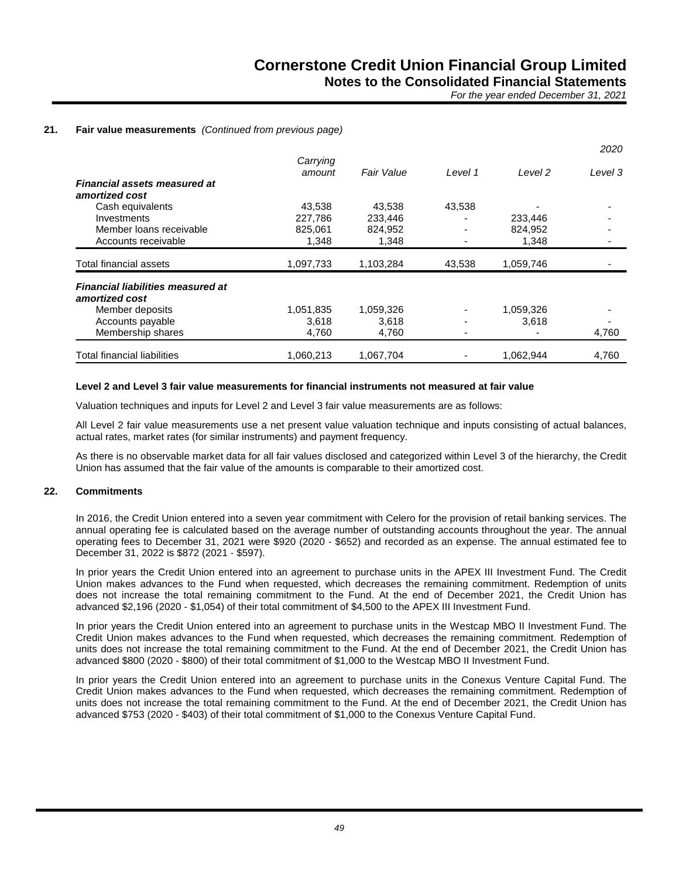**21. Fair value measurements** *(Continued from previous page)*

| | | | | | *2020* |
|---|---|---|---|---|---|
| | *Carrying amount* | *Fair Value* | *Level 1* | *Level 2* | *Level 3* |
| ***Financial assets measured at amortized cost*** | | | | | |
| Cash equivalents | 43,538 | 43,538 | 43,538 | - | - |
| Investments | 227,786 | 233,446 | - | 233,446 | - |
| Member loans receivable | 825,061 | 824,952 | - | 824,952 | - |
| Accounts receivable | 1,348 | 1,348 | - | 1,348 | - |
| Total financial assets | 1,097,733 | 1,103,284 | 43,538 | 1,059,746 | - |
| ***Financial liabilities measured at amortized cost*** | | | | | |
| Member deposits | 1,051,835 | 1,059,326 | - | 1,059,326 | - |
| Accounts payable | 3,618 | 3,618 | - | 3,618 | - |
| Membership shares | 4,760 | 4,760 | - | - | 4,760 |
| Total financial liabilities | 1,060,213 | 1,067,704 | - | 1,062,944 | 4,760 |

**Level 2 and Level 3 fair value measurements for financial instruments not measured at fair value**

Valuation techniques and inputs for Level 2 and Level 3 fair value measurements are as follows:

All Level 2 fair value measurements use a net present value valuation technique and inputs consisting of actual balances, actual rates, market rates (for similar instruments) and payment frequency.

As there is no observable market data for all fair values disclosed and categorized within Level 3 of the hierarchy, the Credit Union has assumed that the fair value of the amounts is comparable to their amortized cost.

**22. Commitments**

In 2016, the Credit Union entered into a seven year commitment with Celero for the provision of retail banking services. The annual operating fee is calculated based on the average number of outstanding accounts throughout the year. The annual operating fees to December 31, 2021 were $920 (2020 - $652) and recorded as an expense. The annual estimated fee to December 31, 2022 is $872 (2021 - $597).

In prior years the Credit Union entered into an agreement to purchase units in the APEX III Investment Fund. The Credit Union makes advances to the Fund when requested, which decreases the remaining commitment. Redemption of units does not increase the total remaining commitment to the Fund. At the end of December 2021, the Credit Union has advanced $2,196 (2020 - $1,054) of their total commitment of $4,500 to the APEX III Investment Fund.

In prior years the Credit Union entered into an agreement to purchase units in the Westcap MBO II Investment Fund. The Credit Union makes advances to the Fund when requested, which decreases the remaining commitment. Redemption of units does not increase the total remaining commitment to the Fund. At the end of December 2021, the Credit Union has advanced $800 (2020 - $800) of their total commitment of $1,000 to the Westcap MBO II Investment Fund.

In prior years the Credit Union entered into an agreement to purchase units in the Conexus Venture Capital Fund. The Credit Union makes advances to the Fund when requested, which decreases the remaining commitment. Redemption of units does not increase the total remaining commitment to the Fund. At the end of December 2021, the Credit Union has advanced $753 (2020 - $403) of their total commitment of $1,000 to the Conexus Venture Capital Fund.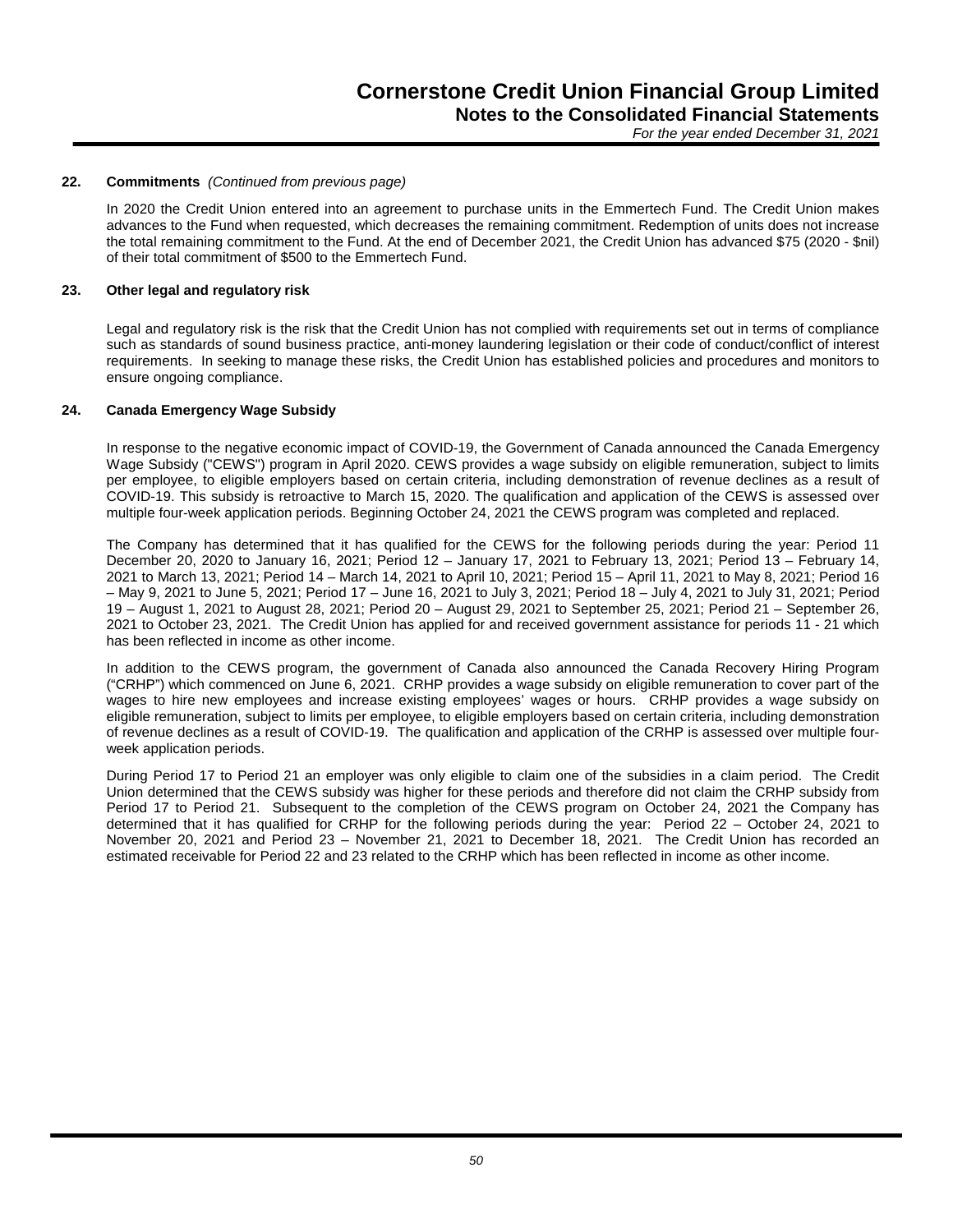## 22. Commitments *(Continued from previous page)*

In 2020 the Credit Union entered into an agreement to purchase units in the Emmertech Fund. The Credit Union makes advances to the Fund when requested, which decreases the remaining commitment. Redemption of units does not increase the total remaining commitment to the Fund. At the end of December 2021, the Credit Union has advanced $75 (2020 - $nil) of their total commitment of $500 to the Emmertech Fund.

## 23. Other legal and regulatory risk

Legal and regulatory risk is the risk that the Credit Union has not complied with requirements set out in terms of compliance such as standards of sound business practice, anti-money laundering legislation or their code of conduct/conflict of interest requirements. In seeking to manage these risks, the Credit Union has established policies and procedures and monitors to ensure ongoing compliance.

## 24. Canada Emergency Wage Subsidy

In response to the negative economic impact of COVID-19, the Government of Canada announced the Canada Emergency Wage Subsidy ("CEWS") program in April 2020. CEWS provides a wage subsidy on eligible remuneration, subject to limits per employee, to eligible employers based on certain criteria, including demonstration of revenue declines as a result of COVID-19. This subsidy is retroactive to March 15, 2020. The qualification and application of the CEWS is assessed over multiple four-week application periods. Beginning October 24, 2021 the CEWS program was completed and replaced.

The Company has determined that it has qualified for the CEWS for the following periods during the year: Period 11 December 20, 2020 to January 16, 2021; Period 12 – January 17, 2021 to February 13, 2021; Period 13 – February 14, 2021 to March 13, 2021; Period 14 – March 14, 2021 to April 10, 2021; Period 15 – April 11, 2021 to May 8, 2021; Period 16 – May 9, 2021 to June 5, 2021; Period 17 – June 16, 2021 to July 3, 2021; Period 18 – July 4, 2021 to July 31, 2021; Period 19 – August 1, 2021 to August 28, 2021; Period 20 – August 29, 2021 to September 25, 2021; Period 21 – September 26, 2021 to October 23, 2021. The Credit Union has applied for and received government assistance for periods 11 - 21 which has been reflected in income as other income.

In addition to the CEWS program, the government of Canada also announced the Canada Recovery Hiring Program ("CRHP") which commenced on June 6, 2021. CRHP provides a wage subsidy on eligible remuneration to cover part of the wages to hire new employees and increase existing employees' wages or hours. CRHP provides a wage subsidy on eligible remuneration, subject to limits per employee, to eligible employers based on certain criteria, including demonstration of revenue declines as a result of COVID-19. The qualification and application of the CRHP is assessed over multiple four-week application periods.

During Period 17 to Period 21 an employer was only eligible to claim one of the subsidies in a claim period. The Credit Union determined that the CEWS subsidy was higher for these periods and therefore did not claim the CRHP subsidy from Period 17 to Period 21. Subsequent to the completion of the CEWS program on October 24, 2021 the Company has determined that it has qualified for CRHP for the following periods during the year: Period 22 – October 24, 2021 to November 20, 2021 and Period 23 – November 21, 2021 to December 18, 2021. The Credit Union has recorded an estimated receivable for Period 22 and 23 related to the CRHP which has been reflected in income as other income.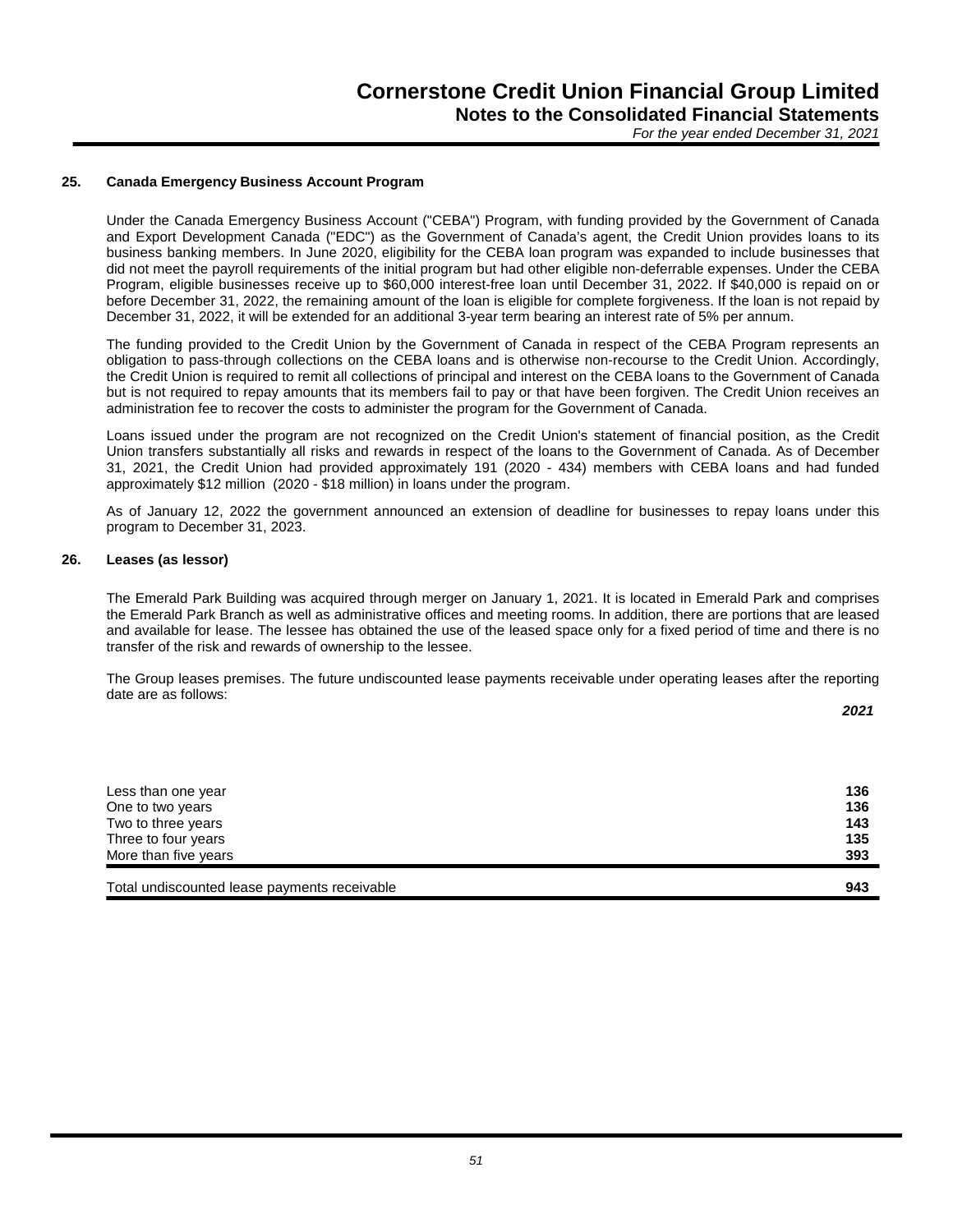## 25. Canada Emergency Business Account Program

Under the Canada Emergency Business Account ("CEBA") Program, with funding provided by the Government of Canada and Export Development Canada ("EDC") as the Government of Canada's agent, the Credit Union provides loans to its business banking members. In June 2020, eligibility for the CEBA loan program was expanded to include businesses that did not meet the payroll requirements of the initial program but had other eligible non-deferrable expenses. Under the CEBA Program, eligible businesses receive up to $60,000 interest-free loan until December 31, 2022. If $40,000 is repaid on or before December 31, 2022, the remaining amount of the loan is eligible for complete forgiveness. If the loan is not repaid by December 31, 2022, it will be extended for an additional 3-year term bearing an interest rate of 5% per annum.

The funding provided to the Credit Union by the Government of Canada in respect of the CEBA Program represents an obligation to pass-through collections on the CEBA loans and is otherwise non-recourse to the Credit Union. Accordingly, the Credit Union is required to remit all collections of principal and interest on the CEBA loans to the Government of Canada but is not required to repay amounts that its members fail to pay or that have been forgiven. The Credit Union receives an administration fee to recover the costs to administer the program for the Government of Canada.

Loans issued under the program are not recognized on the Credit Union's statement of financial position, as the Credit Union transfers substantially all risks and rewards in respect of the loans to the Government of Canada. As of December 31, 2021, the Credit Union had provided approximately 191 (2020 - 434) members with CEBA loans and had funded approximately $12 million (2020 - $18 million) in loans under the program.

As of January 12, 2022 the government announced an extension of deadline for businesses to repay loans under this program to December 31, 2023.

## 26. Leases (as lessor)

The Emerald Park Building was acquired through merger on January 1, 2021. It is located in Emerald Park and comprises the Emerald Park Branch as well as administrative offices and meeting rooms. In addition, there are portions that are leased and available for lease. The lessee has obtained the use of the leased space only for a fixed period of time and there is no transfer of the risk and rewards of ownership to the lessee.

The Group leases premises. The future undiscounted lease payments receivable under operating leases after the reporting date are as follows:

| | ***2021*** |
|---|---|
| Less than one year | **136** |
| One to two years | **136** |
| Two to three years | **143** |
| Three to four years | **135** |
| More than five years | **393** |
| Total undiscounted lease payments receivable | **943** |